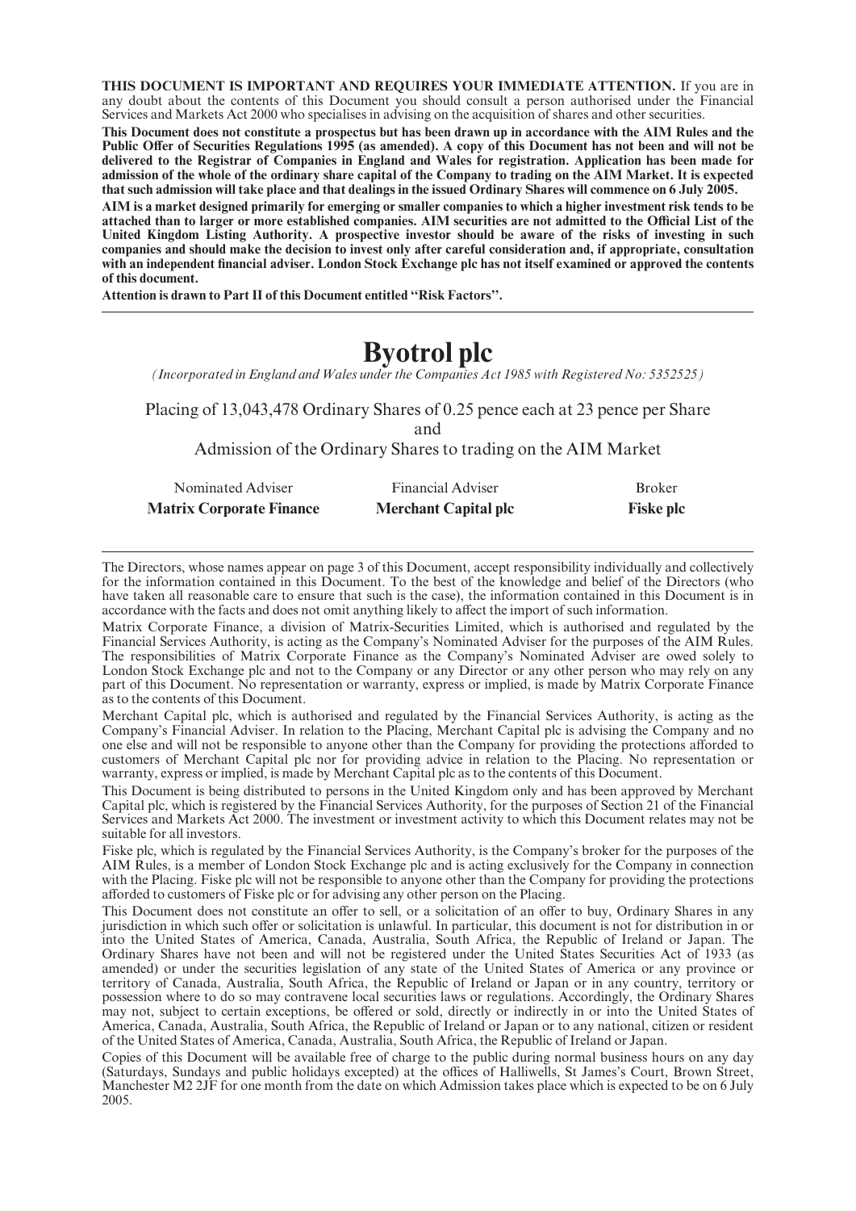**THIS DOCUMENT IS IMPORTANT AND REQUIRES YOUR IMMEDIATE ATTENTION.** If you are in any doubt about the contents of this Document you should consult a person authorised under the Financial Services and Markets Act 2000 who specialises in advising on the acquisition of shares and other securities.

**This Document does not constitute a prospectus but has been drawn up in accordance with the AIM Rules and the Public Offer of Securities Regulations 1995 (as amended). A copy of this Document has not been and will not be delivered to the Registrar of Companies in England and Wales for registration. Application has been made for admission of the whole of the ordinary share capital of the Company to trading on the AIM Market. It is expected that such admission will take place and that dealings in the issued Ordinary Shares will commence on 6 July 2005.**

**AIM is a market designed primarily for emerging or smaller companies to which a higher investment risk tends to be attached than to larger or more established companies. AIM securities are not admitted to the Official List of the United Kingdom Listing Authority. A prospective investor should be aware of the risks of investing in such companies and should make the decision to invest only after careful consideration and, if appropriate, consultation with an independent financial adviser. London Stock Exchange plc has not itself examined or approved the contents of this document.**

**Attention is drawn to Part II of this Document entitled "Risk Factors".**

# Byotrol plc

*(Incorporated in England and Wales under the Companies Act 1985 with Registered No: 5352525)*

Placing of 13,043,478 Ordinary Shares of 0.25 pence each at 23 pence per Share

and

Admission of the Ordinary Shares to trading on the AIM Market

| Nominated Adviser | Financial Adviser | Broker |
|---|---|---|
| **Matrix Corporate Finance** | **Merchant Capital plc** | **Fiske plc** |

The Directors, whose names appear on page 3 of this Document, accept responsibility individually and collectively for the information contained in this Document. To the best of the knowledge and belief of the Directors (who have taken all reasonable care to ensure that such is the case), the information contained in this Document is in accordance with the facts and does not omit anything likely to affect the import of such information.

Matrix Corporate Finance, a division of Matrix-Securities Limited, which is authorised and regulated by the Financial Services Authority, is acting as the Company's Nominated Adviser for the purposes of the AIM Rules. The responsibilities of Matrix Corporate Finance as the Company's Nominated Adviser are owed solely to London Stock Exchange plc and not to the Company or any Director or any other person who may rely on any part of this Document. No representation or warranty, express or implied, is made by Matrix Corporate Finance as to the contents of this Document.

Merchant Capital plc, which is authorised and regulated by the Financial Services Authority, is acting as the Company's Financial Adviser. In relation to the Placing, Merchant Capital plc is advising the Company and no one else and will not be responsible to anyone other than the Company for providing the protections afforded to customers of Merchant Capital plc nor for providing advice in relation to the Placing. No representation or warranty, express or implied, is made by Merchant Capital plc as to the contents of this Document.

This Document is being distributed to persons in the United Kingdom only and has been approved by Merchant Capital plc, which is registered by the Financial Services Authority, for the purposes of Section 21 of the Financial Services and Markets Act 2000. The investment or investment activity to which this Document relates may not be suitable for all investors.

Fiske plc, which is regulated by the Financial Services Authority, is the Company's broker for the purposes of the AIM Rules, is a member of London Stock Exchange plc and is acting exclusively for the Company in connection with the Placing. Fiske plc will not be responsible to anyone other than the Company for providing the protections afforded to customers of Fiske plc or for advising any other person on the Placing.

This Document does not constitute an offer to sell, or a solicitation of an offer to buy, Ordinary Shares in any jurisdiction in which such offer or solicitation is unlawful. In particular, this document is not for distribution in or into the United States of America, Canada, Australia, South Africa, the Republic of Ireland or Japan. The Ordinary Shares have not been and will not be registered under the United States Securities Act of 1933 (as amended) or under the securities legislation of any state of the United States of America or any province or territory of Canada, Australia, South Africa, the Republic of Ireland or Japan or in any country, territory or possession where to do so may contravene local securities laws or regulations. Accordingly, the Ordinary Shares may not, subject to certain exceptions, be offered or sold, directly or indirectly in or into the United States of America, Canada, Australia, South Africa, the Republic of Ireland or Japan or to any national, citizen or resident of the United States of America, Canada, Australia, South Africa, the Republic of Ireland or Japan.

Copies of this Document will be available free of charge to the public during normal business hours on any day (Saturdays, Sundays and public holidays excepted) at the offices of Halliwells, St James's Court, Brown Street, Manchester M2 2JF for one month from the date on which Admission takes place which is expected to be on 6 July 2005.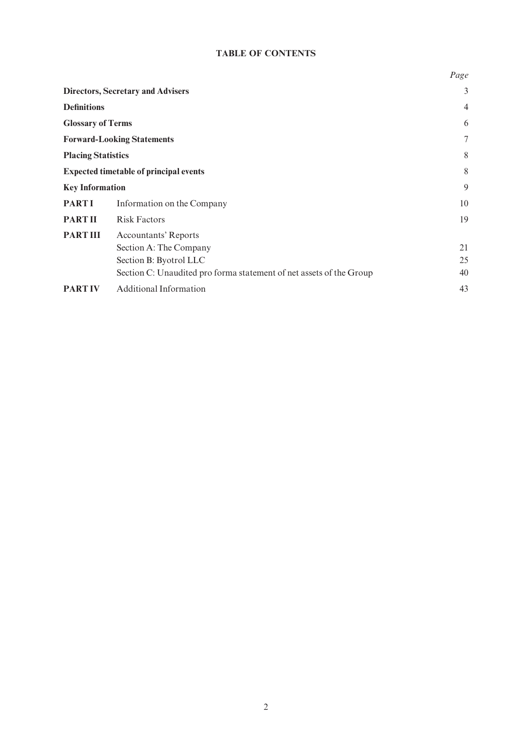# TABLE OF CONTENTS

| | | Page |
|---|---|---|
| **Directors, Secretary and Advisers** | | 3 |
| **Definitions** | | 4 |
| **Glossary of Terms** | | 6 |
| **Forward-Looking Statements** | | 7 |
| **Placing Statistics** | | 8 |
| **Expected timetable of principal events** | | 8 |
| **Key Information** | | 9 |
| **PART I** | Information on the Company | 10 |
| **PART II** | Risk Factors | 19 |
| **PART III** | Accountants' Reports | |
| | Section A: The Company | 21 |
| | Section B: Byotrol LLC | 25 |
| | Section C: Unaudited pro forma statement of net assets of the Group | 40 |
| **PART IV** | Additional Information | 43 |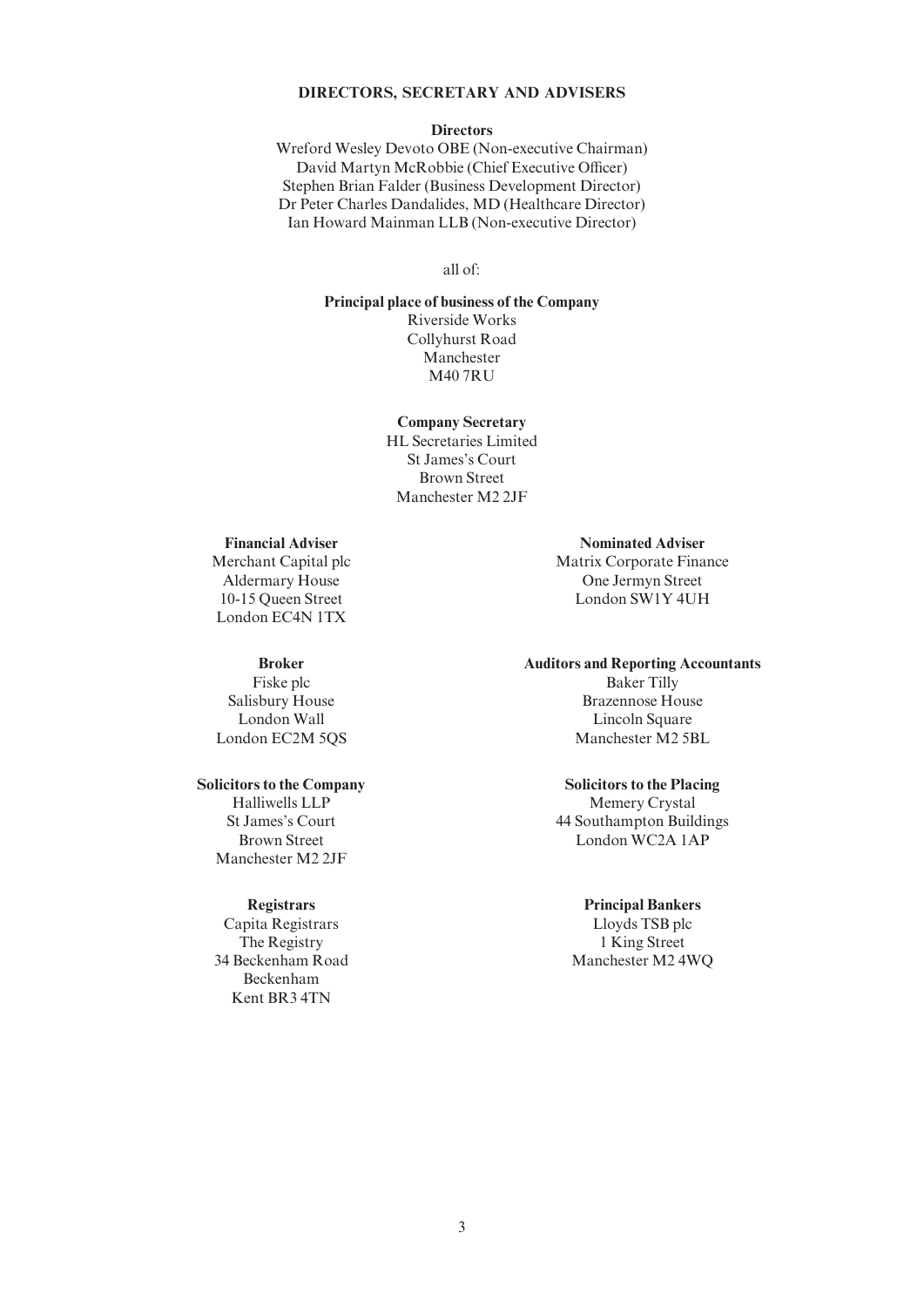# DIRECTORS, SECRETARY AND ADVISERS

**Directors**

Wreford Wesley Devoto OBE (Non-executive Chairman)
David Martyn McRobbie (Chief Executive Officer)
Stephen Brian Falder (Business Development Director)
Dr Peter Charles Dandalides, MD (Healthcare Director)
Ian Howard Mainman LLB (Non-executive Director)

all of:

**Principal place of business of the Company**

Riverside Works
Collyhurst Road
Manchester
M40 7RU

**Company Secretary**

HL Secretaries Limited
St James's Court
Brown Street
Manchester M2 2JF

**Financial Adviser**

Merchant Capital plc
Aldermary House
10-15 Queen Street
London EC4N 1TX

**Nominated Adviser**

Matrix Corporate Finance
One Jermyn Street
London SW1Y 4UH

**Broker**

Fiske plc
Salisbury House
London Wall
London EC2M 5QS

**Auditors and Reporting Accountants**

Baker Tilly
Brazennose House
Lincoln Square
Manchester M2 5BL

**Solicitors to the Company**

Halliwells LLP
St James's Court
Brown Street
Manchester M2 2JF

**Solicitors to the Placing**

Memery Crystal
44 Southampton Buildings
London WC2A 1AP

**Registrars**

Capita Registrars
The Registry
34 Beckenham Road
Beckenham
Kent BR3 4TN

**Principal Bankers**

Lloyds TSB plc
1 King Street
Manchester M2 4WQ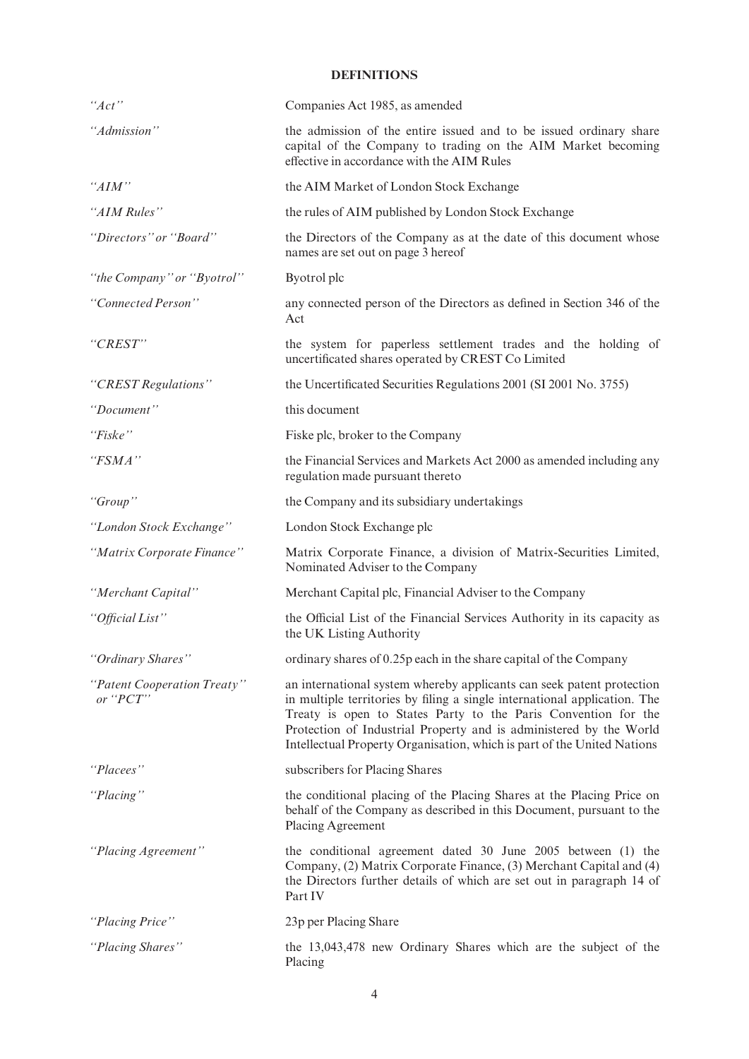## DEFINITIONS

| | |
|---|---|
| *"Act"* | Companies Act 1985, as amended |
| *"Admission"* | the admission of the entire issued and to be issued ordinary share capital of the Company to trading on the AIM Market becoming effective in accordance with the AIM Rules |
| *"AIM"* | the AIM Market of London Stock Exchange |
| *"AIM Rules"* | the rules of AIM published by London Stock Exchange |
| *"Directors" or "Board"* | the Directors of the Company as at the date of this document whose names are set out on page 3 hereof |
| *"the Company" or "Byotrol"* | Byotrol plc |
| *"Connected Person"* | any connected person of the Directors as defined in Section 346 of the Act |
| *"CREST"* | the system for paperless settlement trades and the holding of uncertificated shares operated by CREST Co Limited |
| *"CREST Regulations"* | the Uncertificated Securities Regulations 2001 (SI 2001 No. 3755) |
| *"Document"* | this document |
| *"Fiske"* | Fiske plc, broker to the Company |
| *"FSMA"* | the Financial Services and Markets Act 2000 as amended including any regulation made pursuant thereto |
| *"Group"* | the Company and its subsidiary undertakings |
| *"London Stock Exchange"* | London Stock Exchange plc |
| *"Matrix Corporate Finance"* | Matrix Corporate Finance, a division of Matrix-Securities Limited, Nominated Adviser to the Company |
| *"Merchant Capital"* | Merchant Capital plc, Financial Adviser to the Company |
| *"Official List"* | the Official List of the Financial Services Authority in its capacity as the UK Listing Authority |
| *"Ordinary Shares"* | ordinary shares of 0.25p each in the share capital of the Company |
| *"Patent Cooperation Treaty" or "PCT"* | an international system whereby applicants can seek patent protection in multiple territories by filing a single international application. The Treaty is open to States Party to the Paris Convention for the Protection of Industrial Property and is administered by the World Intellectual Property Organisation, which is part of the United Nations |
| *"Placees"* | subscribers for Placing Shares |
| *"Placing"* | the conditional placing of the Placing Shares at the Placing Price on behalf of the Company as described in this Document, pursuant to the Placing Agreement |
| *"Placing Agreement"* | the conditional agreement dated 30 June 2005 between (1) the Company, (2) Matrix Corporate Finance, (3) Merchant Capital and (4) the Directors further details of which are set out in paragraph 14 of Part IV |
| *"Placing Price"* | 23p per Placing Share |
| *"Placing Shares"* | the 13,043,478 new Ordinary Shares which are the subject of the Placing |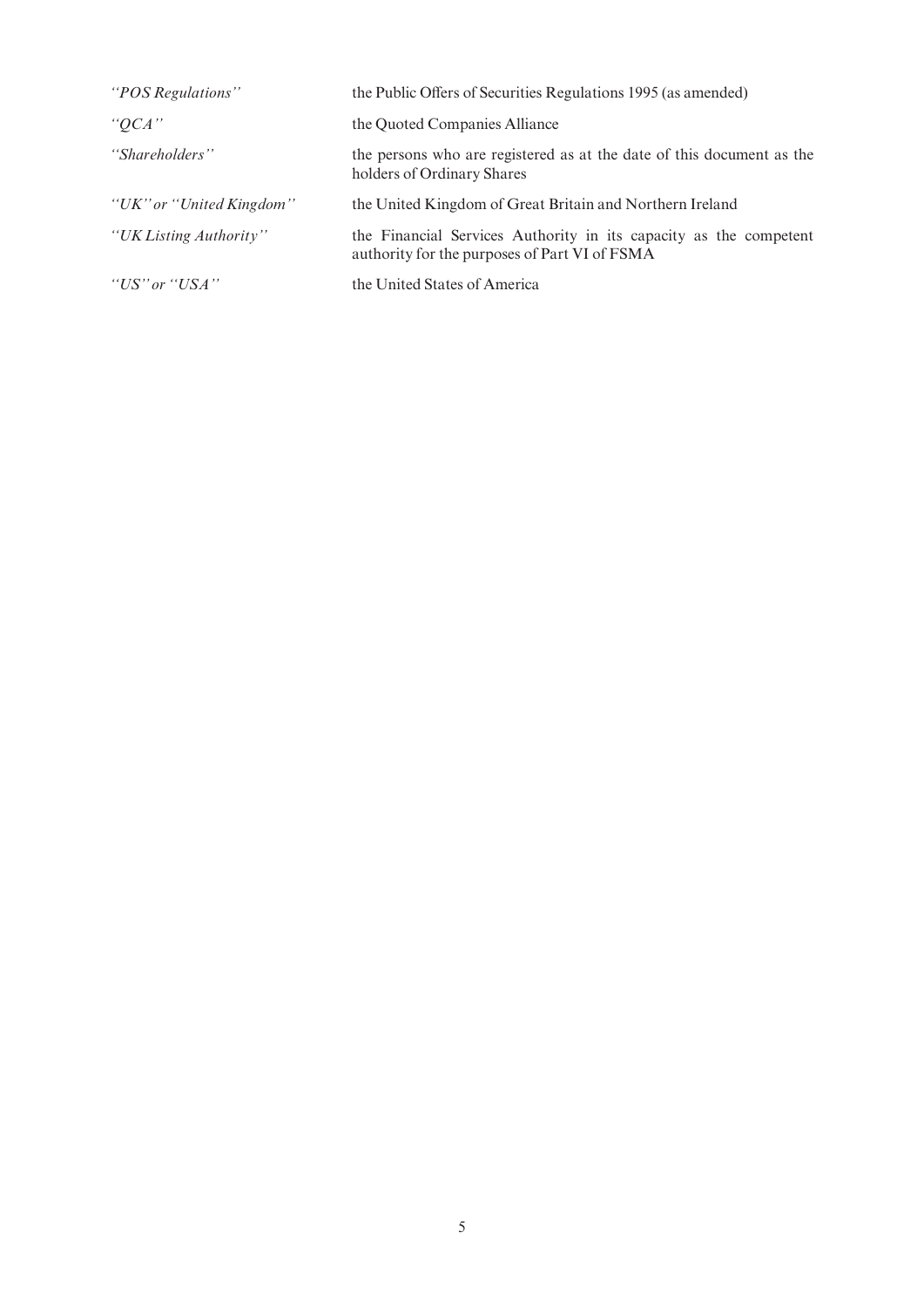| | |
|---|---|
| *"POS Regulations"* | the Public Offers of Securities Regulations 1995 (as amended) |
| *"QCA"* | the Quoted Companies Alliance |
| *"Shareholders"* | the persons who are registered as at the date of this document as the holders of Ordinary Shares |
| *"UK" or "United Kingdom"* | the United Kingdom of Great Britain and Northern Ireland |
| *"UK Listing Authority"* | the Financial Services Authority in its capacity as the competent authority for the purposes of Part VI of FSMA |
| *"US" or "USA"* | the United States of America |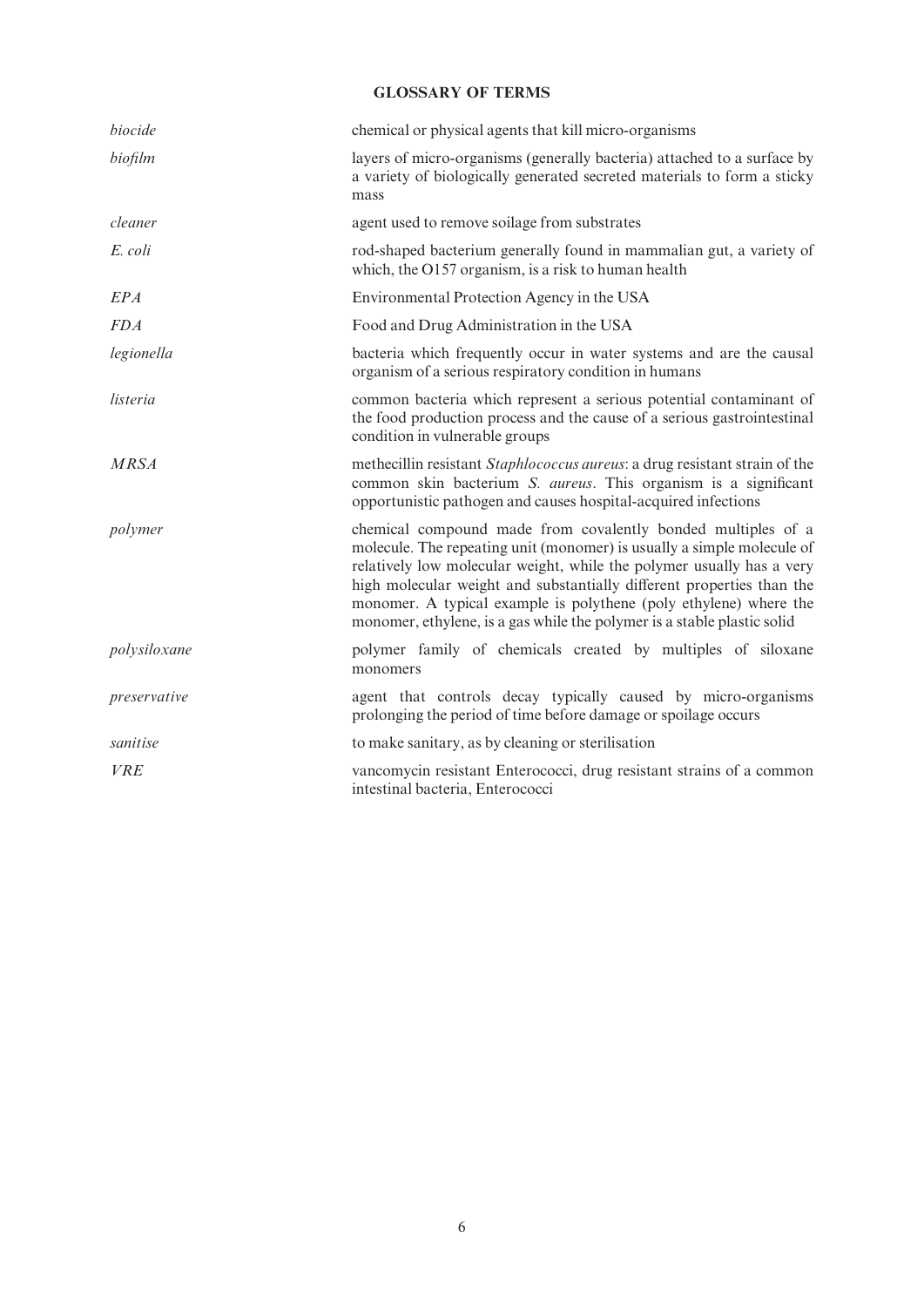## GLOSSARY OF TERMS

| | |
|---|---|
| *biocide* | chemical or physical agents that kill micro-organisms |
| *biofilm* | layers of micro-organisms (generally bacteria) attached to a surface by a variety of biologically generated secreted materials to form a sticky mass |
| *cleaner* | agent used to remove soilage from substrates |
| *E. coli* | rod-shaped bacterium generally found in mammalian gut, a variety of which, the O157 organism, is a risk to human health |
| *EPA* | Environmental Protection Agency in the USA |
| *FDA* | Food and Drug Administration in the USA |
| *legionella* | bacteria which frequently occur in water systems and are the causal organism of a serious respiratory condition in humans |
| *listeria* | common bacteria which represent a serious potential contaminant of the food production process and the cause of a serious gastrointestinal condition in vulnerable groups |
| *MRSA* | methecillin resistant *Staphlococcus aureus*: a drug resistant strain of the common skin bacterium *S. aureus*. This organism is a significant opportunistic pathogen and causes hospital-acquired infections |
| *polymer* | chemical compound made from covalently bonded multiples of a molecule. The repeating unit (monomer) is usually a simple molecule of relatively low molecular weight, while the polymer usually has a very high molecular weight and substantially different properties than the monomer. A typical example is polythene (poly ethylene) where the monomer, ethylene, is a gas while the polymer is a stable plastic solid |
| *polysiloxane* | polymer family of chemicals created by multiples of siloxane monomers |
| *preservative* | agent that controls decay typically caused by micro-organisms prolonging the period of time before damage or spoilage occurs |
| *sanitise* | to make sanitary, as by cleaning or sterilisation |
| *VRE* | vancomycin resistant Enterococci, drug resistant strains of a common intestinal bacteria, Enterococci |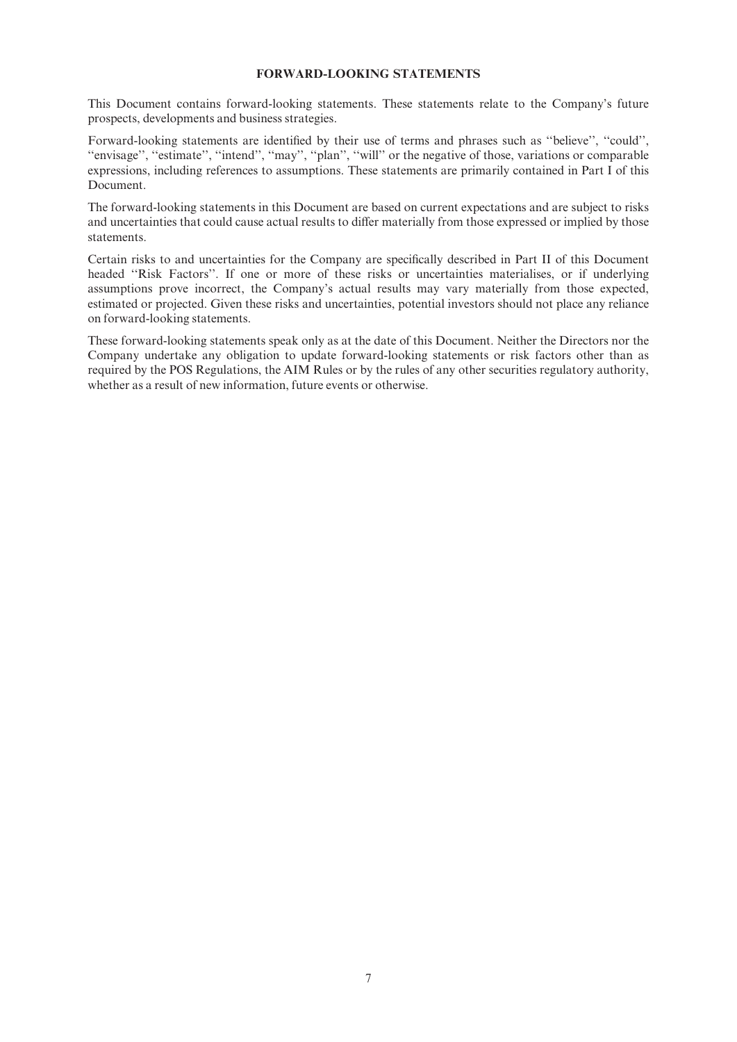## FORWARD-LOOKING STATEMENTS

This Document contains forward-looking statements. These statements relate to the Company's future prospects, developments and business strategies.

Forward-looking statements are identified by their use of terms and phrases such as ''believe'', ''could'', ''envisage'', ''estimate'', ''intend'', ''may'', ''plan'', ''will'' or the negative of those, variations or comparable expressions, including references to assumptions. These statements are primarily contained in Part I of this Document.

The forward-looking statements in this Document are based on current expectations and are subject to risks and uncertainties that could cause actual results to differ materially from those expressed or implied by those statements.

Certain risks to and uncertainties for the Company are specifically described in Part II of this Document headed ''Risk Factors''. If one or more of these risks or uncertainties materialises, or if underlying assumptions prove incorrect, the Company's actual results may vary materially from those expected, estimated or projected. Given these risks and uncertainties, potential investors should not place any reliance on forward-looking statements.

These forward-looking statements speak only as at the date of this Document. Neither the Directors nor the Company undertake any obligation to update forward-looking statements or risk factors other than as required by the POS Regulations, the AIM Rules or by the rules of any other securities regulatory authority, whether as a result of new information, future events or otherwise.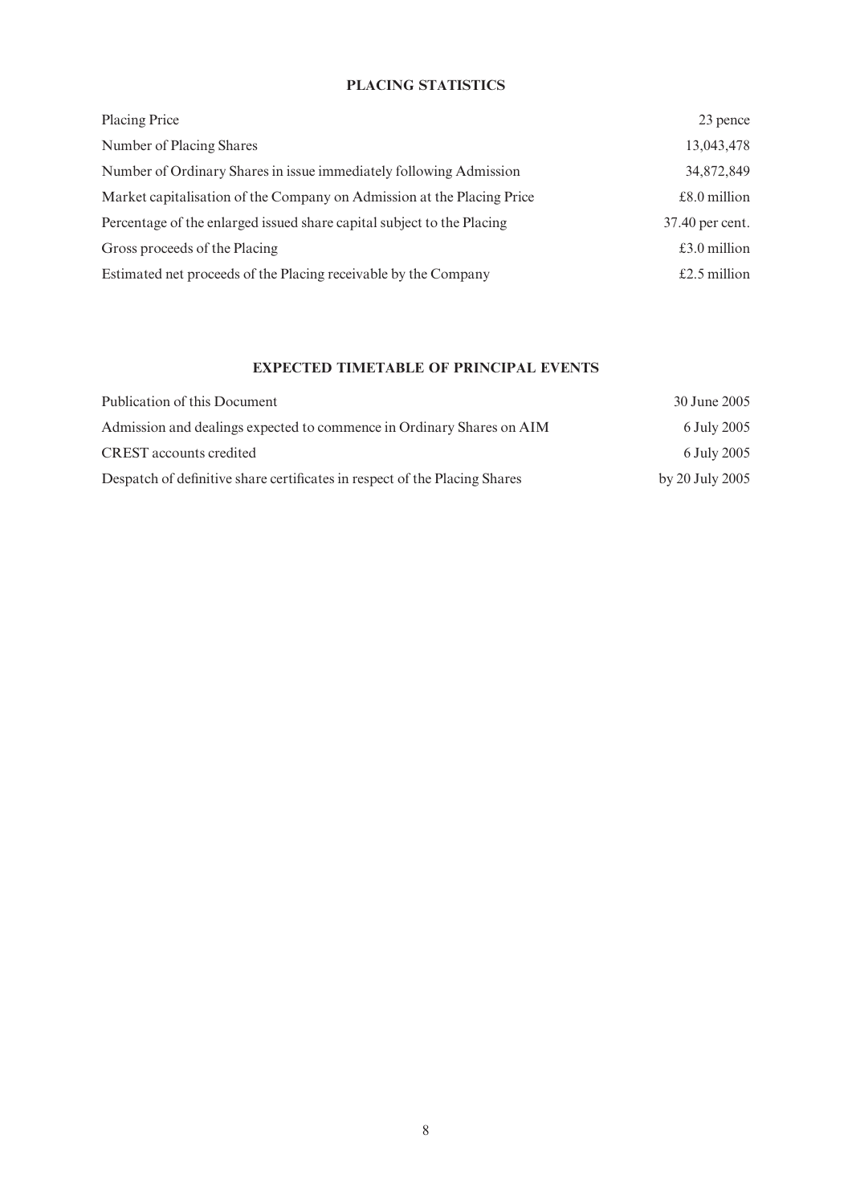## PLACING STATISTICS

| | |
|---|---|
| Placing Price | 23 pence |
| Number of Placing Shares | 13,043,478 |
| Number of Ordinary Shares in issue immediately following Admission | 34,872,849 |
| Market capitalisation of the Company on Admission at the Placing Price | £8.0 million |
| Percentage of the enlarged issued share capital subject to the Placing | 37.40 per cent. |
| Gross proceeds of the Placing | £3.0 million |
| Estimated net proceeds of the Placing receivable by the Company | £2.5 million |

## EXPECTED TIMETABLE OF PRINCIPAL EVENTS

| | |
|---|---|
| Publication of this Document | 30 June 2005 |
| Admission and dealings expected to commence in Ordinary Shares on AIM | 6 July 2005 |
| CREST accounts credited | 6 July 2005 |
| Despatch of definitive share certificates in respect of the Placing Shares | by 20 July 2005 |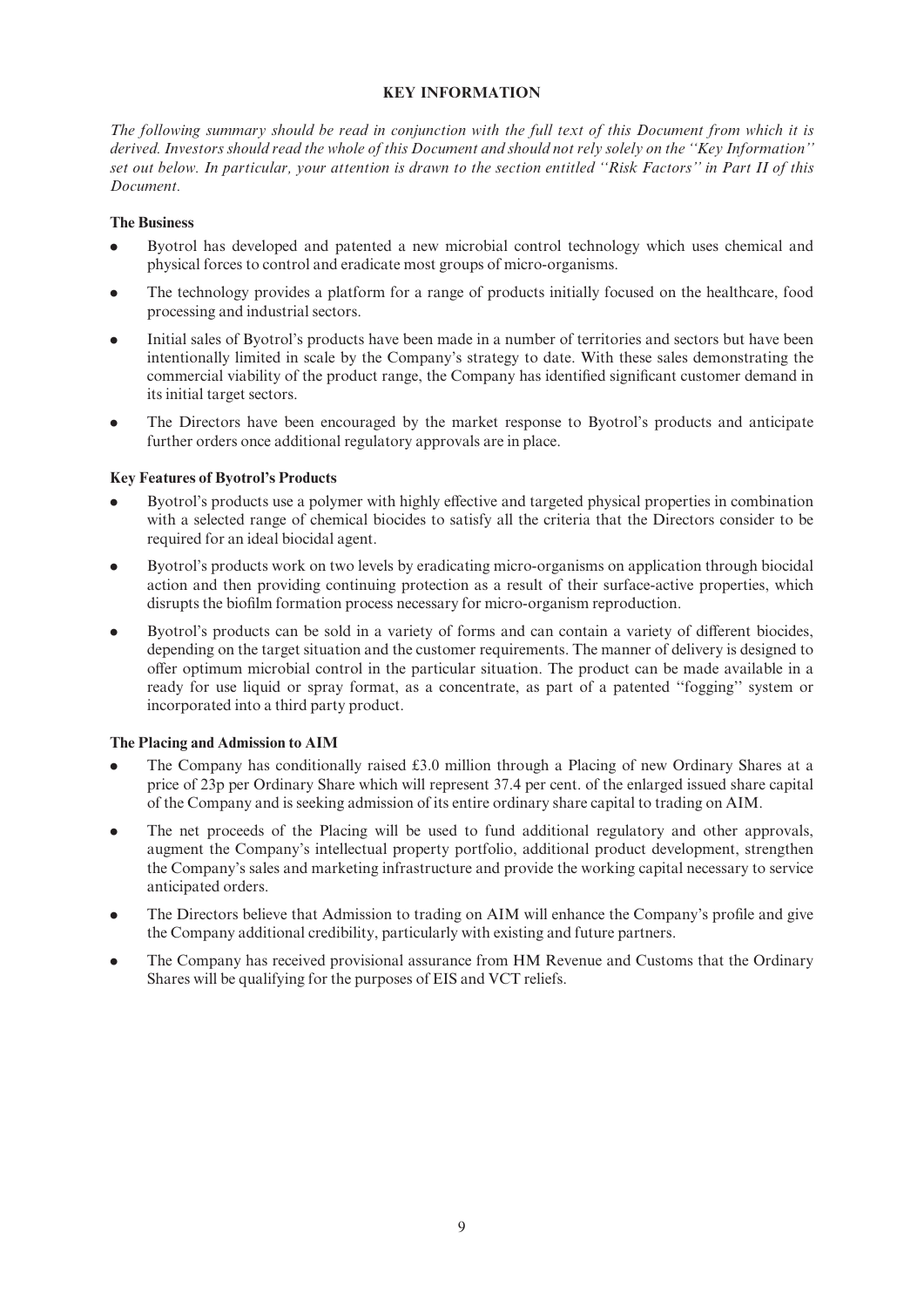# KEY INFORMATION

*The following summary should be read in conjunction with the full text of this Document from which it is derived. Investors should read the whole of this Document and should not rely solely on the ''Key Information'' set out below. In particular, your attention is drawn to the section entitled ''Risk Factors'' in Part II of this Document.*

## The Business

- Byotrol has developed and patented a new microbial control technology which uses chemical and physical forces to control and eradicate most groups of micro-organisms.
- The technology provides a platform for a range of products initially focused on the healthcare, food processing and industrial sectors.
- Initial sales of Byotrol's products have been made in a number of territories and sectors but have been intentionally limited in scale by the Company's strategy to date. With these sales demonstrating the commercial viability of the product range, the Company has identified significant customer demand in its initial target sectors.
- The Directors have been encouraged by the market response to Byotrol's products and anticipate further orders once additional regulatory approvals are in place.

## Key Features of Byotrol's Products

- Byotrol's products use a polymer with highly effective and targeted physical properties in combination with a selected range of chemical biocides to satisfy all the criteria that the Directors consider to be required for an ideal biocidal agent.
- Byotrol's products work on two levels by eradicating micro-organisms on application through biocidal action and then providing continuing protection as a result of their surface-active properties, which disrupts the biofilm formation process necessary for micro-organism reproduction.
- Byotrol's products can be sold in a variety of forms and can contain a variety of different biocides, depending on the target situation and the customer requirements. The manner of delivery is designed to offer optimum microbial control in the particular situation. The product can be made available in a ready for use liquid or spray format, as a concentrate, as part of a patented ''fogging'' system or incorporated into a third party product.

## The Placing and Admission to AIM

- The Company has conditionally raised £3.0 million through a Placing of new Ordinary Shares at a price of 23p per Ordinary Share which will represent 37.4 per cent. of the enlarged issued share capital of the Company and is seeking admission of its entire ordinary share capital to trading on AIM.
- The net proceeds of the Placing will be used to fund additional regulatory and other approvals, augment the Company's intellectual property portfolio, additional product development, strengthen the Company's sales and marketing infrastructure and provide the working capital necessary to service anticipated orders.
- The Directors believe that Admission to trading on AIM will enhance the Company's profile and give the Company additional credibility, particularly with existing and future partners.
- The Company has received provisional assurance from HM Revenue and Customs that the Ordinary Shares will be qualifying for the purposes of EIS and VCT reliefs.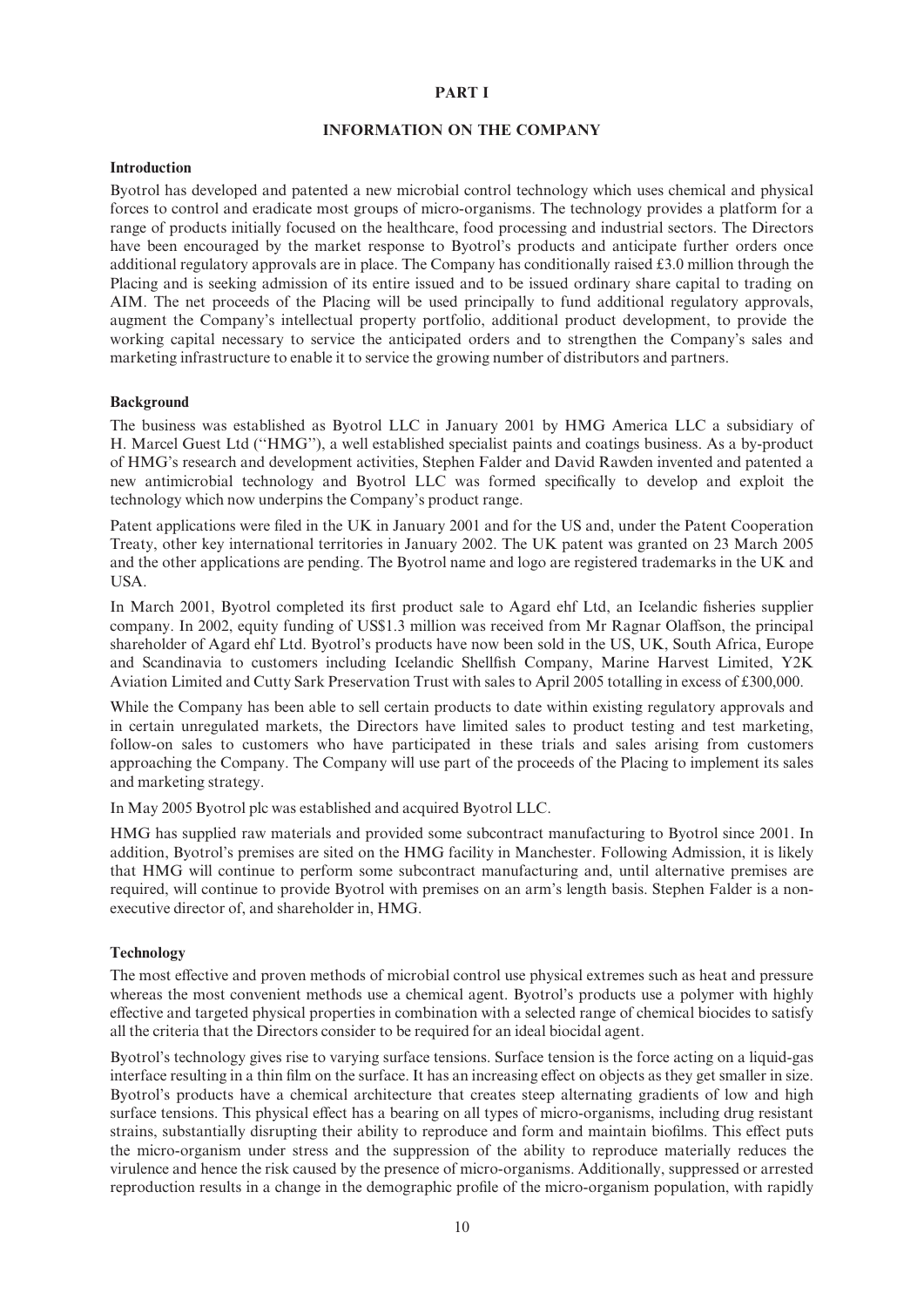# PART I

## INFORMATION ON THE COMPANY

### Introduction

Byotrol has developed and patented a new microbial control technology which uses chemical and physical forces to control and eradicate most groups of micro-organisms. The technology provides a platform for a range of products initially focused on the healthcare, food processing and industrial sectors. The Directors have been encouraged by the market response to Byotrol's products and anticipate further orders once additional regulatory approvals are in place. The Company has conditionally raised £3.0 million through the Placing and is seeking admission of its entire issued and to be issued ordinary share capital to trading on AIM. The net proceeds of the Placing will be used principally to fund additional regulatory approvals, augment the Company's intellectual property portfolio, additional product development, to provide the working capital necessary to service the anticipated orders and to strengthen the Company's sales and marketing infrastructure to enable it to service the growing number of distributors and partners.

### Background

The business was established as Byotrol LLC in January 2001 by HMG America LLC a subsidiary of H. Marcel Guest Ltd (''HMG''), a well established specialist paints and coatings business. As a by-product of HMG's research and development activities, Stephen Falder and David Rawden invented and patented a new antimicrobial technology and Byotrol LLC was formed specifically to develop and exploit the technology which now underpins the Company's product range.

Patent applications were filed in the UK in January 2001 and for the US and, under the Patent Cooperation Treaty, other key international territories in January 2002. The UK patent was granted on 23 March 2005 and the other applications are pending. The Byotrol name and logo are registered trademarks in the UK and USA.

In March 2001, Byotrol completed its first product sale to Agard ehf Ltd, an Icelandic fisheries supplier company. In 2002, equity funding of US$1.3 million was received from Mr Ragnar Olaffson, the principal shareholder of Agard ehf Ltd. Byotrol's products have now been sold in the US, UK, South Africa, Europe and Scandinavia to customers including Icelandic Shellfish Company, Marine Harvest Limited, Y2K Aviation Limited and Cutty Sark Preservation Trust with sales to April 2005 totalling in excess of £300,000.

While the Company has been able to sell certain products to date within existing regulatory approvals and in certain unregulated markets, the Directors have limited sales to product testing and test marketing, follow-on sales to customers who have participated in these trials and sales arising from customers approaching the Company. The Company will use part of the proceeds of the Placing to implement its sales and marketing strategy.

In May 2005 Byotrol plc was established and acquired Byotrol LLC.

HMG has supplied raw materials and provided some subcontract manufacturing to Byotrol since 2001. In addition, Byotrol's premises are sited on the HMG facility in Manchester. Following Admission, it is likely that HMG will continue to perform some subcontract manufacturing and, until alternative premises are required, will continue to provide Byotrol with premises on an arm's length basis. Stephen Falder is a non-executive director of, and shareholder in, HMG.

### Technology

The most effective and proven methods of microbial control use physical extremes such as heat and pressure whereas the most convenient methods use a chemical agent. Byotrol's products use a polymer with highly effective and targeted physical properties in combination with a selected range of chemical biocides to satisfy all the criteria that the Directors consider to be required for an ideal biocidal agent.

Byotrol's technology gives rise to varying surface tensions. Surface tension is the force acting on a liquid-gas interface resulting in a thin film on the surface. It has an increasing effect on objects as they get smaller in size. Byotrol's products have a chemical architecture that creates steep alternating gradients of low and high surface tensions. This physical effect has a bearing on all types of micro-organisms, including drug resistant strains, substantially disrupting their ability to reproduce and form and maintain biofilms. This effect puts the micro-organism under stress and the suppression of the ability to reproduce materially reduces the virulence and hence the risk caused by the presence of micro-organisms. Additionally, suppressed or arrested reproduction results in a change in the demographic profile of the micro-organism population, with rapidly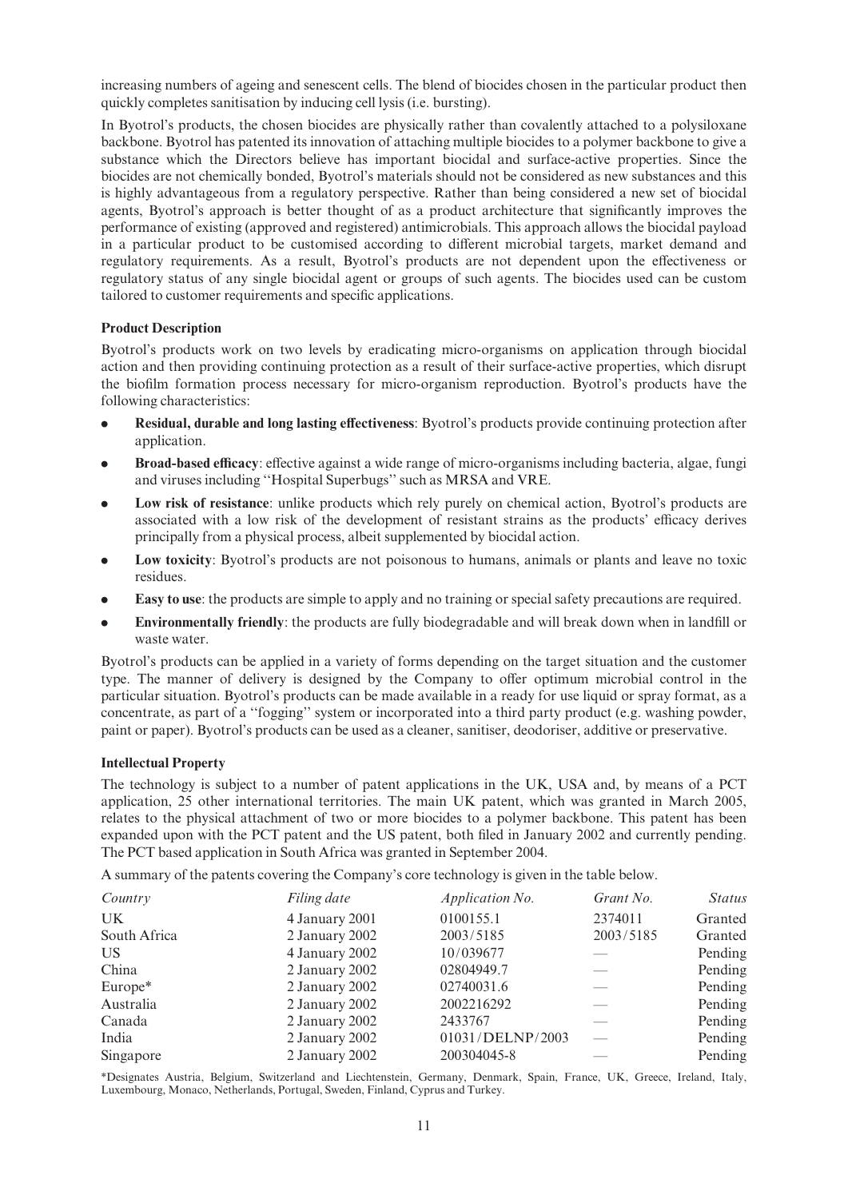increasing numbers of ageing and senescent cells. The blend of biocides chosen in the particular product then quickly completes sanitisation by inducing cell lysis (i.e. bursting).

In Byotrol's products, the chosen biocides are physically rather than covalently attached to a polysiloxane backbone. Byotrol has patented its innovation of attaching multiple biocides to a polymer backbone to give a substance which the Directors believe has important biocidal and surface-active properties. Since the biocides are not chemically bonded, Byotrol's materials should not be considered as new substances and this is highly advantageous from a regulatory perspective. Rather than being considered a new set of biocidal agents, Byotrol's approach is better thought of as a product architecture that significantly improves the performance of existing (approved and registered) antimicrobials. This approach allows the biocidal payload in a particular product to be customised according to different microbial targets, market demand and regulatory requirements. As a result, Byotrol's products are not dependent upon the effectiveness or regulatory status of any single biocidal agent or groups of such agents. The biocides used can be custom tailored to customer requirements and specific applications.

**Product Description**

Byotrol's products work on two levels by eradicating micro-organisms on application through biocidal action and then providing continuing protection as a result of their surface-active properties, which disrupt the biofilm formation process necessary for micro-organism reproduction. Byotrol's products have the following characteristics:

- **Residual, durable and long lasting effectiveness**: Byotrol's products provide continuing protection after application.
- **Broad-based efficacy**: effective against a wide range of micro-organisms including bacteria, algae, fungi and viruses including "Hospital Superbugs" such as MRSA and VRE.
- **Low risk of resistance**: unlike products which rely purely on chemical action, Byotrol's products are associated with a low risk of the development of resistant strains as the products' efficacy derives principally from a physical process, albeit supplemented by biocidal action.
- **Low toxicity**: Byotrol's products are not poisonous to humans, animals or plants and leave no toxic residues.
- **Easy to use**: the products are simple to apply and no training or special safety precautions are required.
- **Environmentally friendly**: the products are fully biodegradable and will break down when in landfill or waste water.

Byotrol's products can be applied in a variety of forms depending on the target situation and the customer type. The manner of delivery is designed by the Company to offer optimum microbial control in the particular situation. Byotrol's products can be made available in a ready for use liquid or spray format, as a concentrate, as part of a "fogging" system or incorporated into a third party product (e.g. washing powder, paint or paper). Byotrol's products can be used as a cleaner, sanitiser, deodoriser, additive or preservative.

**Intellectual Property**

The technology is subject to a number of patent applications in the UK, USA and, by means of a PCT application, 25 other international territories. The main UK patent, which was granted in March 2005, relates to the physical attachment of two or more biocides to a polymer backbone. This patent has been expanded upon with the PCT patent and the US patent, both filed in January 2002 and currently pending. The PCT based application in South Africa was granted in September 2004.

A summary of the patents covering the Company's core technology is given in the table below.

| *Country* | *Filing date* | *Application No.* | *Grant No.* | *Status* |
|---|---|---|---|---|
| UK | 4 January 2001 | 0100155.1 | 2374011 | Granted |
| South Africa | 2 January 2002 | 2003/5185 | 2003/5185 | Granted |
| US | 4 January 2002 | 10/039677 | — | Pending |
| China | 2 January 2002 | 02804949.7 | — | Pending |
| Europe* | 2 January 2002 | 02740031.6 | — | Pending |
| Australia | 2 January 2002 | 2002216292 | — | Pending |
| Canada | 2 January 2002 | 2433767 | — | Pending |
| India | 2 January 2002 | 01031/DELNP/2003 | — | Pending |
| Singapore | 2 January 2002 | 200304045-8 | — | Pending |

*Designates Austria, Belgium, Switzerland and Liechtenstein, Germany, Denmark, Spain, France, UK, Greece, Ireland, Italy, Luxembourg, Monaco, Netherlands, Portugal, Sweden, Finland, Cyprus and Turkey.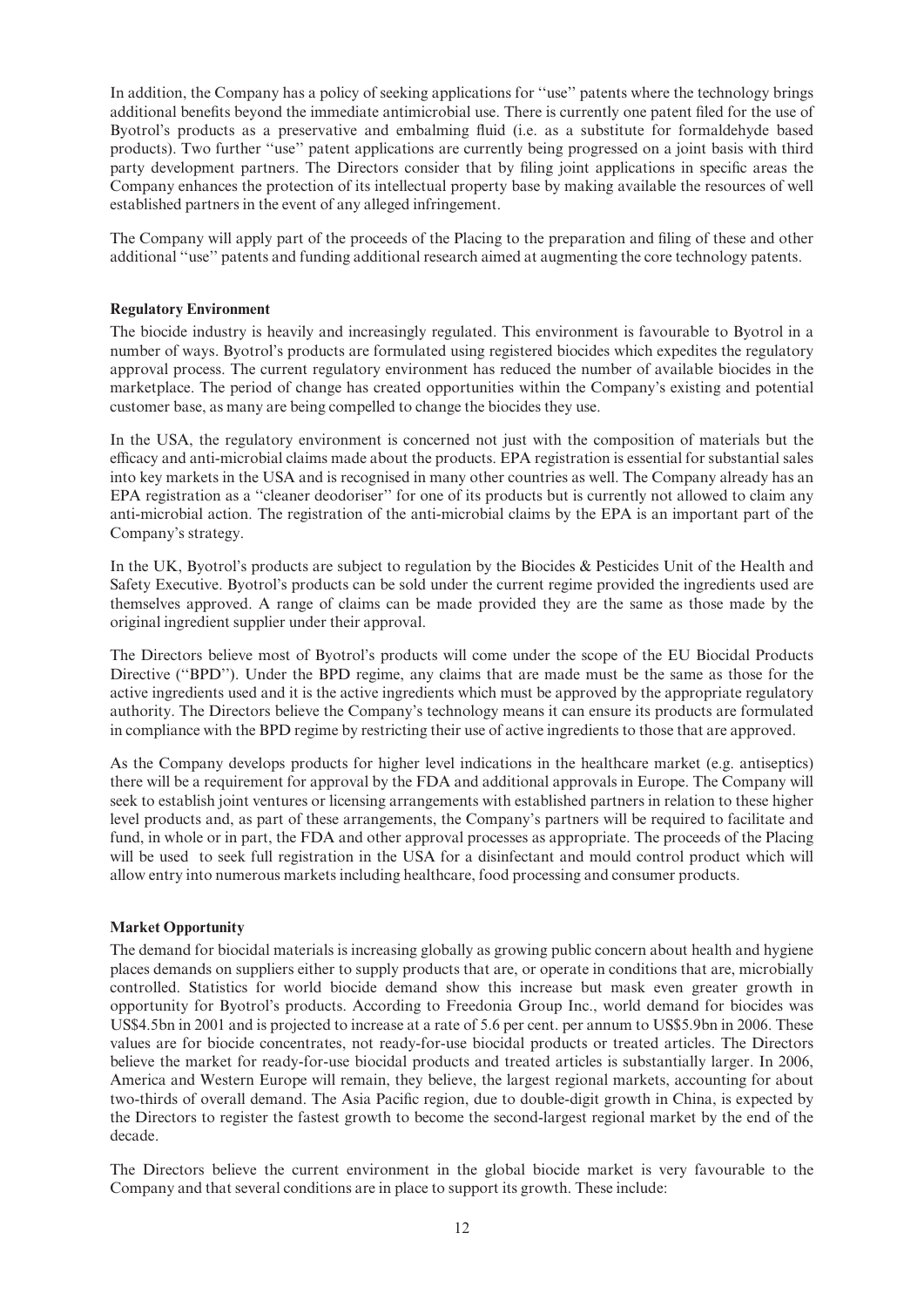In addition, the Company has a policy of seeking applications for ''use'' patents where the technology brings additional benefits beyond the immediate antimicrobial use. There is currently one patent filed for the use of Byotrol's products as a preservative and embalming fluid (i.e. as a substitute for formaldehyde based products). Two further ''use'' patent applications are currently being progressed on a joint basis with third party development partners. The Directors consider that by filing joint applications in specific areas the Company enhances the protection of its intellectual property base by making available the resources of well established partners in the event of any alleged infringement.

The Company will apply part of the proceeds of the Placing to the preparation and filing of these and other additional ''use'' patents and funding additional research aimed at augmenting the core technology patents.

**Regulatory Environment**

The biocide industry is heavily and increasingly regulated. This environment is favourable to Byotrol in a number of ways. Byotrol's products are formulated using registered biocides which expedites the regulatory approval process. The current regulatory environment has reduced the number of available biocides in the marketplace. The period of change has created opportunities within the Company's existing and potential customer base, as many are being compelled to change the biocides they use.

In the USA, the regulatory environment is concerned not just with the composition of materials but the efficacy and anti-microbial claims made about the products. EPA registration is essential for substantial sales into key markets in the USA and is recognised in many other countries as well. The Company already has an EPA registration as a ''cleaner deodoriser'' for one of its products but is currently not allowed to claim any anti-microbial action. The registration of the anti-microbial claims by the EPA is an important part of the Company's strategy.

In the UK, Byotrol's products are subject to regulation by the Biocides & Pesticides Unit of the Health and Safety Executive. Byotrol's products can be sold under the current regime provided the ingredients used are themselves approved. A range of claims can be made provided they are the same as those made by the original ingredient supplier under their approval.

The Directors believe most of Byotrol's products will come under the scope of the EU Biocidal Products Directive (''BPD''). Under the BPD regime, any claims that are made must be the same as those for the active ingredients used and it is the active ingredients which must be approved by the appropriate regulatory authority. The Directors believe the Company's technology means it can ensure its products are formulated in compliance with the BPD regime by restricting their use of active ingredients to those that are approved.

As the Company develops products for higher level indications in the healthcare market (e.g. antiseptics) there will be a requirement for approval by the FDA and additional approvals in Europe. The Company will seek to establish joint ventures or licensing arrangements with established partners in relation to these higher level products and, as part of these arrangements, the Company's partners will be required to facilitate and fund, in whole or in part, the FDA and other approval processes as appropriate. The proceeds of the Placing will be used to seek full registration in the USA for a disinfectant and mould control product which will allow entry into numerous markets including healthcare, food processing and consumer products.

**Market Opportunity**

The demand for biocidal materials is increasing globally as growing public concern about health and hygiene places demands on suppliers either to supply products that are, or operate in conditions that are, microbially controlled. Statistics for world biocide demand show this increase but mask even greater growth in opportunity for Byotrol's products. According to Freedonia Group Inc., world demand for biocides was US$4.5bn in 2001 and is projected to increase at a rate of 5.6 per cent. per annum to US$5.9bn in 2006. These values are for biocide concentrates, not ready-for-use biocidal products or treated articles. The Directors believe the market for ready-for-use biocidal products and treated articles is substantially larger. In 2006, America and Western Europe will remain, they believe, the largest regional markets, accounting for about two-thirds of overall demand. The Asia Pacific region, due to double-digit growth in China, is expected by the Directors to register the fastest growth to become the second-largest regional market by the end of the decade.

The Directors believe the current environment in the global biocide market is very favourable to the Company and that several conditions are in place to support its growth. These include: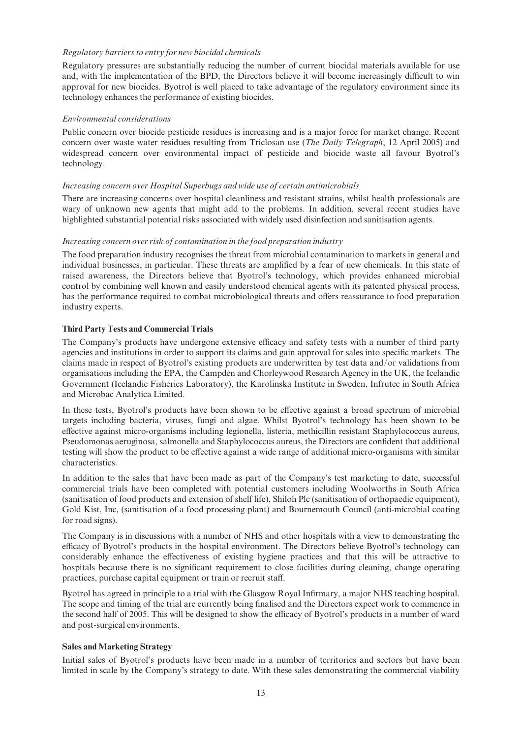*Regulatory barriers to entry for new biocidal chemicals*

Regulatory pressures are substantially reducing the number of current biocidal materials available for use and, with the implementation of the BPD, the Directors believe it will become increasingly difficult to win approval for new biocides. Byotrol is well placed to take advantage of the regulatory environment since its technology enhances the performance of existing biocides.

*Environmental considerations*

Public concern over biocide pesticide residues is increasing and is a major force for market change. Recent concern over waste water residues resulting from Triclosan use (*The Daily Telegraph*, 12 April 2005) and widespread concern over environmental impact of pesticide and biocide waste all favour Byotrol's technology.

*Increasing concern over Hospital Superbugs and wide use of certain antimicrobials*

There are increasing concerns over hospital cleanliness and resistant strains, whilst health professionals are wary of unknown new agents that might add to the problems. In addition, several recent studies have highlighted substantial potential risks associated with widely used disinfection and sanitisation agents.

*Increasing concern over risk of contamination in the food preparation industry*

The food preparation industry recognises the threat from microbial contamination to markets in general and individual businesses, in particular. These threats are amplified by a fear of new chemicals. In this state of raised awareness, the Directors believe that Byotrol's technology, which provides enhanced microbial control by combining well known and easily understood chemical agents with its patented physical process, has the performance required to combat microbiological threats and offers reassurance to food preparation industry experts.

**Third Party Tests and Commercial Trials**

The Company's products have undergone extensive efficacy and safety tests with a number of third party agencies and institutions in order to support its claims and gain approval for sales into specific markets. The claims made in respect of Byotrol's existing products are underwritten by test data and/or validations from organisations including the EPA, the Campden and Chorleywood Research Agency in the UK, the Icelandic Government (Icelandic Fisheries Laboratory), the Karolinska Institute in Sweden, Infrutec in South Africa and Microbac Analytica Limited.

In these tests, Byotrol's products have been shown to be effective against a broad spectrum of microbial targets including bacteria, viruses, fungi and algae. Whilst Byotrol's technology has been shown to be effective against micro-organisms including legionella, listeria, methicillin resistant Staphylococcus aureus, Pseudomonas aeruginosa, salmonella and Staphylococcus aureus, the Directors are confident that additional testing will show the product to be effective against a wide range of additional micro-organisms with similar characteristics.

In addition to the sales that have been made as part of the Company's test marketing to date, successful commercial trials have been completed with potential customers including Woolworths in South Africa (sanitisation of food products and extension of shelf life), Shiloh Plc (sanitisation of orthopaedic equipment), Gold Kist, Inc, (sanitisation of a food processing plant) and Bournemouth Council (anti-microbial coating for road signs).

The Company is in discussions with a number of NHS and other hospitals with a view to demonstrating the efficacy of Byotrol's products in the hospital environment. The Directors believe Byotrol's technology can considerably enhance the effectiveness of existing hygiene practices and that this will be attractive to hospitals because there is no significant requirement to close facilities during cleaning, change operating practices, purchase capital equipment or train or recruit staff.

Byotrol has agreed in principle to a trial with the Glasgow Royal Infirmary, a major NHS teaching hospital. The scope and timing of the trial are currently being finalised and the Directors expect work to commence in the second half of 2005. This will be designed to show the efficacy of Byotrol's products in a number of ward and post-surgical environments.

**Sales and Marketing Strategy**

Initial sales of Byotrol's products have been made in a number of territories and sectors but have been limited in scale by the Company's strategy to date. With these sales demonstrating the commercial viability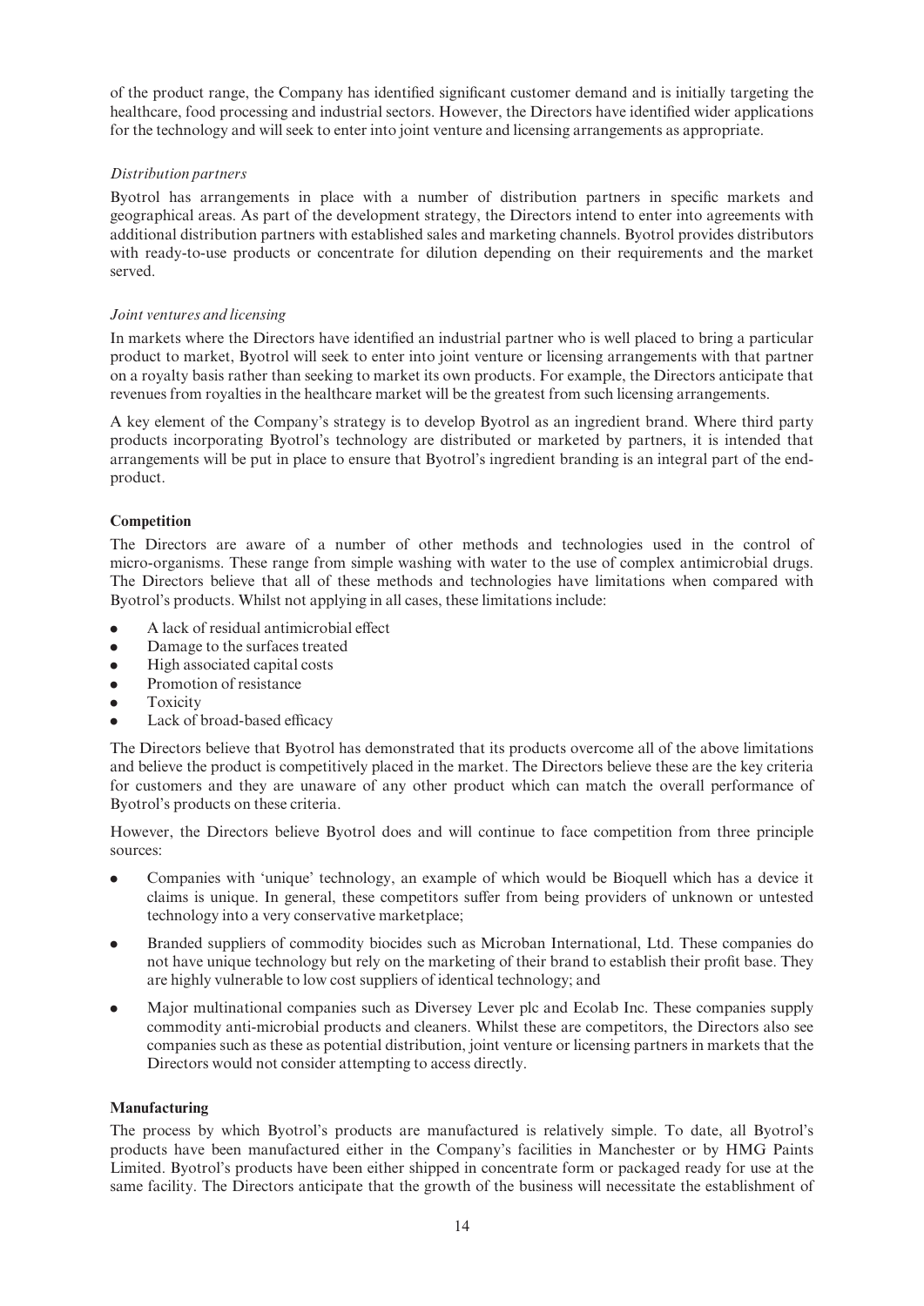of the product range, the Company has identified significant customer demand and is initially targeting the healthcare, food processing and industrial sectors. However, the Directors have identified wider applications for the technology and will seek to enter into joint venture and licensing arrangements as appropriate.

*Distribution partners*

Byotrol has arrangements in place with a number of distribution partners in specific markets and geographical areas. As part of the development strategy, the Directors intend to enter into agreements with additional distribution partners with established sales and marketing channels. Byotrol provides distributors with ready-to-use products or concentrate for dilution depending on their requirements and the market served.

*Joint ventures and licensing*

In markets where the Directors have identified an industrial partner who is well placed to bring a particular product to market, Byotrol will seek to enter into joint venture or licensing arrangements with that partner on a royalty basis rather than seeking to market its own products. For example, the Directors anticipate that revenues from royalties in the healthcare market will be the greatest from such licensing arrangements.

A key element of the Company's strategy is to develop Byotrol as an ingredient brand. Where third party products incorporating Byotrol's technology are distributed or marketed by partners, it is intended that arrangements will be put in place to ensure that Byotrol's ingredient branding is an integral part of the end-product.

**Competition**

The Directors are aware of a number of other methods and technologies used in the control of micro-organisms. These range from simple washing with water to the use of complex antimicrobial drugs. The Directors believe that all of these methods and technologies have limitations when compared with Byotrol's products. Whilst not applying in all cases, these limitations include:

- A lack of residual antimicrobial effect
- Damage to the surfaces treated
- High associated capital costs
- Promotion of resistance
- Toxicity
- Lack of broad-based efficacy

The Directors believe that Byotrol has demonstrated that its products overcome all of the above limitations and believe the product is competitively placed in the market. The Directors believe these are the key criteria for customers and they are unaware of any other product which can match the overall performance of Byotrol's products on these criteria.

However, the Directors believe Byotrol does and will continue to face competition from three principle sources:

- Companies with 'unique' technology, an example of which would be Bioquell which has a device it claims is unique. In general, these competitors suffer from being providers of unknown or untested technology into a very conservative marketplace;
- Branded suppliers of commodity biocides such as Microban International, Ltd. These companies do not have unique technology but rely on the marketing of their brand to establish their profit base. They are highly vulnerable to low cost suppliers of identical technology; and
- Major multinational companies such as Diversey Lever plc and Ecolab Inc. These companies supply commodity anti-microbial products and cleaners. Whilst these are competitors, the Directors also see companies such as these as potential distribution, joint venture or licensing partners in markets that the Directors would not consider attempting to access directly.

**Manufacturing**

The process by which Byotrol's products are manufactured is relatively simple. To date, all Byotrol's products have been manufactured either in the Company's facilities in Manchester or by HMG Paints Limited. Byotrol's products have been either shipped in concentrate form or packaged ready for use at the same facility. The Directors anticipate that the growth of the business will necessitate the establishment of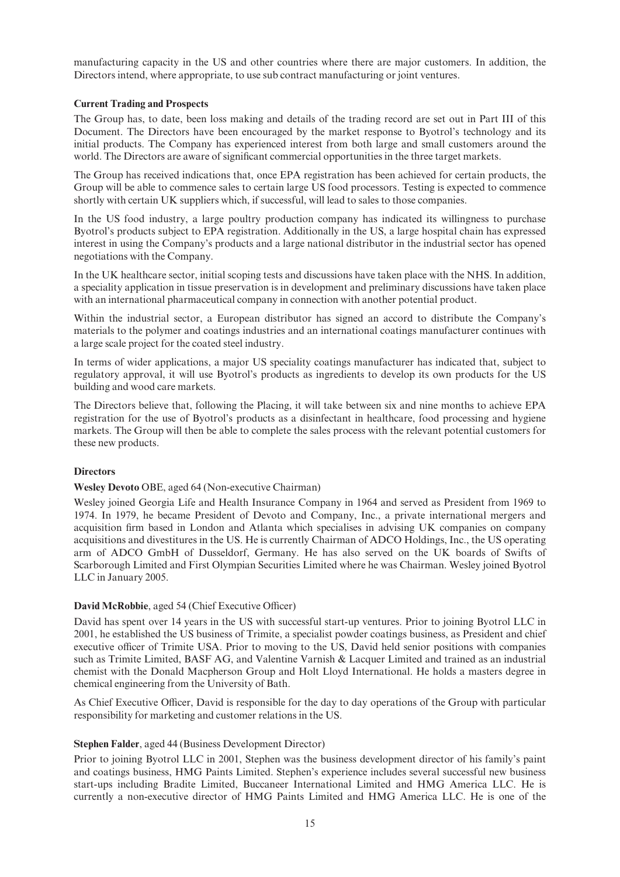manufacturing capacity in the US and other countries where there are major customers. In addition, the Directors intend, where appropriate, to use sub contract manufacturing or joint ventures.

### Current Trading and Prospects

The Group has, to date, been loss making and details of the trading record are set out in Part III of this Document. The Directors have been encouraged by the market response to Byotrol's technology and its initial products. The Company has experienced interest from both large and small customers around the world. The Directors are aware of significant commercial opportunities in the three target markets.

The Group has received indications that, once EPA registration has been achieved for certain products, the Group will be able to commence sales to certain large US food processors. Testing is expected to commence shortly with certain UK suppliers which, if successful, will lead to sales to those companies.

In the US food industry, a large poultry production company has indicated its willingness to purchase Byotrol's products subject to EPA registration. Additionally in the US, a large hospital chain has expressed interest in using the Company's products and a large national distributor in the industrial sector has opened negotiations with the Company.

In the UK healthcare sector, initial scoping tests and discussions have taken place with the NHS. In addition, a speciality application in tissue preservation is in development and preliminary discussions have taken place with an international pharmaceutical company in connection with another potential product.

Within the industrial sector, a European distributor has signed an accord to distribute the Company's materials to the polymer and coatings industries and an international coatings manufacturer continues with a large scale project for the coated steel industry.

In terms of wider applications, a major US speciality coatings manufacturer has indicated that, subject to regulatory approval, it will use Byotrol's products as ingredients to develop its own products for the US building and wood care markets.

The Directors believe that, following the Placing, it will take between six and nine months to achieve EPA registration for the use of Byotrol's products as a disinfectant in healthcare, food processing and hygiene markets. The Group will then be able to complete the sales process with the relevant potential customers for these new products.

### Directors

**Wesley Devoto** OBE, aged 64 (Non-executive Chairman)

Wesley joined Georgia Life and Health Insurance Company in 1964 and served as President from 1969 to 1974. In 1979, he became President of Devoto and Company, Inc., a private international mergers and acquisition firm based in London and Atlanta which specialises in advising UK companies on company acquisitions and divestitures in the US. He is currently Chairman of ADCO Holdings, Inc., the US operating arm of ADCO GmbH of Dusseldorf, Germany. He has also served on the UK boards of Swifts of Scarborough Limited and First Olympian Securities Limited where he was Chairman. Wesley joined Byotrol LLC in January 2005.

**David McRobbie**, aged 54 (Chief Executive Officer)

David has spent over 14 years in the US with successful start-up ventures. Prior to joining Byotrol LLC in 2001, he established the US business of Trimite, a specialist powder coatings business, as President and chief executive officer of Trimite USA. Prior to moving to the US, David held senior positions with companies such as Trimite Limited, BASF AG, and Valentine Varnish & Lacquer Limited and trained as an industrial chemist with the Donald Macpherson Group and Holt Lloyd International. He holds a masters degree in chemical engineering from the University of Bath.

As Chief Executive Officer, David is responsible for the day to day operations of the Group with particular responsibility for marketing and customer relations in the US.

**Stephen Falder**, aged 44 (Business Development Director)

Prior to joining Byotrol LLC in 2001, Stephen was the business development director of his family's paint and coatings business, HMG Paints Limited. Stephen's experience includes several successful new business start-ups including Bradite Limited, Buccaneer International Limited and HMG America LLC. He is currently a non-executive director of HMG Paints Limited and HMG America LLC. He is one of the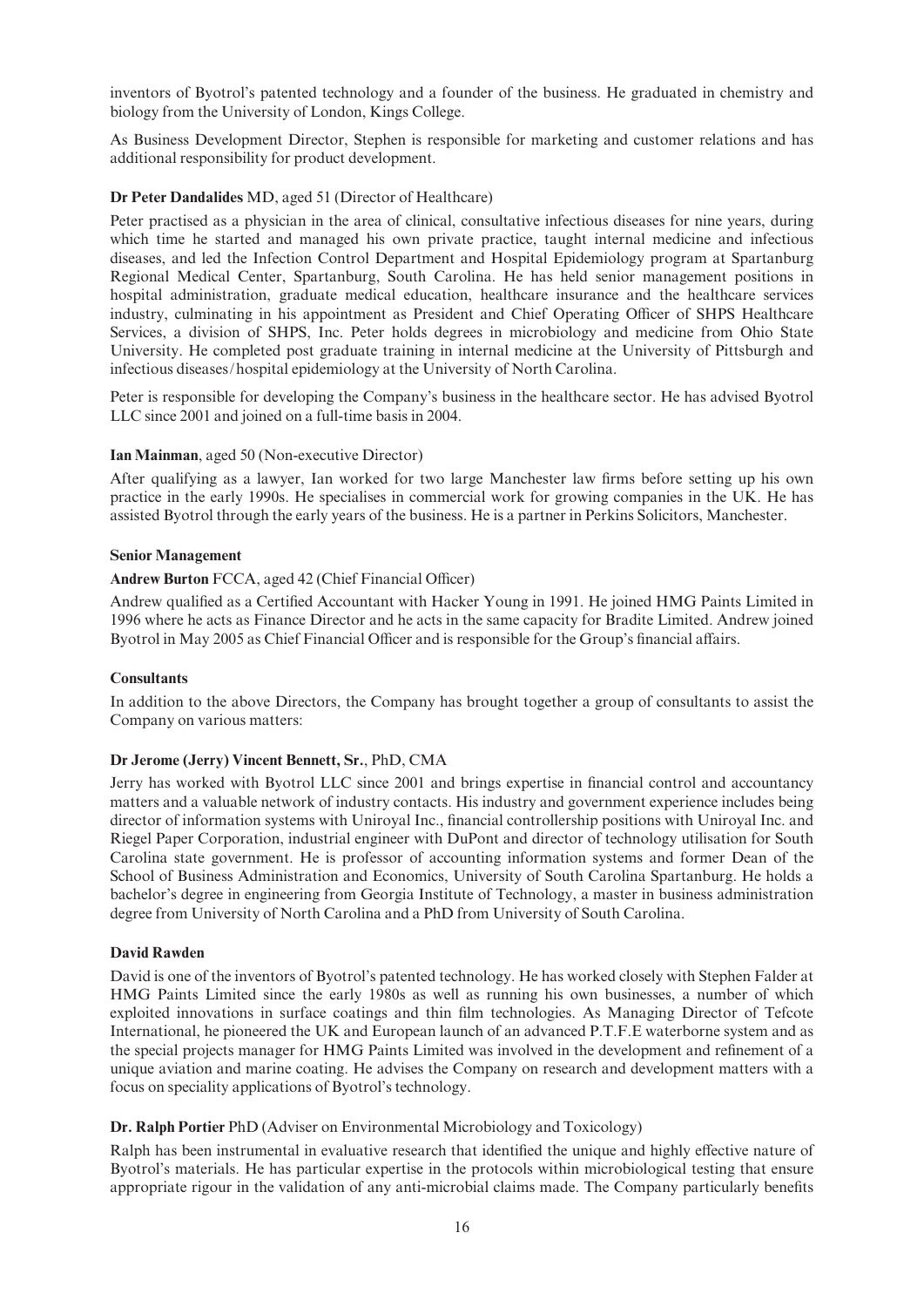inventors of Byotrol's patented technology and a founder of the business. He graduated in chemistry and biology from the University of London, Kings College.

As Business Development Director, Stephen is responsible for marketing and customer relations and has additional responsibility for product development.

**Dr Peter Dandalides** MD, aged 51 (Director of Healthcare)

Peter practised as a physician in the area of clinical, consultative infectious diseases for nine years, during which time he started and managed his own private practice, taught internal medicine and infectious diseases, and led the Infection Control Department and Hospital Epidemiology program at Spartanburg Regional Medical Center, Spartanburg, South Carolina. He has held senior management positions in hospital administration, graduate medical education, healthcare insurance and the healthcare services industry, culminating in his appointment as President and Chief Operating Officer of SHPS Healthcare Services, a division of SHPS, Inc. Peter holds degrees in microbiology and medicine from Ohio State University. He completed post graduate training in internal medicine at the University of Pittsburgh and infectious diseases/hospital epidemiology at the University of North Carolina.

Peter is responsible for developing the Company's business in the healthcare sector. He has advised Byotrol LLC since 2001 and joined on a full-time basis in 2004.

**Ian Mainman**, aged 50 (Non-executive Director)

After qualifying as a lawyer, Ian worked for two large Manchester law firms before setting up his own practice in the early 1990s. He specialises in commercial work for growing companies in the UK. He has assisted Byotrol through the early years of the business. He is a partner in Perkins Solicitors, Manchester.

**Senior Management**

**Andrew Burton** FCCA, aged 42 (Chief Financial Officer)

Andrew qualified as a Certified Accountant with Hacker Young in 1991. He joined HMG Paints Limited in 1996 where he acts as Finance Director and he acts in the same capacity for Bradite Limited. Andrew joined Byotrol in May 2005 as Chief Financial Officer and is responsible for the Group's financial affairs.

**Consultants**

In addition to the above Directors, the Company has brought together a group of consultants to assist the Company on various matters:

**Dr Jerome (Jerry) Vincent Bennett, Sr.**, PhD, CMA

Jerry has worked with Byotrol LLC since 2001 and brings expertise in financial control and accountancy matters and a valuable network of industry contacts. His industry and government experience includes being director of information systems with Uniroyal Inc., financial controllership positions with Uniroyal Inc. and Riegel Paper Corporation, industrial engineer with DuPont and director of technology utilisation for South Carolina state government. He is professor of accounting information systems and former Dean of the School of Business Administration and Economics, University of South Carolina Spartanburg. He holds a bachelor's degree in engineering from Georgia Institute of Technology, a master in business administration degree from University of North Carolina and a PhD from University of South Carolina.

**David Rawden**

David is one of the inventors of Byotrol's patented technology. He has worked closely with Stephen Falder at HMG Paints Limited since the early 1980s as well as running his own businesses, a number of which exploited innovations in surface coatings and thin film technologies. As Managing Director of Tefcote International, he pioneered the UK and European launch of an advanced P.T.F.E waterborne system and as the special projects manager for HMG Paints Limited was involved in the development and refinement of a unique aviation and marine coating. He advises the Company on research and development matters with a focus on speciality applications of Byotrol's technology.

**Dr. Ralph Portier** PhD (Adviser on Environmental Microbiology and Toxicology)

Ralph has been instrumental in evaluative research that identified the unique and highly effective nature of Byotrol's materials. He has particular expertise in the protocols within microbiological testing that ensure appropriate rigour in the validation of any anti-microbial claims made. The Company particularly benefits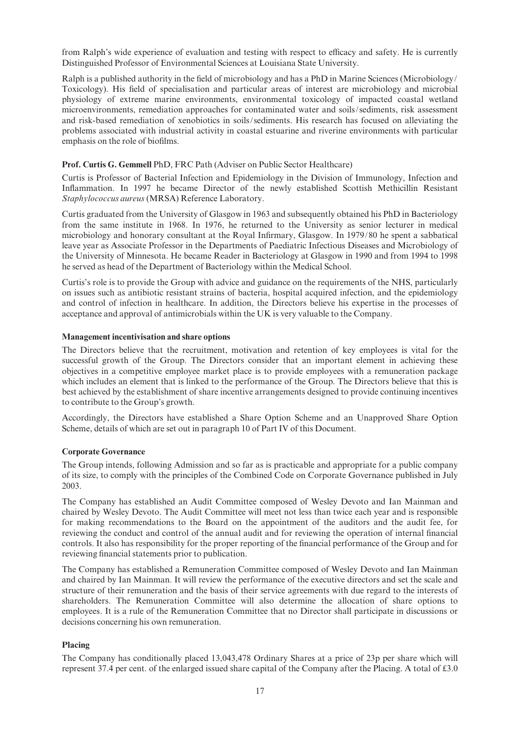from Ralph's wide experience of evaluation and testing with respect to efficacy and safety. He is currently Distinguished Professor of Environmental Sciences at Louisiana State University.

Ralph is a published authority in the field of microbiology and has a PhD in Marine Sciences (Microbiology/Toxicology). His field of specialisation and particular areas of interest are microbiology and microbial physiology of extreme marine environments, environmental toxicology of impacted coastal wetland microenvironments, remediation approaches for contaminated water and soils/sediments, risk assessment and risk-based remediation of xenobiotics in soils/sediments. His research has focused on alleviating the problems associated with industrial activity in coastal estuarine and riverine environments with particular emphasis on the role of biofilms.

**Prof. Curtis G. Gemmell** PhD, FRC Path (Adviser on Public Sector Healthcare)

Curtis is Professor of Bacterial Infection and Epidemiology in the Division of Immunology, Infection and Inflammation. In 1997 he became Director of the newly established Scottish Methicillin Resistant *Staphylococcus aureus* (MRSA) Reference Laboratory.

Curtis graduated from the University of Glasgow in 1963 and subsequently obtained his PhD in Bacteriology from the same institute in 1968. In 1976, he returned to the University as senior lecturer in medical microbiology and honorary consultant at the Royal Infirmary, Glasgow. In 1979/80 he spent a sabbatical leave year as Associate Professor in the Departments of Paediatric Infectious Diseases and Microbiology of the University of Minnesota. He became Reader in Bacteriology at Glasgow in 1990 and from 1994 to 1998 he served as head of the Department of Bacteriology within the Medical School.

Curtis's role is to provide the Group with advice and guidance on the requirements of the NHS, particularly on issues such as antibiotic resistant strains of bacteria, hospital acquired infection, and the epidemiology and control of infection in healthcare. In addition, the Directors believe his expertise in the processes of acceptance and approval of antimicrobials within the UK is very valuable to the Company.

**Management incentivisation and share options**

The Directors believe that the recruitment, motivation and retention of key employees is vital for the successful growth of the Group. The Directors consider that an important element in achieving these objectives in a competitive employee market place is to provide employees with a remuneration package which includes an element that is linked to the performance of the Group. The Directors believe that this is best achieved by the establishment of share incentive arrangements designed to provide continuing incentives to contribute to the Group's growth.

Accordingly, the Directors have established a Share Option Scheme and an Unapproved Share Option Scheme, details of which are set out in paragraph 10 of Part IV of this Document.

**Corporate Governance**

The Group intends, following Admission and so far as is practicable and appropriate for a public company of its size, to comply with the principles of the Combined Code on Corporate Governance published in July 2003.

The Company has established an Audit Committee composed of Wesley Devoto and Ian Mainman and chaired by Wesley Devoto. The Audit Committee will meet not less than twice each year and is responsible for making recommendations to the Board on the appointment of the auditors and the audit fee, for reviewing the conduct and control of the annual audit and for reviewing the operation of internal financial controls. It also has responsibility for the proper reporting of the financial performance of the Group and for reviewing financial statements prior to publication.

The Company has established a Remuneration Committee composed of Wesley Devoto and Ian Mainman and chaired by Ian Mainman. It will review the performance of the executive directors and set the scale and structure of their remuneration and the basis of their service agreements with due regard to the interests of shareholders. The Remuneration Committee will also determine the allocation of share options to employees. It is a rule of the Remuneration Committee that no Director shall participate in discussions or decisions concerning his own remuneration.

**Placing**

The Company has conditionally placed 13,043,478 Ordinary Shares at a price of 23p per share which will represent 37.4 per cent. of the enlarged issued share capital of the Company after the Placing. A total of £3.0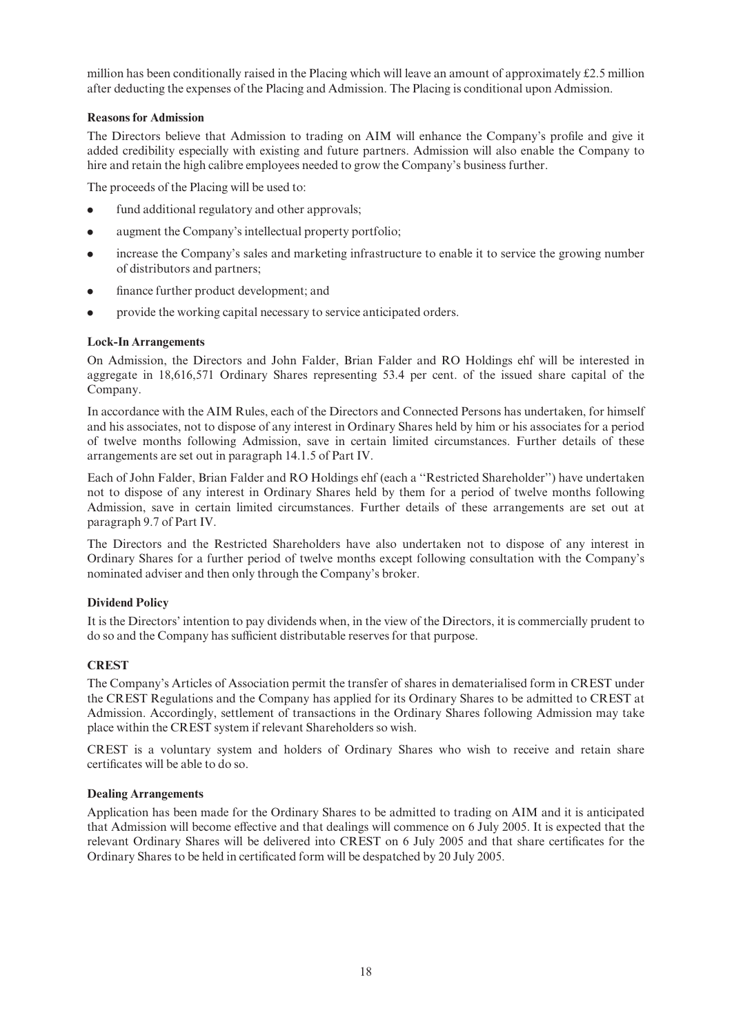million has been conditionally raised in the Placing which will leave an amount of approximately £2.5 million after deducting the expenses of the Placing and Admission. The Placing is conditional upon Admission.

**Reasons for Admission**

The Directors believe that Admission to trading on AIM will enhance the Company's profile and give it added credibility especially with existing and future partners. Admission will also enable the Company to hire and retain the high calibre employees needed to grow the Company's business further.

The proceeds of the Placing will be used to:

- fund additional regulatory and other approvals;
- augment the Company's intellectual property portfolio;
- increase the Company's sales and marketing infrastructure to enable it to service the growing number of distributors and partners;
- finance further product development; and
- provide the working capital necessary to service anticipated orders.

**Lock-In Arrangements**

On Admission, the Directors and John Falder, Brian Falder and RO Holdings ehf will be interested in aggregate in 18,616,571 Ordinary Shares representing 53.4 per cent. of the issued share capital of the Company.

In accordance with the AIM Rules, each of the Directors and Connected Persons has undertaken, for himself and his associates, not to dispose of any interest in Ordinary Shares held by him or his associates for a period of twelve months following Admission, save in certain limited circumstances. Further details of these arrangements are set out in paragraph 14.1.5 of Part IV.

Each of John Falder, Brian Falder and RO Holdings ehf (each a ''Restricted Shareholder'') have undertaken not to dispose of any interest in Ordinary Shares held by them for a period of twelve months following Admission, save in certain limited circumstances. Further details of these arrangements are set out at paragraph 9.7 of Part IV.

The Directors and the Restricted Shareholders have also undertaken not to dispose of any interest in Ordinary Shares for a further period of twelve months except following consultation with the Company's nominated adviser and then only through the Company's broker.

**Dividend Policy**

It is the Directors' intention to pay dividends when, in the view of the Directors, it is commercially prudent to do so and the Company has sufficient distributable reserves for that purpose.

**CREST**

The Company's Articles of Association permit the transfer of shares in dematerialised form in CREST under the CREST Regulations and the Company has applied for its Ordinary Shares to be admitted to CREST at Admission. Accordingly, settlement of transactions in the Ordinary Shares following Admission may take place within the CREST system if relevant Shareholders so wish.

CREST is a voluntary system and holders of Ordinary Shares who wish to receive and retain share certificates will be able to do so.

**Dealing Arrangements**

Application has been made for the Ordinary Shares to be admitted to trading on AIM and it is anticipated that Admission will become effective and that dealings will commence on 6 July 2005. It is expected that the relevant Ordinary Shares will be delivered into CREST on 6 July 2005 and that share certificates for the Ordinary Shares to be held in certificated form will be despatched by 20 July 2005.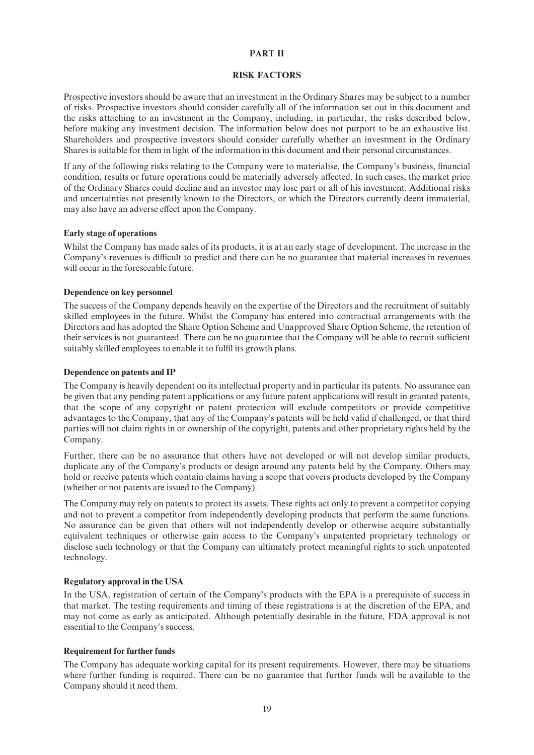## PART II

## RISK FACTORS

Prospective investors should be aware that an investment in the Ordinary Shares may be subject to a number of risks. Prospective investors should consider carefully all of the information set out in this document and the risks attaching to an investment in the Company, including, in particular, the risks described below, before making any investment decision. The information below does not purport to be an exhaustive list. Shareholders and prospective investors should consider carefully whether an investment in the Ordinary Shares is suitable for them in light of the information in this document and their personal circumstances.

If any of the following risks relating to the Company were to materialise, the Company's business, financial condition, results or future operations could be materially adversely affected. In such cases, the market price of the Ordinary Shares could decline and an investor may lose part or all of his investment. Additional risks and uncertainties not presently known to the Directors, or which the Directors currently deem immaterial, may also have an adverse effect upon the Company.

**Early stage of operations**

Whilst the Company has made sales of its products, it is at an early stage of development. The increase in the Company's revenues is difficult to predict and there can be no guarantee that material increases in revenues will occur in the foreseeable future.

**Dependence on key personnel**

The success of the Company depends heavily on the expertise of the Directors and the recruitment of suitably skilled employees in the future. Whilst the Company has entered into contractual arrangements with the Directors and has adopted the Share Option Scheme and Unapproved Share Option Scheme, the retention of their services is not guaranteed. There can be no guarantee that the Company will be able to recruit sufficient suitably skilled employees to enable it to fulfil its growth plans.

**Dependence on patents and IP**

The Company is heavily dependent on its intellectual property and in particular its patents. No assurance can be given that any pending patent applications or any future patent applications will result in granted patents, that the scope of any copyright or patent protection will exclude competitors or provide competitive advantages to the Company, that any of the Company's patents will be held valid if challenged, or that third parties will not claim rights in or ownership of the copyright, patents and other proprietary rights held by the Company.

Further, there can be no assurance that others have not developed or will not develop similar products, duplicate any of the Company's products or design around any patents held by the Company. Others may hold or receive patents which contain claims having a scope that covers products developed by the Company (whether or not patents are issued to the Company).

The Company may rely on patents to protect its assets. These rights act only to prevent a competitor copying and not to prevent a competitor from independently developing products that perform the same functions. No assurance can be given that others will not independently develop or otherwise acquire substantially equivalent techniques or otherwise gain access to the Company's unpatented proprietary technology or disclose such technology or that the Company can ultimately protect meaningful rights to such unpatented technology.

**Regulatory approval in the USA**

In the USA, registration of certain of the Company's products with the EPA is a prerequisite of success in that market. The testing requirements and timing of these registrations is at the discretion of the EPA, and may not come as early as anticipated. Although potentially desirable in the future, FDA approval is not essential to the Company's success.

**Requirement for further funds**

The Company has adequate working capital for its present requirements. However, there may be situations where further funding is required. There can be no guarantee that further funds will be available to the Company should it need them.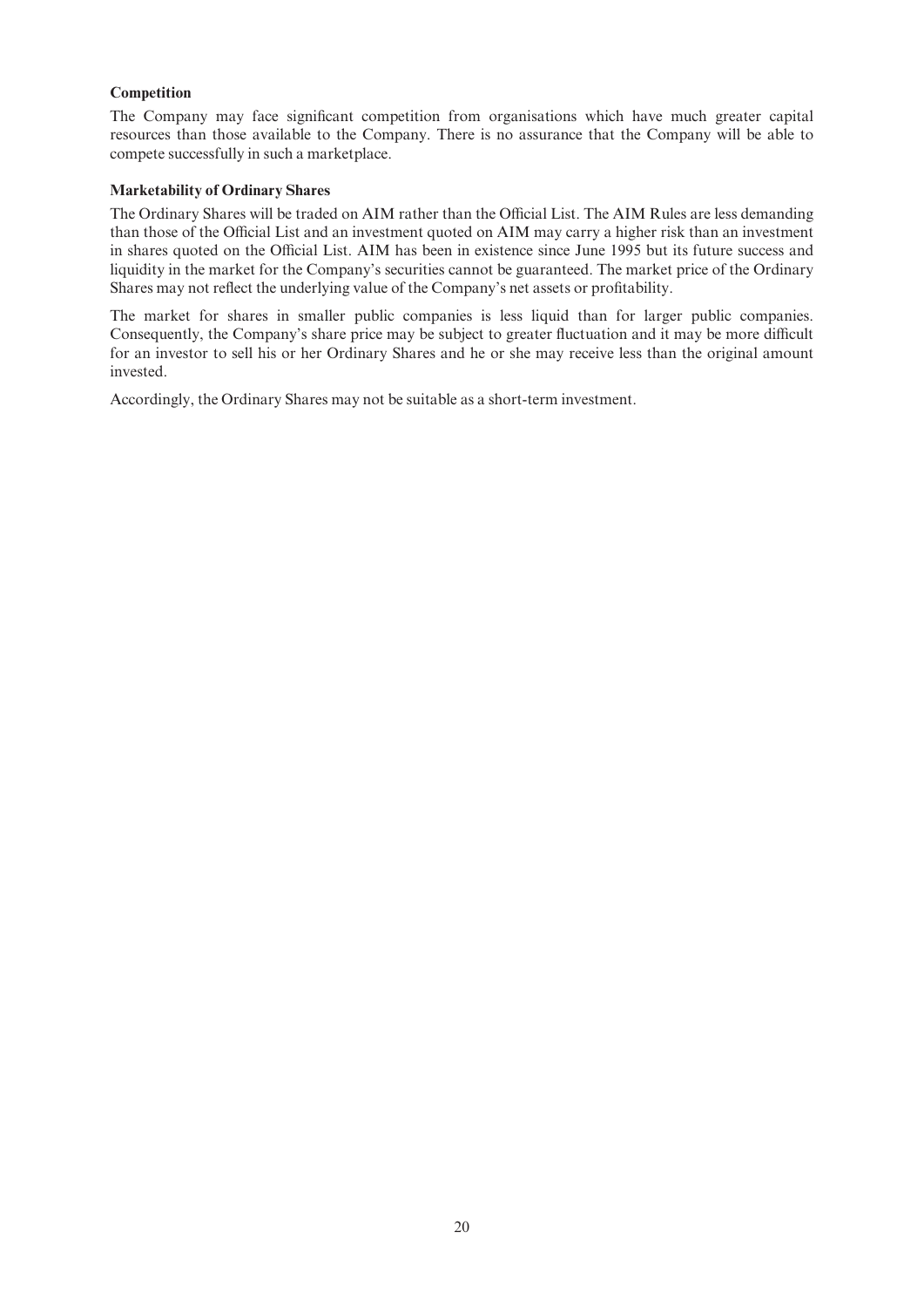**Competition**

The Company may face significant competition from organisations which have much greater capital resources than those available to the Company. There is no assurance that the Company will be able to compete successfully in such a marketplace.

**Marketability of Ordinary Shares**

The Ordinary Shares will be traded on AIM rather than the Official List. The AIM Rules are less demanding than those of the Official List and an investment quoted on AIM may carry a higher risk than an investment in shares quoted on the Official List. AIM has been in existence since June 1995 but its future success and liquidity in the market for the Company's securities cannot be guaranteed. The market price of the Ordinary Shares may not reflect the underlying value of the Company's net assets or profitability.

The market for shares in smaller public companies is less liquid than for larger public companies. Consequently, the Company's share price may be subject to greater fluctuation and it may be more difficult for an investor to sell his or her Ordinary Shares and he or she may receive less than the original amount invested.

Accordingly, the Ordinary Shares may not be suitable as a short-term investment.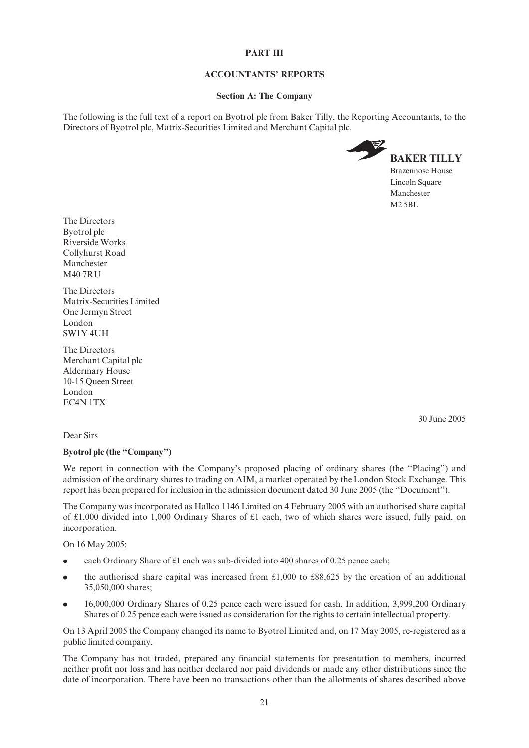# PART III

## ACCOUNTANTS' REPORTS

### Section A: The Company

The following is the full text of a report on Byotrol plc from Baker Tilly, the Reporting Accountants, to the Directors of Byotrol plc, Matrix-Securities Limited and Merchant Capital plc.

**BAKER TILLY**
Brazennose House
Lincoln Square
Manchester
M2 5BL

The Directors
Byotrol plc
Riverside Works
Collyhurst Road
Manchester
M40 7RU

The Directors
Matrix-Securities Limited
One Jermyn Street
London
SW1Y 4UH

The Directors
Merchant Capital plc
Aldermary House
10-15 Queen Street
London
EC4N 1TX

30 June 2005

Dear Sirs

**Byotrol plc (the "Company")**

We report in connection with the Company's proposed placing of ordinary shares (the "Placing") and admission of the ordinary shares to trading on AIM, a market operated by the London Stock Exchange. This report has been prepared for inclusion in the admission document dated 30 June 2005 (the "Document").

The Company was incorporated as Hallco 1146 Limited on 4 February 2005 with an authorised share capital of £1,000 divided into 1,000 Ordinary Shares of £1 each, two of which shares were issued, fully paid, on incorporation.

On 16 May 2005:

- each Ordinary Share of £1 each was sub-divided into 400 shares of 0.25 pence each;
- the authorised share capital was increased from £1,000 to £88,625 by the creation of an additional 35,050,000 shares;
- 16,000,000 Ordinary Shares of 0.25 pence each were issued for cash. In addition, 3,999,200 Ordinary Shares of 0.25 pence each were issued as consideration for the rights to certain intellectual property.

On 13 April 2005 the Company changed its name to Byotrol Limited and, on 17 May 2005, re-registered as a public limited company.

The Company has not traded, prepared any financial statements for presentation to members, incurred neither profit nor loss and has neither declared nor paid dividends or made any other distributions since the date of incorporation. There have been no transactions other than the allotments of shares described above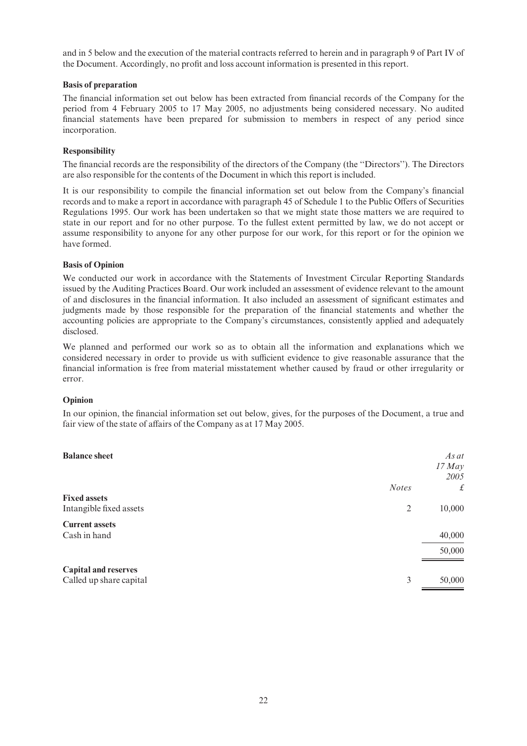and in 5 below and the execution of the material contracts referred to herein and in paragraph 9 of Part IV of the Document. Accordingly, no profit and loss account information is presented in this report.

**Basis of preparation**

The financial information set out below has been extracted from financial records of the Company for the period from 4 February 2005 to 17 May 2005, no adjustments being considered necessary. No audited financial statements have been prepared for submission to members in respect of any period since incorporation.

**Responsibility**

The financial records are the responsibility of the directors of the Company (the ''Directors''). The Directors are also responsible for the contents of the Document in which this report is included.

It is our responsibility to compile the financial information set out below from the Company's financial records and to make a report in accordance with paragraph 45 of Schedule 1 to the Public Offers of Securities Regulations 1995. Our work has been undertaken so that we might state those matters we are required to state in our report and for no other purpose. To the fullest extent permitted by law, we do not accept or assume responsibility to anyone for any other purpose for our work, for this report or for the opinion we have formed.

**Basis of Opinion**

We conducted our work in accordance with the Statements of Investment Circular Reporting Standards issued by the Auditing Practices Board. Our work included an assessment of evidence relevant to the amount of and disclosures in the financial information. It also included an assessment of significant estimates and judgments made by those responsible for the preparation of the financial statements and whether the accounting policies are appropriate to the Company's circumstances, consistently applied and adequately disclosed.

We planned and performed our work so as to obtain all the information and explanations which we considered necessary in order to provide us with sufficient evidence to give reasonable assurance that the financial information is free from material misstatement whether caused by fraud or other irregularity or error.

**Opinion**

In our opinion, the financial information set out below, gives, for the purposes of the Document, a true and fair view of the state of affairs of the Company as at 17 May 2005.

| **Balance sheet** | *Notes* | *As at 17 May 2005* £ |
|---|---|---|
| **Fixed assets** | | |
| Intangible fixed assets | 2 | 10,000 |
| **Current assets** | | |
| Cash in hand | | 40,000 |
| | | 50,000 |
| **Capital and reserves** | | |
| Called up share capital | 3 | 50,000 |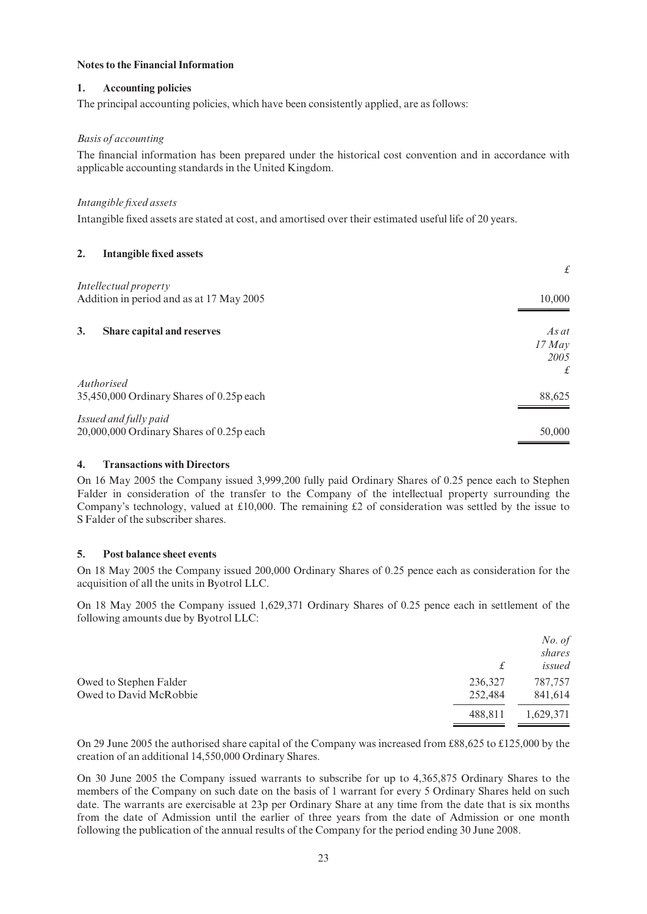**Notes to the Financial Information**

**1. Accounting policies**

The principal accounting policies, which have been consistently applied, are as follows:

*Basis of accounting*

The financial information has been prepared under the historical cost convention and in accordance with applicable accounting standards in the United Kingdom.

*Intangible fixed assets*

Intangible fixed assets are stated at cost, and amortised over their estimated useful life of 20 years.

**2. Intangible fixed assets**

| | £ |
|---|---|
| *Intellectual property* | |
| Addition in period and as at 17 May 2005 | 10,000 |

**3. Share capital and reserves**

| | *As at 17 May 2005 £* |
|---|---|
| *Authorised* | |
| 35,450,000 Ordinary Shares of 0.25p each | 88,625 |
| *Issued and fully paid* | |
| 20,000,000 Ordinary Shares of 0.25p each | 50,000 |

**4. Transactions with Directors**

On 16 May 2005 the Company issued 3,999,200 fully paid Ordinary Shares of 0.25 pence each to Stephen Falder in consideration of the transfer to the Company of the intellectual property surrounding the Company's technology, valued at £10,000. The remaining £2 of consideration was settled by the issue to S Falder of the subscriber shares.

**5. Post balance sheet events**

On 18 May 2005 the Company issued 200,000 Ordinary Shares of 0.25 pence each as consideration for the acquisition of all the units in Byotrol LLC.

On 18 May 2005 the Company issued 1,629,371 Ordinary Shares of 0.25 pence each in settlement of the following amounts due by Byotrol LLC:

| | £ | *No. of shares issued* |
|---|---|---|
| Owed to Stephen Falder | 236,327 | 787,757 |
| Owed to David McRobbie | 252,484 | 841,614 |
| | 488,811 | 1,629,371 |

On 29 June 2005 the authorised share capital of the Company was increased from £88,625 to £125,000 by the creation of an additional 14,550,000 Ordinary Shares.

On 30 June 2005 the Company issued warrants to subscribe for up to 4,365,875 Ordinary Shares to the members of the Company on such date on the basis of 1 warrant for every 5 Ordinary Shares held on such date. The warrants are exercisable at 23p per Ordinary Share at any time from the date that is six months from the date of Admission until the earlier of three years from the date of Admission or one month following the publication of the annual results of the Company for the period ending 30 June 2008.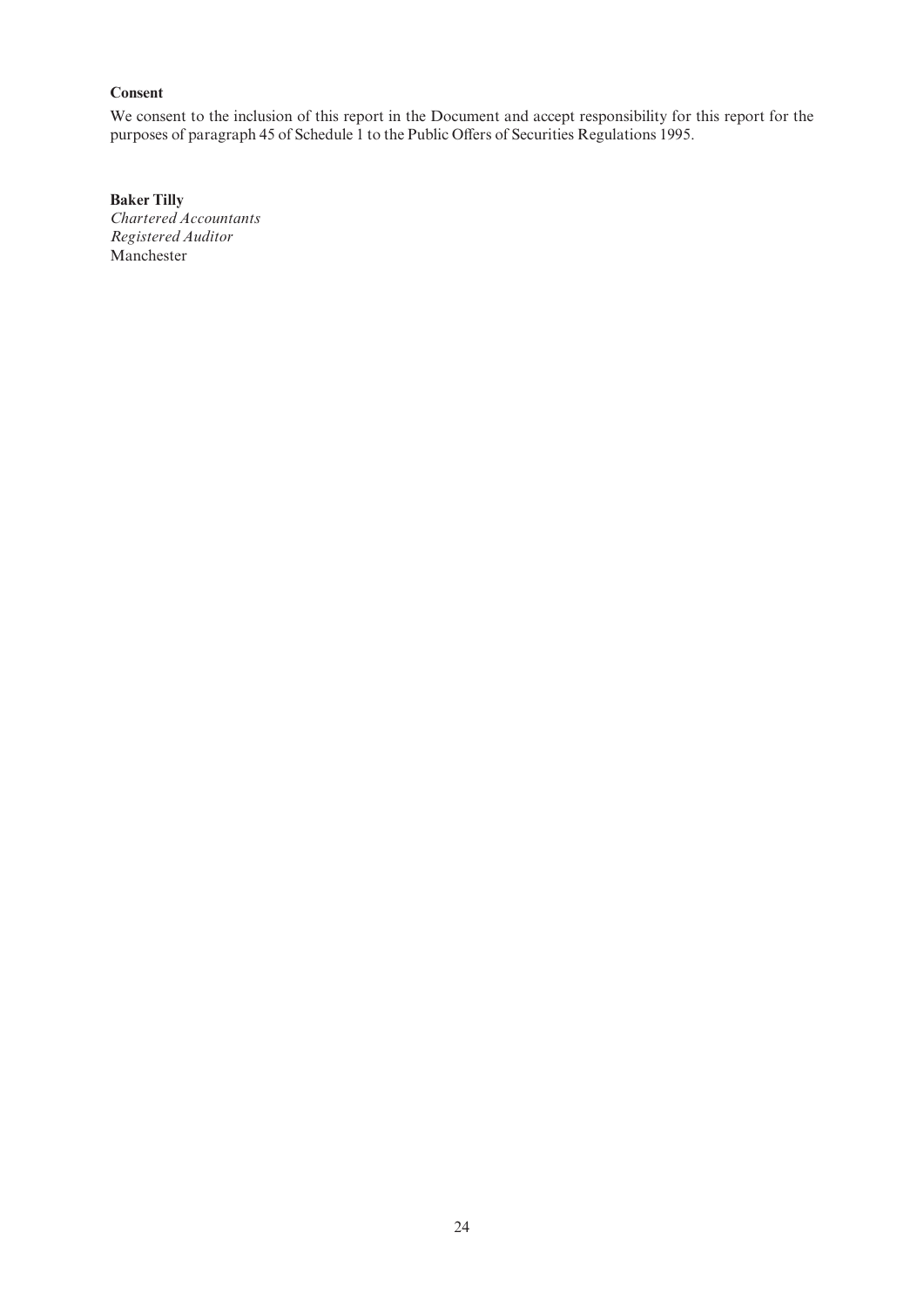**Consent**

We consent to the inclusion of this report in the Document and accept responsibility for this report for the purposes of paragraph 45 of Schedule 1 to the Public Offers of Securities Regulations 1995.

**Baker Tilly**
*Chartered Accountants*
*Registered Auditor*
Manchester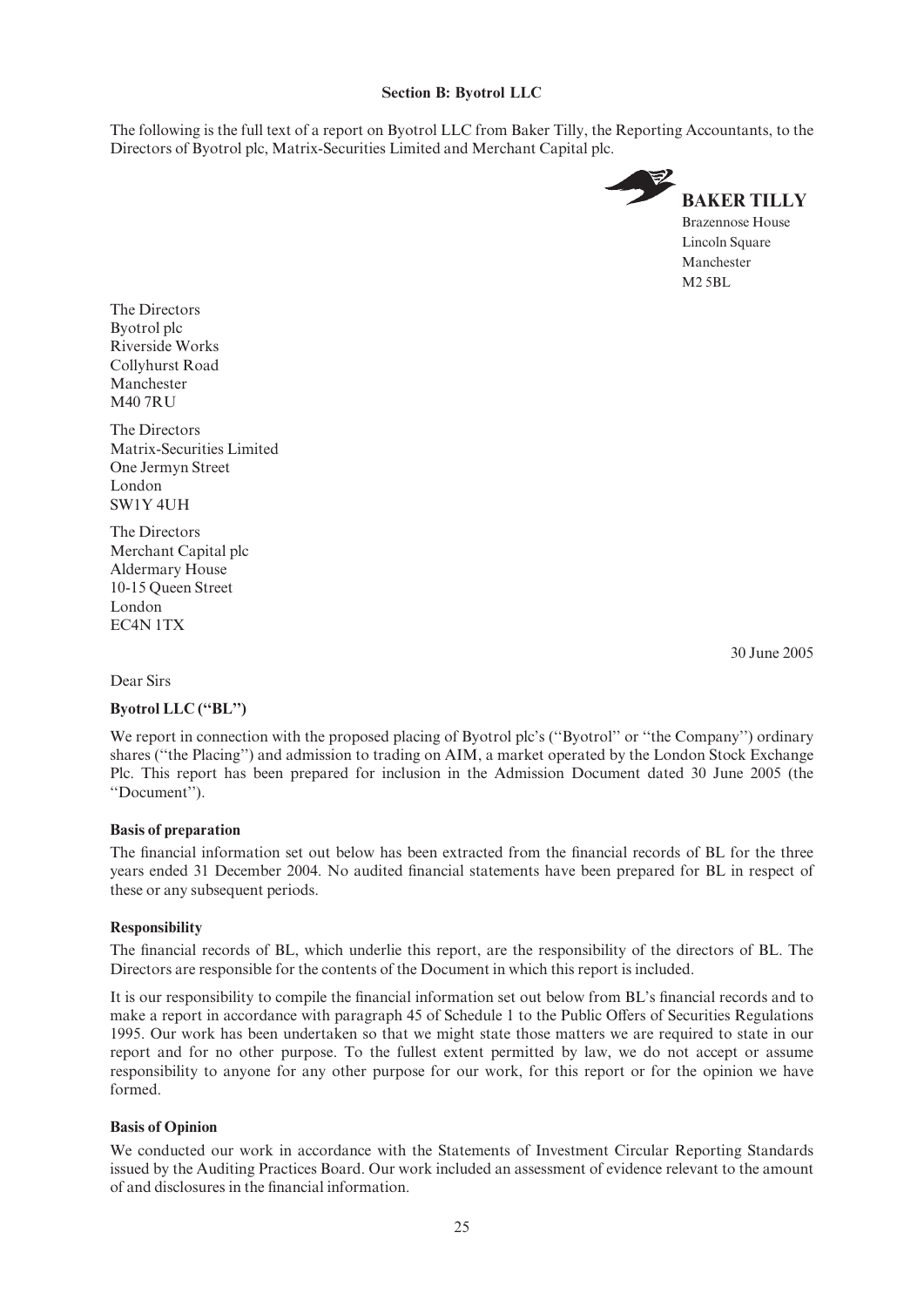**Section B: Byotrol LLC**

The following is the full text of a report on Byotrol LLC from Baker Tilly, the Reporting Accountants, to the Directors of Byotrol plc, Matrix-Securities Limited and Merchant Capital plc.

**BAKER TILLY**
Brazennose House
Lincoln Square
Manchester
M2 5BL

The Directors
Byotrol plc
Riverside Works
Collyhurst Road
Manchester
M40 7RU

The Directors
Matrix-Securities Limited
One Jermyn Street
London
SW1Y 4UH

The Directors
Merchant Capital plc
Aldermary House
10-15 Queen Street
London
EC4N 1TX

30 June 2005

Dear Sirs

**Byotrol LLC (''BL'')**

We report in connection with the proposed placing of Byotrol plc's (''Byotrol'' or ''the Company'') ordinary shares (''the Placing'') and admission to trading on AIM, a market operated by the London Stock Exchange Plc. This report has been prepared for inclusion in the Admission Document dated 30 June 2005 (the ''Document'').

**Basis of preparation**

The financial information set out below has been extracted from the financial records of BL for the three years ended 31 December 2004. No audited financial statements have been prepared for BL in respect of these or any subsequent periods.

**Responsibility**

The financial records of BL, which underlie this report, are the responsibility of the directors of BL. The Directors are responsible for the contents of the Document in which this report is included.

It is our responsibility to compile the financial information set out below from BL's financial records and to make a report in accordance with paragraph 45 of Schedule 1 to the Public Offers of Securities Regulations 1995. Our work has been undertaken so that we might state those matters we are required to state in our report and for no other purpose. To the fullest extent permitted by law, we do not accept or assume responsibility to anyone for any other purpose for our work, for this report or for the opinion we have formed.

**Basis of Opinion**

We conducted our work in accordance with the Statements of Investment Circular Reporting Standards issued by the Auditing Practices Board. Our work included an assessment of evidence relevant to the amount of and disclosures in the financial information.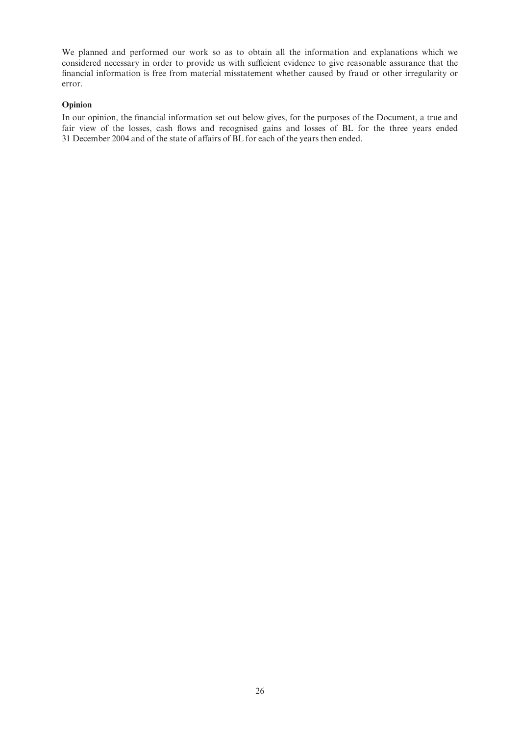We planned and performed our work so as to obtain all the information and explanations which we considered necessary in order to provide us with sufficient evidence to give reasonable assurance that the financial information is free from material misstatement whether caused by fraud or other irregularity or error.

**Opinion**

In our opinion, the financial information set out below gives, for the purposes of the Document, a true and fair view of the losses, cash flows and recognised gains and losses of BL for the three years ended 31 December 2004 and of the state of affairs of BL for each of the years then ended.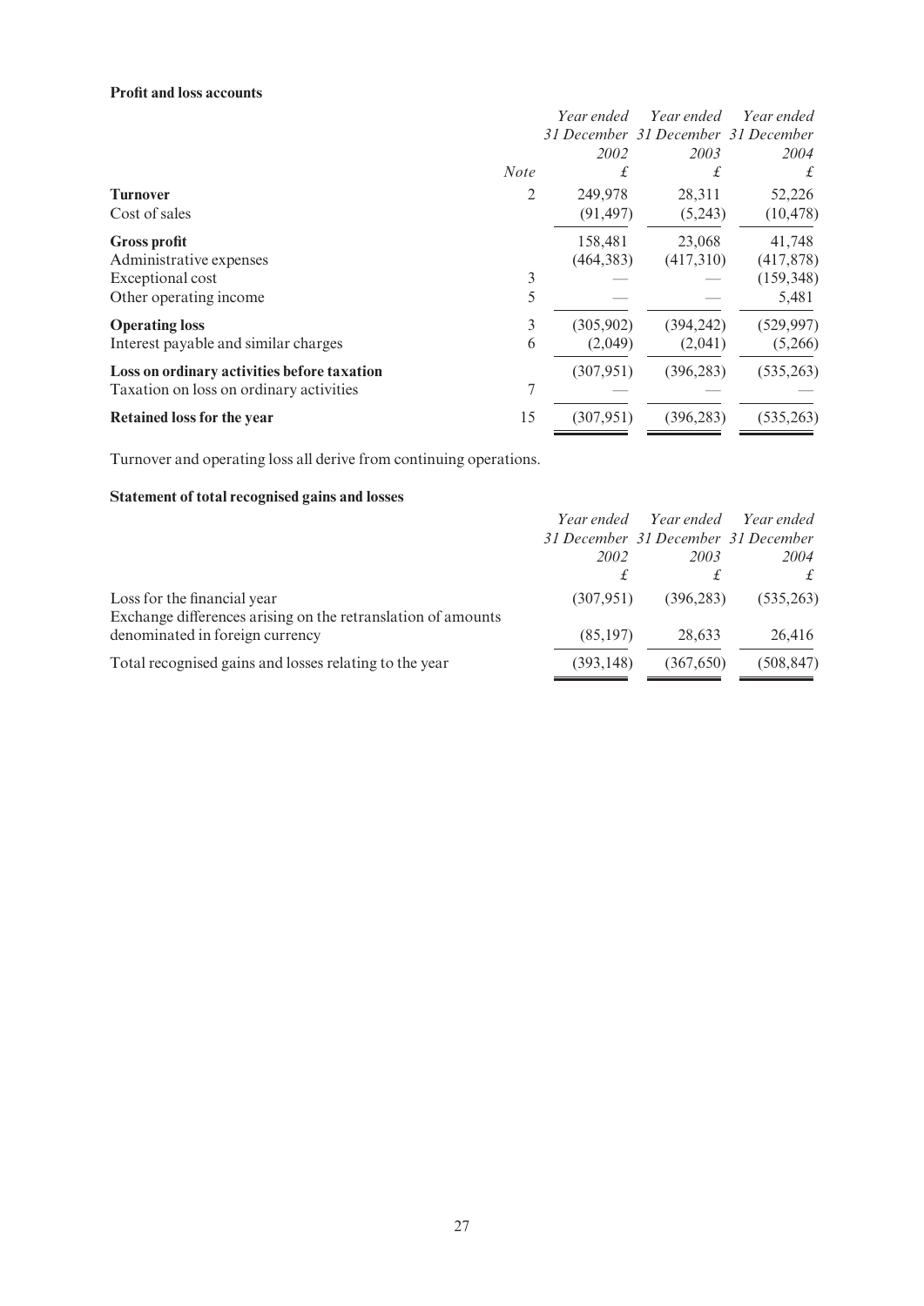**Profit and loss accounts**

| | Note | Year ended 31 December 2002 £ | Year ended 31 December 2003 £ | Year ended 31 December 2004 £ |
|---|---|---|---|---|
| **Turnover** | 2 | 249,978 | 28,311 | 52,226 |
| Cost of sales | | (91,497) | (5,243) | (10,478) |
| **Gross profit** | | 158,481 | 23,068 | 41,748 |
| Administrative expenses | | (464,383) | (417,310) | (417,878) |
| Exceptional cost | 3 | — | — | (159,348) |
| Other operating income | 5 | — | — | 5,481 |
| **Operating loss** | 3 | (305,902) | (394,242) | (529,997) |
| Interest payable and similar charges | 6 | (2,049) | (2,041) | (5,266) |
| **Loss on ordinary activities before taxation** | | (307,951) | (396,283) | (535,263) |
| Taxation on loss on ordinary activities | 7 | — | — | — |
| **Retained loss for the year** | 15 | (307,951) | (396,283) | (535,263) |

Turnover and operating loss all derive from continuing operations.

**Statement of total recognised gains and losses**

| | Year ended 31 December 2002 £ | Year ended 31 December 2003 £ | Year ended 31 December 2004 £ |
|---|---|---|---|
| Loss for the financial year | (307,951) | (396,283) | (535,263) |
| Exchange differences arising on the retranslation of amounts denominated in foreign currency | (85,197) | 28,633 | 26,416 |
| Total recognised gains and losses relating to the year | (393,148) | (367,650) | (508,847) |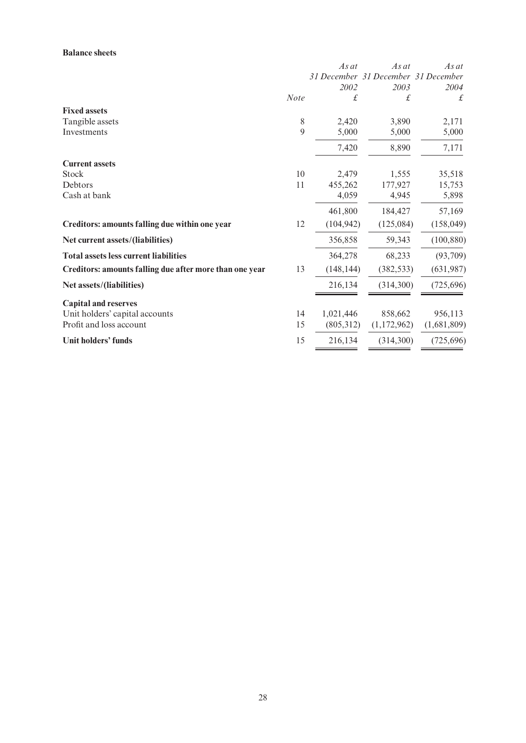**Balance sheets**

| | Note | *As at 31 December 2002* £ | *As at 31 December 2003* £ | *As at 31 December 2004* £ |
|---|---|---|---|---|
| **Fixed assets** | | | | |
| Tangible assets | 8 | 2,420 | 3,890 | 2,171 |
| Investments | 9 | 5,000 | 5,000 | 5,000 |
| | | 7,420 | 8,890 | 7,171 |
| **Current assets** | | | | |
| Stock | 10 | 2,479 | 1,555 | 35,518 |
| Debtors | 11 | 455,262 | 177,927 | 15,753 |
| Cash at bank | | 4,059 | 4,945 | 5,898 |
| | | 461,800 | 184,427 | 57,169 |
| **Creditors: amounts falling due within one year** | 12 | (104,942) | (125,084) | (158,049) |
| **Net current assets/(liabilities)** | | 356,858 | 59,343 | (100,880) |
| **Total assets less current liabilities** | | 364,278 | 68,233 | (93,709) |
| **Creditors: amounts falling due after more than one year** | 13 | (148,144) | (382,533) | (631,987) |
| **Net assets/(liabilities)** | | 216,134 | (314,300) | (725,696) |
| **Capital and reserves** | | | | |
| Unit holders' capital accounts | 14 | 1,021,446 | 858,662 | 956,113 |
| Profit and loss account | 15 | (805,312) | (1,172,962) | (1,681,809) |
| **Unit holders' funds** | 15 | 216,134 | (314,300) | (725,696) |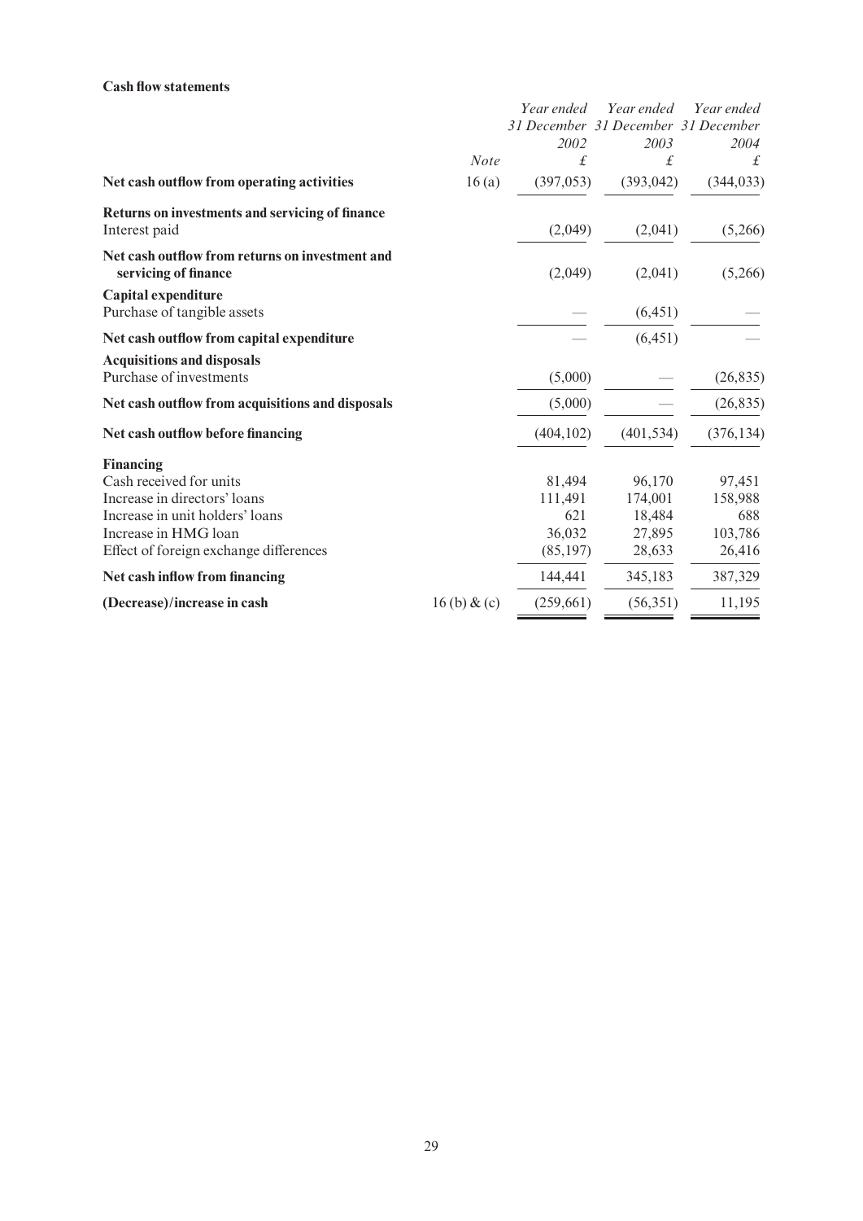**Cash flow statements**

| | *Note* | *Year ended 31 December 2002* £ | *Year ended 31 December 2003* £ | *Year ended 31 December 2004* £ |
|---|---|---|---|---|
| **Net cash outflow from operating activities** | 16 (a) | (397,053) | (393,042) | (344,033) |
| **Returns on investments and servicing of finance** | | | | |
| Interest paid | | (2,049) | (2,041) | (5,266) |
| **Net cash outflow from returns on investment and servicing of finance** | | (2,049) | (2,041) | (5,266) |
| **Capital expenditure** | | | | |
| Purchase of tangible assets | | — | (6,451) | — |
| **Net cash outflow from capital expenditure** | | — | (6,451) | — |
| **Acquisitions and disposals** | | | | |
| Purchase of investments | | (5,000) | — | (26,835) |
| **Net cash outflow from acquisitions and disposals** | | (5,000) | — | (26,835) |
| **Net cash outflow before financing** | | (404,102) | (401,534) | (376,134) |
| **Financing** | | | | |
| Cash received for units | | 81,494 | 96,170 | 97,451 |
| Increase in directors' loans | | 111,491 | 174,001 | 158,988 |
| Increase in unit holders' loans | | 621 | 18,484 | 688 |
| Increase in HMG loan | | 36,032 | 27,895 | 103,786 |
| Effect of foreign exchange differences | | (85,197) | 28,633 | 26,416 |
| **Net cash inflow from financing** | | 144,441 | 345,183 | 387,329 |
| **(Decrease)/increase in cash** | 16 (b) & (c) | (259,661) | (56,351) | 11,195 |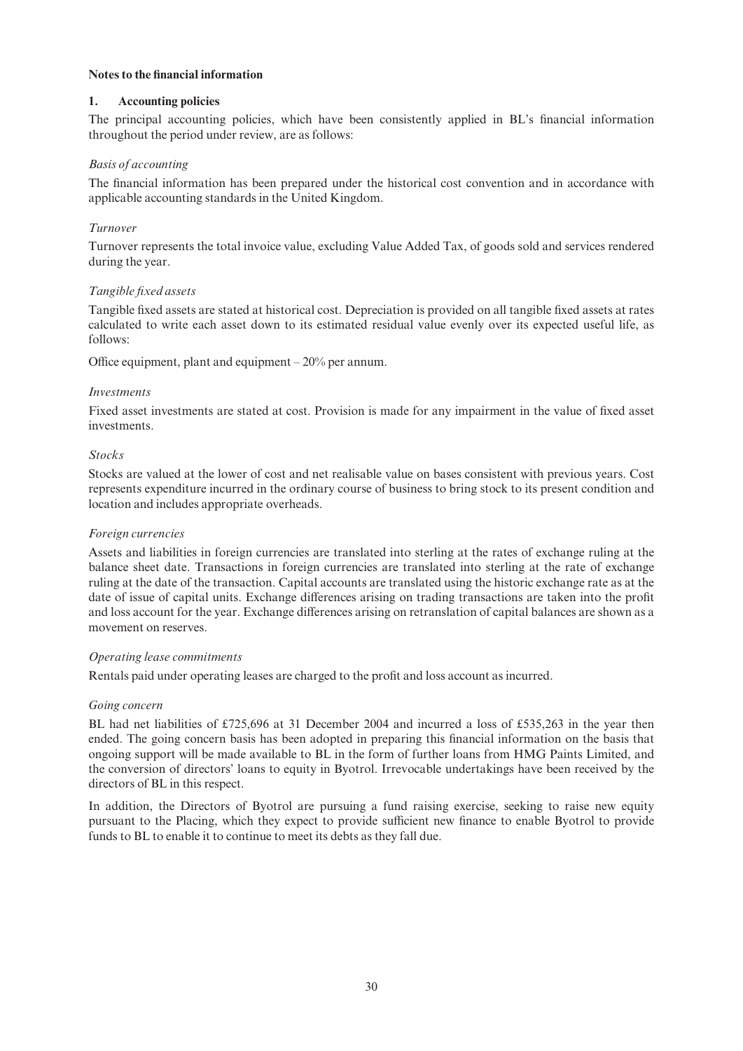**Notes to the financial information**

## 1. Accounting policies

The principal accounting policies, which have been consistently applied in BL's financial information throughout the period under review, are as follows:

*Basis of accounting*

The financial information has been prepared under the historical cost convention and in accordance with applicable accounting standards in the United Kingdom.

*Turnover*

Turnover represents the total invoice value, excluding Value Added Tax, of goods sold and services rendered during the year.

*Tangible fixed assets*

Tangible fixed assets are stated at historical cost. Depreciation is provided on all tangible fixed assets at rates calculated to write each asset down to its estimated residual value evenly over its expected useful life, as follows:

Office equipment, plant and equipment – 20% per annum.

*Investments*

Fixed asset investments are stated at cost. Provision is made for any impairment in the value of fixed asset investments.

*Stocks*

Stocks are valued at the lower of cost and net realisable value on bases consistent with previous years. Cost represents expenditure incurred in the ordinary course of business to bring stock to its present condition and location and includes appropriate overheads.

*Foreign currencies*

Assets and liabilities in foreign currencies are translated into sterling at the rates of exchange ruling at the balance sheet date. Transactions in foreign currencies are translated into sterling at the rate of exchange ruling at the date of the transaction. Capital accounts are translated using the historic exchange rate as at the date of issue of capital units. Exchange differences arising on trading transactions are taken into the profit and loss account for the year. Exchange differences arising on retranslation of capital balances are shown as a movement on reserves.

*Operating lease commitments*

Rentals paid under operating leases are charged to the profit and loss account as incurred.

*Going concern*

BL had net liabilities of £725,696 at 31 December 2004 and incurred a loss of £535,263 in the year then ended. The going concern basis has been adopted in preparing this financial information on the basis that ongoing support will be made available to BL in the form of further loans from HMG Paints Limited, and the conversion of directors' loans to equity in Byotrol. Irrevocable undertakings have been received by the directors of BL in this respect.

In addition, the Directors of Byotrol are pursuing a fund raising exercise, seeking to raise new equity pursuant to the Placing, which they expect to provide sufficient new finance to enable Byotrol to provide funds to BL to enable it to continue to meet its debts as they fall due.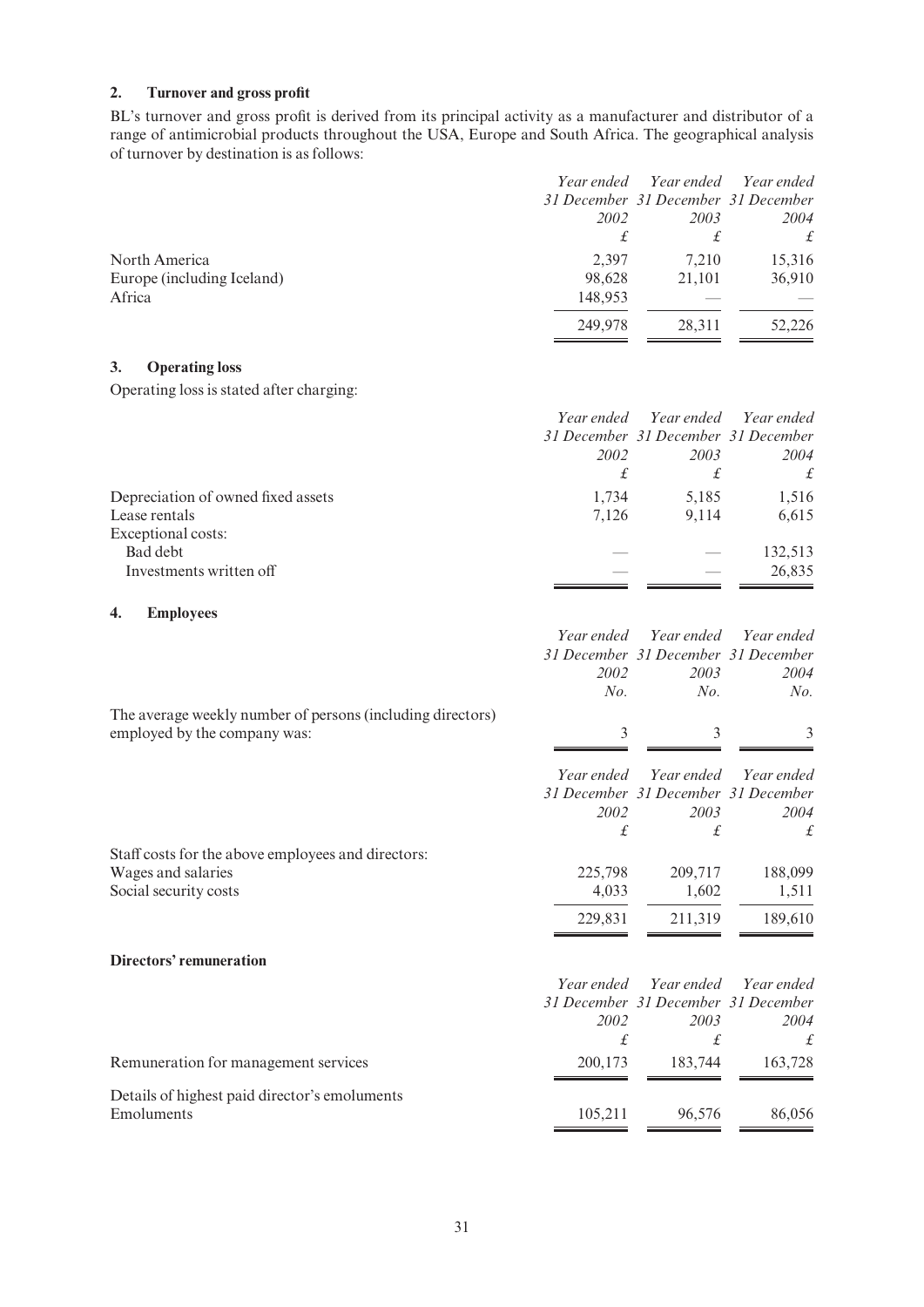## 2. Turnover and gross profit

BL's turnover and gross profit is derived from its principal activity as a manufacturer and distributor of a range of antimicrobial products throughout the USA, Europe and South Africa. The geographical analysis of turnover by destination is as follows:

| | *Year ended 31 December 2002* | *Year ended 31 December 2003* | *Year ended 31 December 2004* |
|---|---|---|---|
| | *£* | *£* | *£* |
| North America | 2,397 | 7,210 | 15,316 |
| Europe (including Iceland) | 98,628 | 21,101 | 36,910 |
| Africa | 148,953 | — | — |
| | 249,978 | 28,311 | 52,226 |

## 3. Operating loss

Operating loss is stated after charging:

| | *Year ended 31 December 2002* | *Year ended 31 December 2003* | *Year ended 31 December 2004* |
|---|---|---|---|
| | *£* | *£* | *£* |
| Depreciation of owned fixed assets | 1,734 | 5,185 | 1,516 |
| Lease rentals | 7,126 | 9,114 | 6,615 |
| Exceptional costs: | | | |
| Bad debt | — | — | 132,513 |
| Investments written off | — | — | 26,835 |

## 4. Employees

| | *Year ended 31 December 2002* | *Year ended 31 December 2003* | *Year ended 31 December 2004* |
|---|---|---|---|
| | *No.* | *No.* | *No.* |
| The average weekly number of persons (including directors) employed by the company was: | 3 | 3 | 3 |

| | *Year ended 31 December 2002* | *Year ended 31 December 2003* | *Year ended 31 December 2004* |
|---|---|---|---|
| | *£* | *£* | *£* |
| Staff costs for the above employees and directors: | | | |
| Wages and salaries | 225,798 | 209,717 | 188,099 |
| Social security costs | 4,033 | 1,602 | 1,511 |
| | 229,831 | 211,319 | 189,610 |

**Directors' remuneration**

| | *Year ended 31 December 2002* | *Year ended 31 December 2003* | *Year ended 31 December 2004* |
|---|---|---|---|
| | *£* | *£* | *£* |
| Remuneration for management services | 200,173 | 183,744 | 163,728 |
| Details of highest paid director's emoluments | | | |
| Emoluments | 105,211 | 96,576 | 86,056 |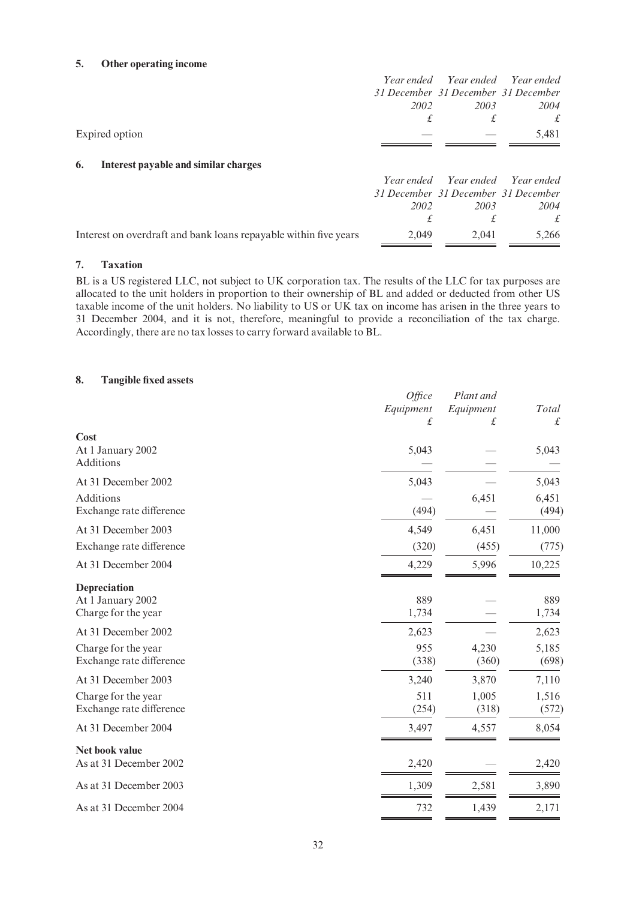## 5. Other operating income

| | Year ended 31 December 2002 £ | Year ended 31 December 2003 £ | Year ended 31 December 2004 £ |
|---|---|---|---|
| Expired option | — | — | 5,481 |

## 6. Interest payable and similar charges

| | Year ended 31 December 2002 £ | Year ended 31 December 2003 £ | Year ended 31 December 2004 £ |
|---|---|---|---|
| Interest on overdraft and bank loans repayable within five years | 2,049 | 2,041 | 5,266 |

## 7. Taxation

BL is a US registered LLC, not subject to UK corporation tax. The results of the LLC for tax purposes are allocated to the unit holders in proportion to their ownership of BL and added or deducted from other US taxable income of the unit holders. No liability to US or UK tax on income has arisen in the three years to 31 December 2004, and it is not, therefore, meaningful to provide a reconciliation of the tax charge. Accordingly, there are no tax losses to carry forward available to BL.

## 8. Tangible fixed assets

| | Office Equipment £ | Plant and Equipment £ | Total £ |
|---|---|---|---|
| **Cost** | | | |
| At 1 January 2002 | 5,043 | — | 5,043 |
| Additions | — | — | — |
| At 31 December 2002 | 5,043 | — | 5,043 |
| Additions | — | 6,451 | 6,451 |
| Exchange rate difference | (494) | — | (494) |
| At 31 December 2003 | 4,549 | 6,451 | 11,000 |
| Exchange rate difference | (320) | (455) | (775) |
| At 31 December 2004 | 4,229 | 5,996 | 10,225 |
| **Depreciation** | | | |
| At 1 January 2002 | 889 | — | 889 |
| Charge for the year | 1,734 | — | 1,734 |
| At 31 December 2002 | 2,623 | — | 2,623 |
| Charge for the year | 955 | 4,230 | 5,185 |
| Exchange rate difference | (338) | (360) | (698) |
| At 31 December 2003 | 3,240 | 3,870 | 7,110 |
| Charge for the year | 511 | 1,005 | 1,516 |
| Exchange rate difference | (254) | (318) | (572) |
| At 31 December 2004 | 3,497 | 4,557 | 8,054 |
| **Net book value** | | | |
| As at 31 December 2002 | 2,420 | — | 2,420 |
| As at 31 December 2003 | 1,309 | 2,581 | 3,890 |
| As at 31 December 2004 | 732 | 1,439 | 2,171 |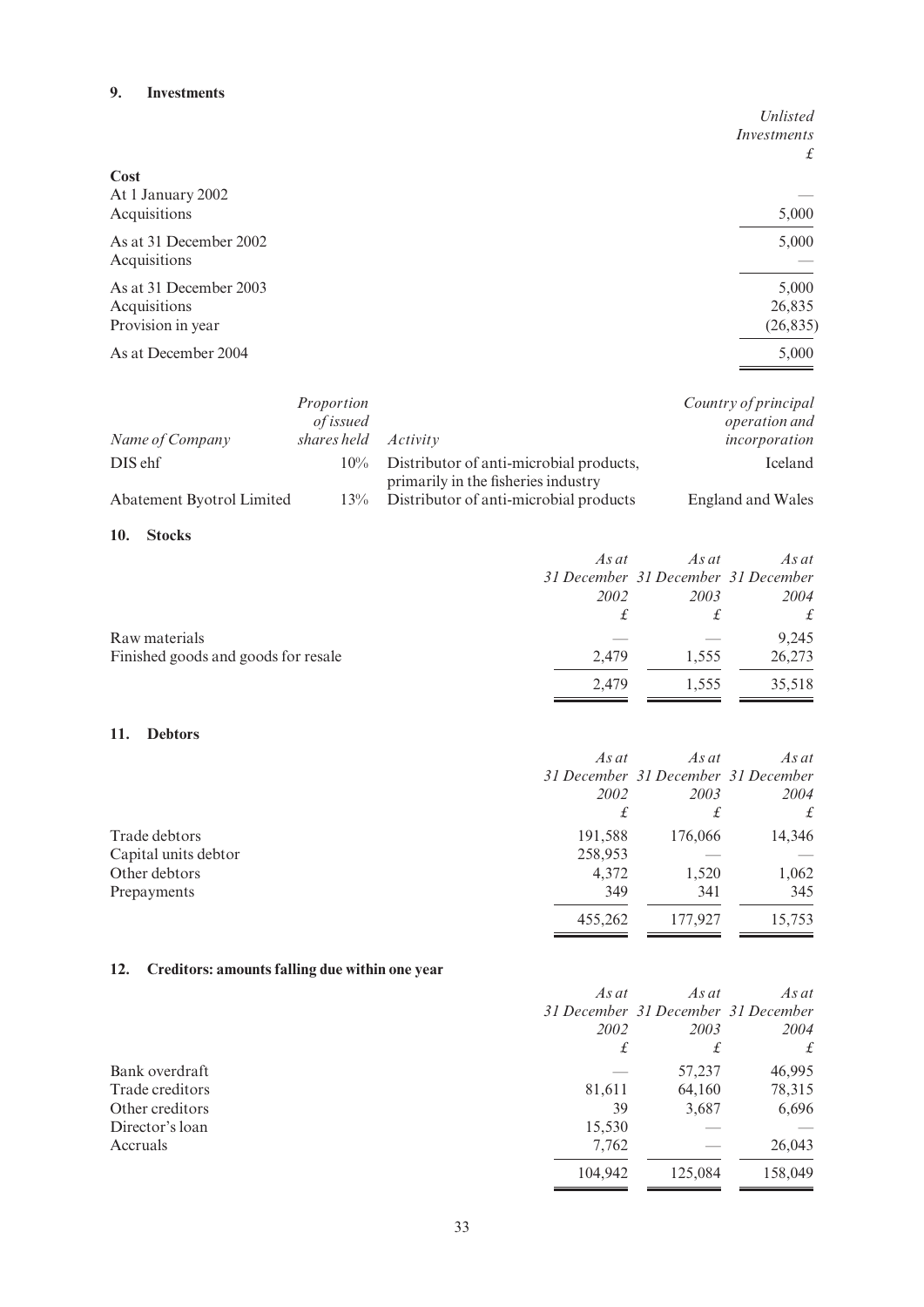## 9. Investments

| | Unlisted Investments £ |
|---|---|
| **Cost** | |
| At 1 January 2002 | — |
| Acquisitions | 5,000 |
| As at 31 December 2002 | 5,000 |
| Acquisitions | — |
| As at 31 December 2003 | 5,000 |
| Acquisitions | 26,835 |
| Provision in year | (26,835) |
| As at December 2004 | 5,000 |

| Name of Company | Proportion of issued shares held | Activity | Country of principal operation and incorporation |
|---|---|---|---|
| DIS ehf | 10% | Distributor of anti-microbial products, primarily in the fisheries industry | Iceland |
| Abatement Byotrol Limited | 13% | Distributor of anti-microbial products | England and Wales |

## 10. Stocks

| | As at 31 December 2002 £ | As at 31 December 2003 £ | As at 31 December 2004 £ |
|---|---|---|---|
| Raw materials | — | — | 9,245 |
| Finished goods and goods for resale | 2,479 | 1,555 | 26,273 |
| | 2,479 | 1,555 | 35,518 |

## 11. Debtors

| | As at 31 December 2002 £ | As at 31 December 2003 £ | As at 31 December 2004 £ |
|---|---|---|---|
| Trade debtors | 191,588 | 176,066 | 14,346 |
| Capital units debtor | 258,953 | — | — |
| Other debtors | 4,372 | 1,520 | 1,062 |
| Prepayments | 349 | 341 | 345 |
| | 455,262 | 177,927 | 15,753 |

## 12. Creditors: amounts falling due within one year

| | As at 31 December 2002 £ | As at 31 December 2003 £ | As at 31 December 2004 £ |
|---|---|---|---|
| Bank overdraft | — | 57,237 | 46,995 |
| Trade creditors | 81,611 | 64,160 | 78,315 |
| Other creditors | 39 | 3,687 | 6,696 |
| Director's loan | 15,530 | — | — |
| Accruals | 7,762 | — | 26,043 |
| | 104,942 | 125,084 | 158,049 |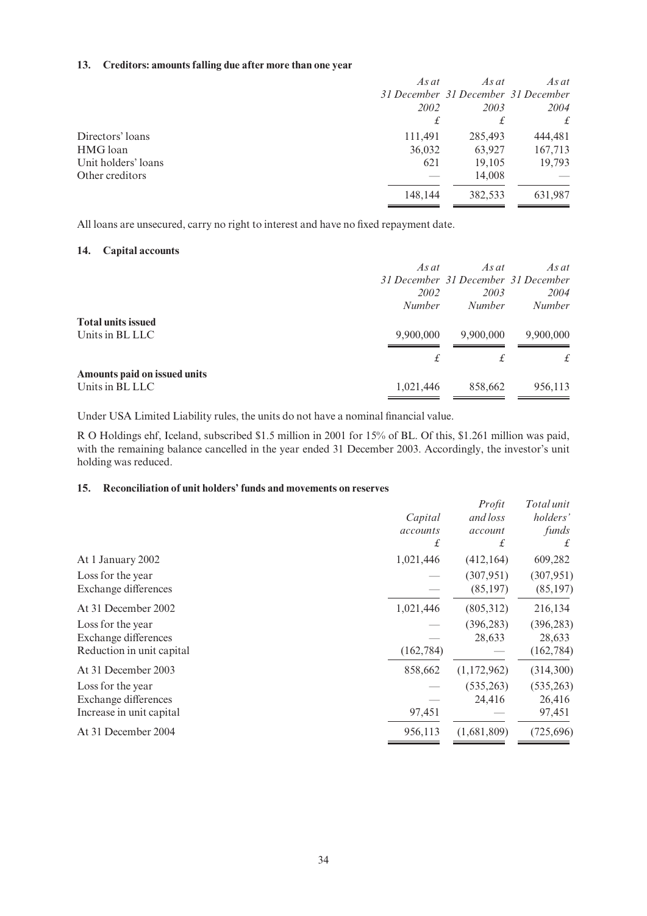### 13. Creditors: amounts falling due after more than one year

| | *As at 31 December 2002* | *As at 31 December 2003* | *As at 31 December 2004* |
|---|---|---|---|
| | *£* | *£* | *£* |
| Directors' loans | 111,491 | 285,493 | 444,481 |
| HMG loan | 36,032 | 63,927 | 167,713 |
| Unit holders' loans | 621 | 19,105 | 19,793 |
| Other creditors | — | 14,008 | — |
| | 148,144 | 382,533 | 631,987 |

All loans are unsecured, carry no right to interest and have no fixed repayment date.

### 14. Capital accounts

| | *As at 31 December 2002* | *As at 31 December 2003* | *As at 31 December 2004* |
|---|---|---|---|
| | *Number* | *Number* | *Number* |
| **Total units issued** | | | |
| Units in BL LLC | 9,900,000 | 9,900,000 | 9,900,000 |
| | *£* | *£* | *£* |
| **Amounts paid on issued units** | | | |
| Units in BL LLC | 1,021,446 | 858,662 | 956,113 |

Under USA Limited Liability rules, the units do not have a nominal financial value.

R O Holdings ehf, Iceland, subscribed $1.5 million in 2001 for 15% of BL. Of this, $1.261 million was paid, with the remaining balance cancelled in the year ended 31 December 2003. Accordingly, the investor's unit holding was reduced.

### 15. Reconciliation of unit holders' funds and movements on reserves

| | *Capital accounts* | *Profit and loss account* | *Total unit holders' funds* |
|---|---|---|---|
| | *£* | *£* | *£* |
| At 1 January 2002 | 1,021,446 | (412,164) | 609,282 |
| Loss for the year | — | (307,951) | (307,951) |
| Exchange differences | — | (85,197) | (85,197) |
| At 31 December 2002 | 1,021,446 | (805,312) | 216,134 |
| Loss for the year | — | (396,283) | (396,283) |
| Exchange differences | — | 28,633 | 28,633 |
| Reduction in unit capital | (162,784) | — | (162,784) |
| At 31 December 2003 | 858,662 | (1,172,962) | (314,300) |
| Loss for the year | — | (535,263) | (535,263) |
| Exchange differences | — | 24,416 | 26,416 |
| Increase in unit capital | 97,451 | — | 97,451 |
| At 31 December 2004 | 956,113 | (1,681,809) | (725,696) |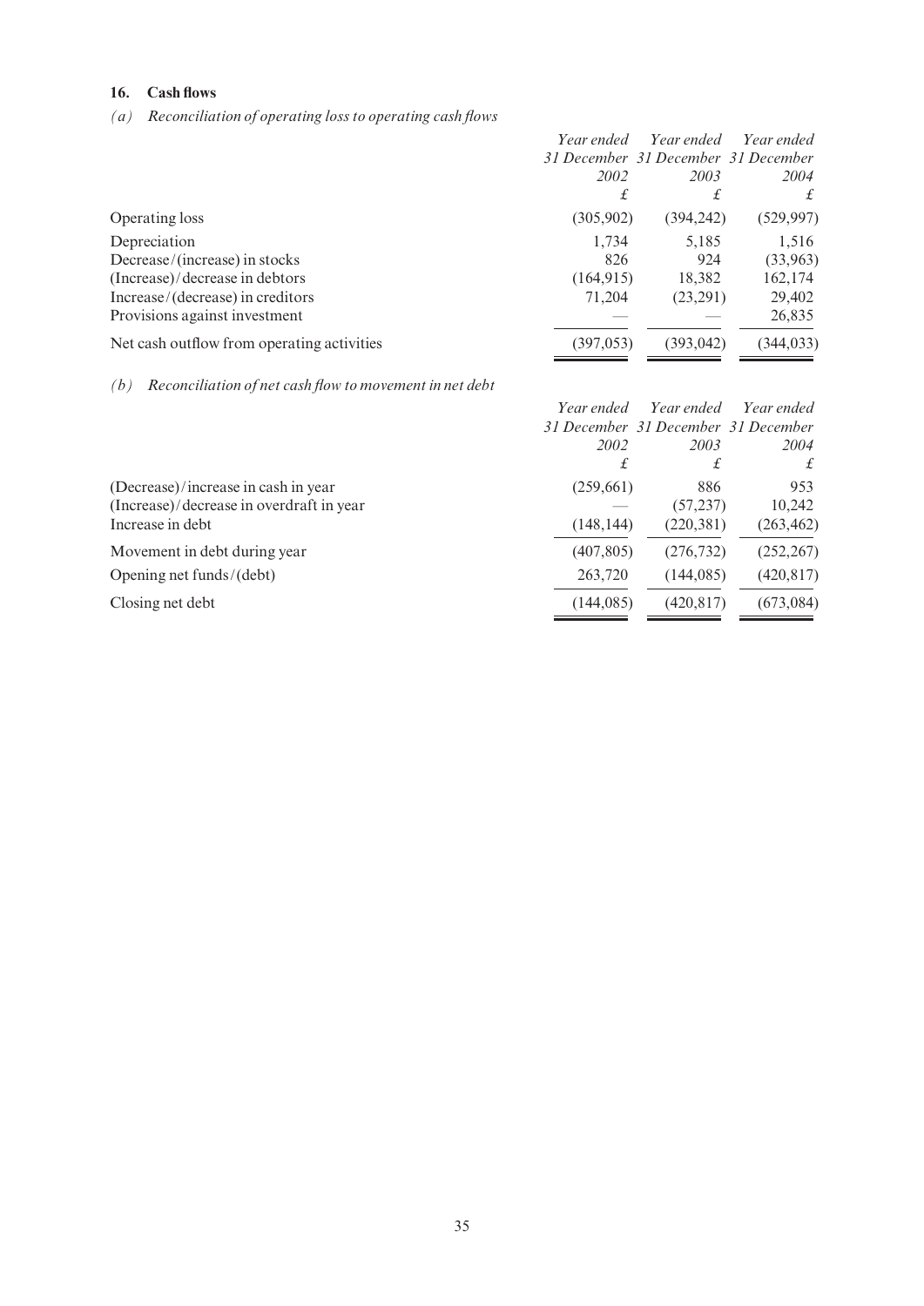## 16. Cash flows

*(a) Reconciliation of operating loss to operating cash flows*

| | *Year ended 31 December 2002* | *Year ended 31 December 2003* | *Year ended 31 December 2004* |
|---|---|---|---|
| | *£* | *£* | *£* |
| Operating loss | (305,902) | (394,242) | (529,997) |
| Depreciation | 1,734 | 5,185 | 1,516 |
| Decrease/(increase) in stocks | 826 | 924 | (33,963) |
| (Increase)/decrease in debtors | (164,915) | 18,382 | 162,174 |
| Increase/(decrease) in creditors | 71,204 | (23,291) | 29,402 |
| Provisions against investment | — | — | 26,835 |
| Net cash outflow from operating activities | (397,053) | (393,042) | (344,033) |

*(b) Reconciliation of net cash flow to movement in net debt*

| | *Year ended 31 December 2002* | *Year ended 31 December 2003* | *Year ended 31 December 2004* |
|---|---|---|---|
| | *£* | *£* | *£* |
| (Decrease)/increase in cash in year | (259,661) | 886 | 953 |
| (Increase)/decrease in overdraft in year | — | (57,237) | 10,242 |
| Increase in debt | (148,144) | (220,381) | (263,462) |
| Movement in debt during year | (407,805) | (276,732) | (252,267) |
| Opening net funds/(debt) | 263,720 | (144,085) | (420,817) |
| Closing net debt | (144,085) | (420,817) | (673,084) |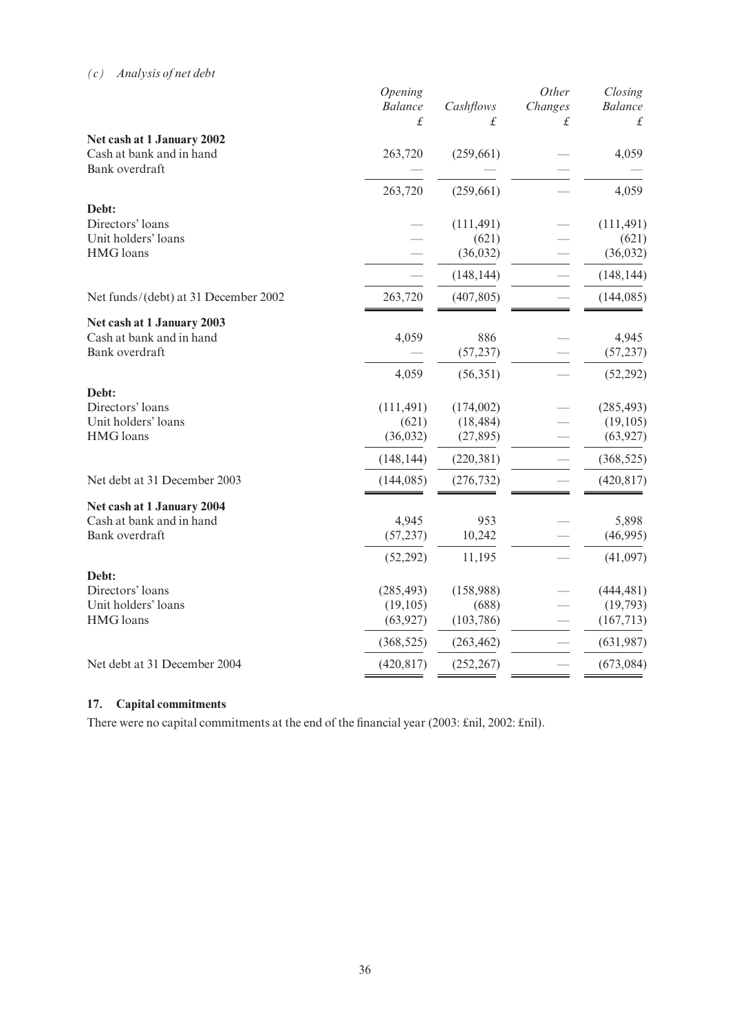*(c) Analysis of net debt*

| | *Opening Balance* £ | *Cashflows* £ | *Other Changes* £ | *Closing Balance* £ |
|---|---|---|---|---|
| **Net cash at 1 January 2002** | | | | |
| Cash at bank and in hand | 263,720 | (259,661) | — | 4,059 |
| Bank overdraft | — | — | — | — |
| | 263,720 | (259,661) | — | 4,059 |
| **Debt:** | | | | |
| Directors' loans | — | (111,491) | — | (111,491) |
| Unit holders' loans | — | (621) | — | (621) |
| HMG loans | — | (36,032) | — | (36,032) |
| | — | (148,144) | — | (148,144) |
| Net funds/(debt) at 31 December 2002 | 263,720 | (407,805) | — | (144,085) |
| **Net cash at 1 January 2003** | | | | |
| Cash at bank and in hand | 4,059 | 886 | — | 4,945 |
| Bank overdraft | — | (57,237) | — | (57,237) |
| | 4,059 | (56,351) | — | (52,292) |
| **Debt:** | | | | |
| Directors' loans | (111,491) | (174,002) | — | (285,493) |
| Unit holders' loans | (621) | (18,484) | — | (19,105) |
| HMG loans | (36,032) | (27,895) | — | (63,927) |
| | (148,144) | (220,381) | — | (368,525) |
| Net debt at 31 December 2003 | (144,085) | (276,732) | — | (420,817) |
| **Net cash at 1 January 2004** | | | | |
| Cash at bank and in hand | 4,945 | 953 | — | 5,898 |
| Bank overdraft | (57,237) | 10,242 | — | (46,995) |
| | (52,292) | 11,195 | — | (41,097) |
| **Debt:** | | | | |
| Directors' loans | (285,493) | (158,988) | — | (444,481) |
| Unit holders' loans | (19,105) | (688) | — | (19,793) |
| HMG loans | (63,927) | (103,786) | — | (167,713) |
| | (368,525) | (263,462) | — | (631,987) |
| Net debt at 31 December 2004 | (420,817) | (252,267) | — | (673,084) |

## 17. Capital commitments

There were no capital commitments at the end of the financial year (2003: £nil, 2002: £nil).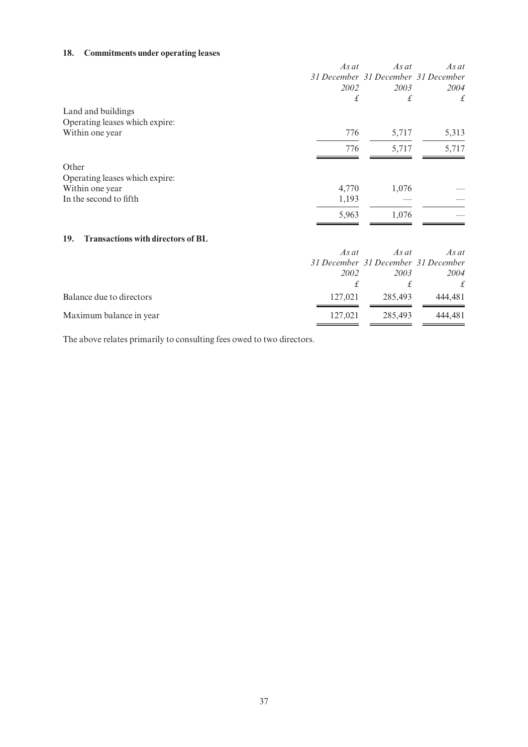## 18. Commitments under operating leases

| | *As at 31 December 2002* | *As at 31 December 2003* | *As at 31 December 2004* |
|---|---|---|---|
| | *£* | *£* | *£* |
| Land and buildings | | | |
| Operating leases which expire: | | | |
| Within one year | 776 | 5,717 | 5,313 |
| | 776 | 5,717 | 5,717 |
| Other | | | |
| Operating leases which expire: | | | |
| Within one year | 4,770 | 1,076 | — |
| In the second to fifth | 1,193 | — | — |
| | 5,963 | 1,076 | — |

## 19. Transactions with directors of BL

| | *As at 31 December 2002* | *As at 31 December 2003* | *As at 31 December 2004* |
|---|---|---|---|
| | *£* | *£* | *£* |
| Balance due to directors | 127,021 | 285,493 | 444,481 |
| Maximum balance in year | 127,021 | 285,493 | 444,481 |

The above relates primarily to consulting fees owed to two directors.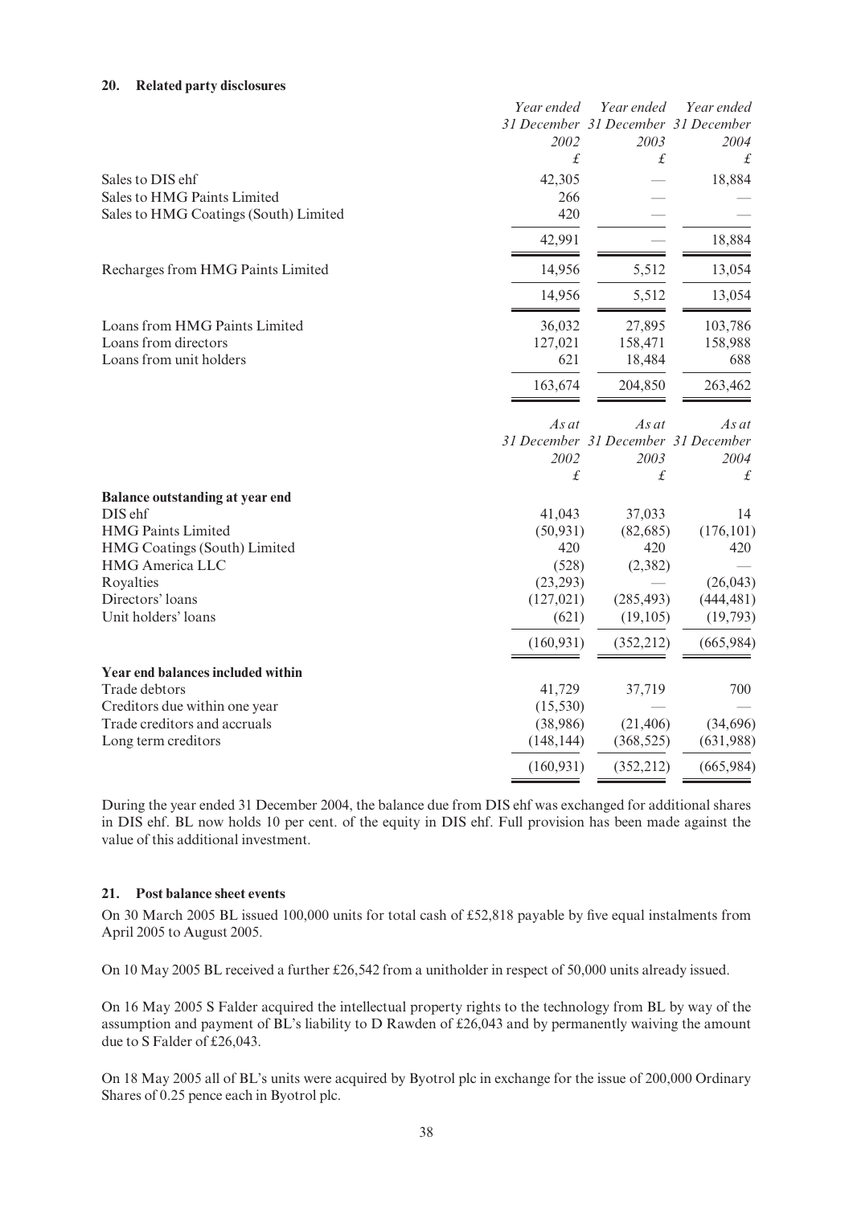## 20. Related party disclosures

| | Year ended 31 December 2002 | Year ended 31 December 2003 | Year ended 31 December 2004 |
|---|---|---|---|
| | £ | £ | £ |
| Sales to DIS ehf | 42,305 | — | 18,884 |
| Sales to HMG Paints Limited | 266 | — | — |
| Sales to HMG Coatings (South) Limited | 420 | — | — |
| | 42,991 | — | 18,884 |
| Recharges from HMG Paints Limited | 14,956 | 5,512 | 13,054 |
| | 14,956 | 5,512 | 13,054 |
| Loans from HMG Paints Limited | 36,032 | 27,895 | 103,786 |
| Loans from directors | 127,021 | 158,471 | 158,988 |
| Loans from unit holders | 621 | 18,484 | 688 |
| | 163,674 | 204,850 | 263,462 |

| | As at 31 December 2002 | As at 31 December 2003 | As at 31 December 2004 |
|---|---|---|---|
| | £ | £ | £ |
| **Balance outstanding at year end** | | | |
| DIS ehf | 41,043 | 37,033 | 14 |
| HMG Paints Limited | (50,931) | (82,685) | (176,101) |
| HMG Coatings (South) Limited | 420 | 420 | 420 |
| HMG America LLC | (528) | (2,382) | — |
| Royalties | (23,293) | — | (26,043) |
| Directors' loans | (127,021) | (285,493) | (444,481) |
| Unit holders' loans | (621) | (19,105) | (19,793) |
| | (160,931) | (352,212) | (665,984) |
| **Year end balances included within** | | | |
| Trade debtors | 41,729 | 37,719 | 700 |
| Creditors due within one year | (15,530) | — | — |
| Trade creditors and accruals | (38,986) | (21,406) | (34,696) |
| Long term creditors | (148,144) | (368,525) | (631,988) |
| | (160,931) | (352,212) | (665,984) |

During the year ended 31 December 2004, the balance due from DIS ehf was exchanged for additional shares in DIS ehf. BL now holds 10 per cent. of the equity in DIS ehf. Full provision has been made against the value of this additional investment.

## 21. Post balance sheet events

On 30 March 2005 BL issued 100,000 units for total cash of £52,818 payable by five equal instalments from April 2005 to August 2005.

On 10 May 2005 BL received a further £26,542 from a unitholder in respect of 50,000 units already issued.

On 16 May 2005 S Falder acquired the intellectual property rights to the technology from BL by way of the assumption and payment of BL's liability to D Rawden of £26,043 and by permanently waiving the amount due to S Falder of £26,043.

On 18 May 2005 all of BL's units were acquired by Byotrol plc in exchange for the issue of 200,000 Ordinary Shares of 0.25 pence each in Byotrol plc.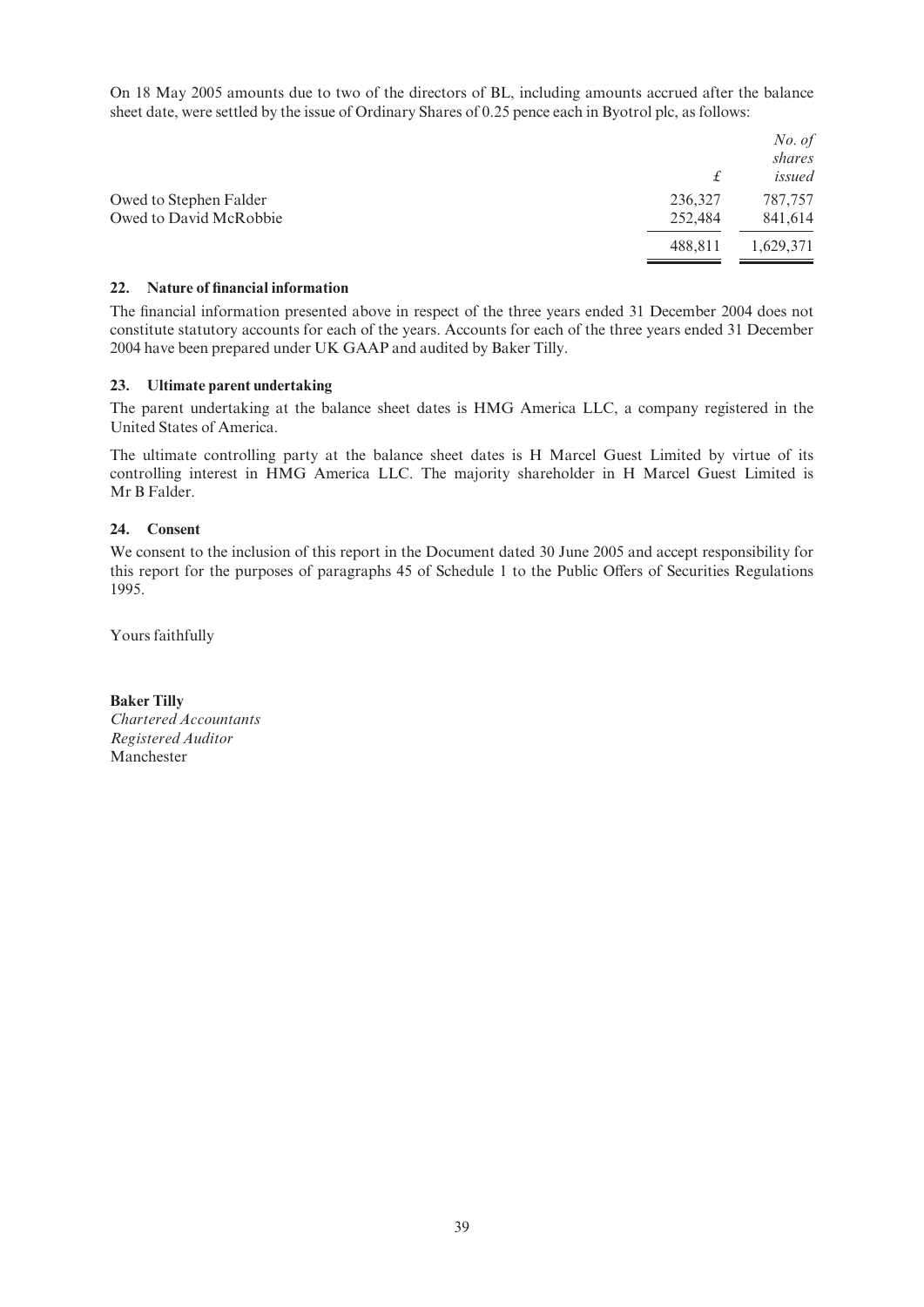On 18 May 2005 amounts due to two of the directors of BL, including amounts accrued after the balance sheet date, were settled by the issue of Ordinary Shares of 0.25 pence each in Byotrol plc, as follows:

| | *£* | *No. of shares issued* |
|---|---|---|
| Owed to Stephen Falder | 236,327 | 787,757 |
| Owed to David McRobbie | 252,484 | 841,614 |
| | 488,811 | 1,629,371 |

**22. Nature of financial information**

The financial information presented above in respect of the three years ended 31 December 2004 does not constitute statutory accounts for each of the years. Accounts for each of the three years ended 31 December 2004 have been prepared under UK GAAP and audited by Baker Tilly.

**23. Ultimate parent undertaking**

The parent undertaking at the balance sheet dates is HMG America LLC, a company registered in the United States of America.

The ultimate controlling party at the balance sheet dates is H Marcel Guest Limited by virtue of its controlling interest in HMG America LLC. The majority shareholder in H Marcel Guest Limited is Mr B Falder.

**24. Consent**

We consent to the inclusion of this report in the Document dated 30 June 2005 and accept responsibility for this report for the purposes of paragraphs 45 of Schedule 1 to the Public Offers of Securities Regulations 1995.

Yours faithfully

**Baker Tilly**
*Chartered Accountants*
*Registered Auditor*
Manchester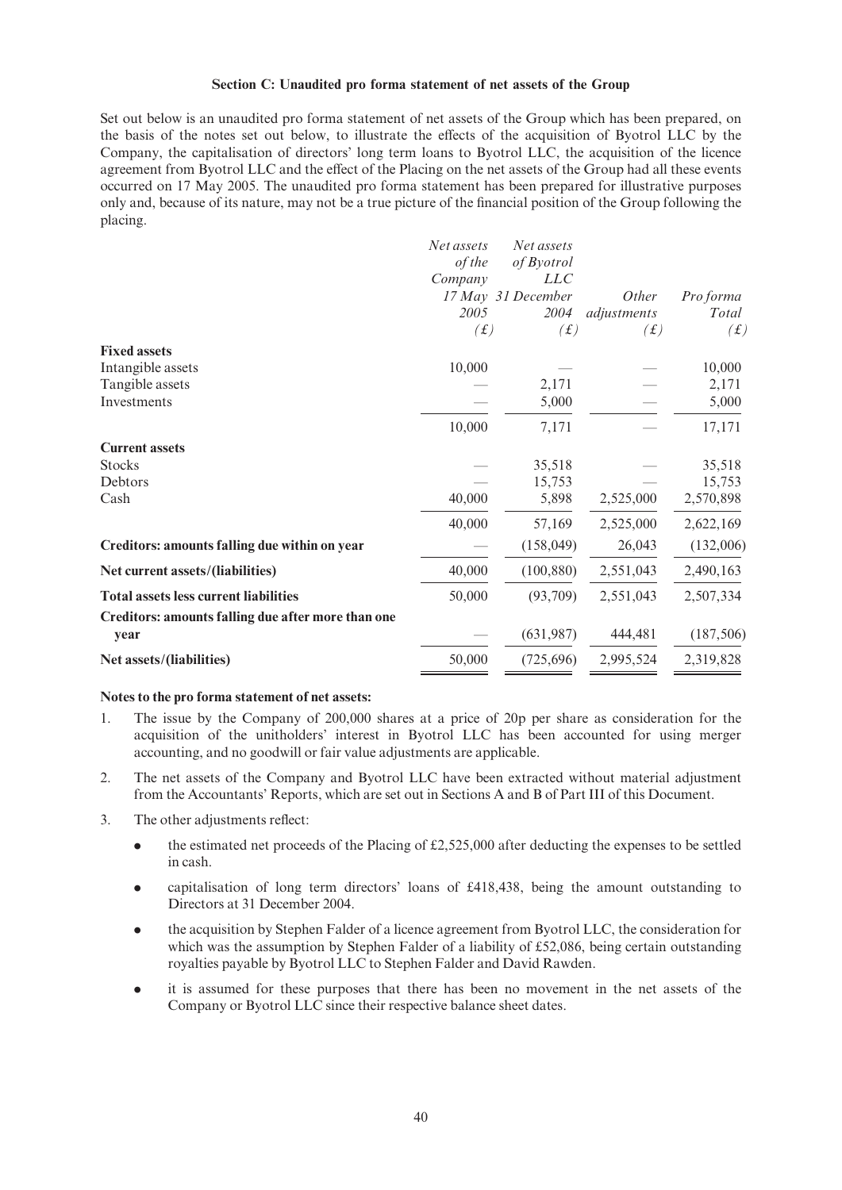**Section C: Unaudited pro forma statement of net assets of the Group**

Set out below is an unaudited pro forma statement of net assets of the Group which has been prepared, on the basis of the notes set out below, to illustrate the effects of the acquisition of Byotrol LLC by the Company, the capitalisation of directors' long term loans to Byotrol LLC, the acquisition of the licence agreement from Byotrol LLC and the effect of the Placing on the net assets of the Group had all these events occurred on 17 May 2005. The unaudited pro forma statement has been prepared for illustrative purposes only and, because of its nature, may not be a true picture of the financial position of the Group following the placing.

| | *Net assets of the Company 17 May 2005 (£)* | *Net assets of Byotrol LLC 31 December 2004 (£)* | *Other adjustments (£)* | *Pro forma Total (£)* |
|---|---|---|---|---|
| **Fixed assets** | | | | |
| Intangible assets | 10,000 | — | — | 10,000 |
| Tangible assets | — | 2,171 | — | 2,171 |
| Investments | — | 5,000 | — | 5,000 |
| | 10,000 | 7,171 | — | 17,171 |
| **Current assets** | | | | |
| Stocks | — | 35,518 | — | 35,518 |
| Debtors | — | 15,753 | — | 15,753 |
| Cash | 40,000 | 5,898 | 2,525,000 | 2,570,898 |
| | 40,000 | 57,169 | 2,525,000 | 2,622,169 |
| **Creditors: amounts falling due within on year** | — | (158,049) | 26,043 | (132,006) |
| **Net current assets/(liabilities)** | 40,000 | (100,880) | 2,551,043 | 2,490,163 |
| **Total assets less current liabilities** | 50,000 | (93,709) | 2,551,043 | 2,507,334 |
| **Creditors: amounts falling due after more than one year** | — | (631,987) | 444,481 | (187,506) |
| **Net assets/(liabilities)** | 50,000 | (725,696) | 2,995,524 | 2,319,828 |

**Notes to the pro forma statement of net assets:**

1. The issue by the Company of 200,000 shares at a price of 20p per share as consideration for the acquisition of the unitholders' interest in Byotrol LLC has been accounted for using merger accounting, and no goodwill or fair value adjustments are applicable.
2. The net assets of the Company and Byotrol LLC have been extracted without material adjustment from the Accountants' Reports, which are set out in Sections A and B of Part III of this Document.
3. The other adjustments reflect:
   - the estimated net proceeds of the Placing of £2,525,000 after deducting the expenses to be settled in cash.
   - capitalisation of long term directors' loans of £418,438, being the amount outstanding to Directors at 31 December 2004.
   - the acquisition by Stephen Falder of a licence agreement from Byotrol LLC, the consideration for which was the assumption by Stephen Falder of a liability of £52,086, being certain outstanding royalties payable by Byotrol LLC to Stephen Falder and David Rawden.
   - it is assumed for these purposes that there has been no movement in the net assets of the Company or Byotrol LLC since their respective balance sheet dates.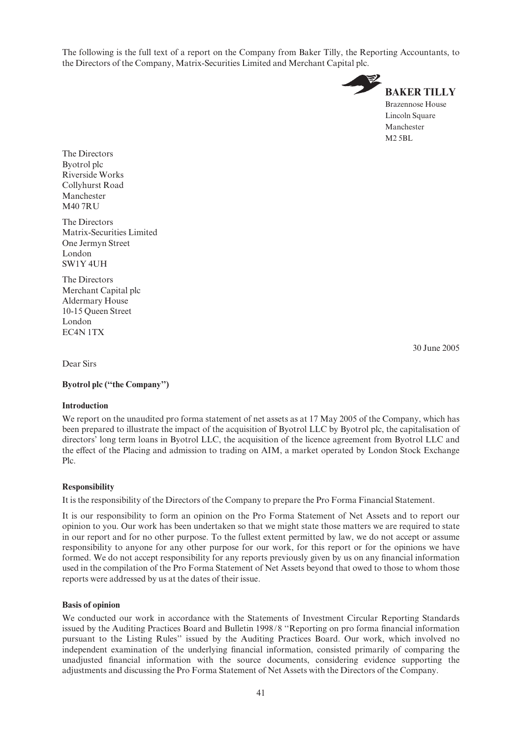The following is the full text of a report on the Company from Baker Tilly, the Reporting Accountants, to the Directors of the Company, Matrix-Securities Limited and Merchant Capital plc.

**BAKER TILLY**
Brazennose House
Lincoln Square
Manchester
M2 5BL

The Directors
Byotrol plc
Riverside Works
Collyhurst Road
Manchester
M40 7RU

The Directors
Matrix-Securities Limited
One Jermyn Street
London
SW1Y 4UH

The Directors
Merchant Capital plc
Aldermary House
10-15 Queen Street
London
EC4N 1TX

30 June 2005

Dear Sirs

**Byotrol plc ("the Company")**

**Introduction**

We report on the unaudited pro forma statement of net assets as at 17 May 2005 of the Company, which has been prepared to illustrate the impact of the acquisition of Byotrol LLC by Byotrol plc, the capitalisation of directors' long term loans in Byotrol LLC, the acquisition of the licence agreement from Byotrol LLC and the effect of the Placing and admission to trading on AIM, a market operated by London Stock Exchange Plc.

**Responsibility**

It is the responsibility of the Directors of the Company to prepare the Pro Forma Financial Statement.

It is our responsibility to form an opinion on the Pro Forma Statement of Net Assets and to report our opinion to you. Our work has been undertaken so that we might state those matters we are required to state in our report and for no other purpose. To the fullest extent permitted by law, we do not accept or assume responsibility to anyone for any other purpose for our work, for this report or for the opinions we have formed. We do not accept responsibility for any reports previously given by us on any financial information used in the compilation of the Pro Forma Statement of Net Assets beyond that owed to those to whom those reports were addressed by us at the dates of their issue.

**Basis of opinion**

We conducted our work in accordance with the Statements of Investment Circular Reporting Standards issued by the Auditing Practices Board and Bulletin 1998/8 "Reporting on pro forma financial information pursuant to the Listing Rules" issued by the Auditing Practices Board. Our work, which involved no independent examination of the underlying financial information, consisted primarily of comparing the unadjusted financial information with the source documents, considering evidence supporting the adjustments and discussing the Pro Forma Statement of Net Assets with the Directors of the Company.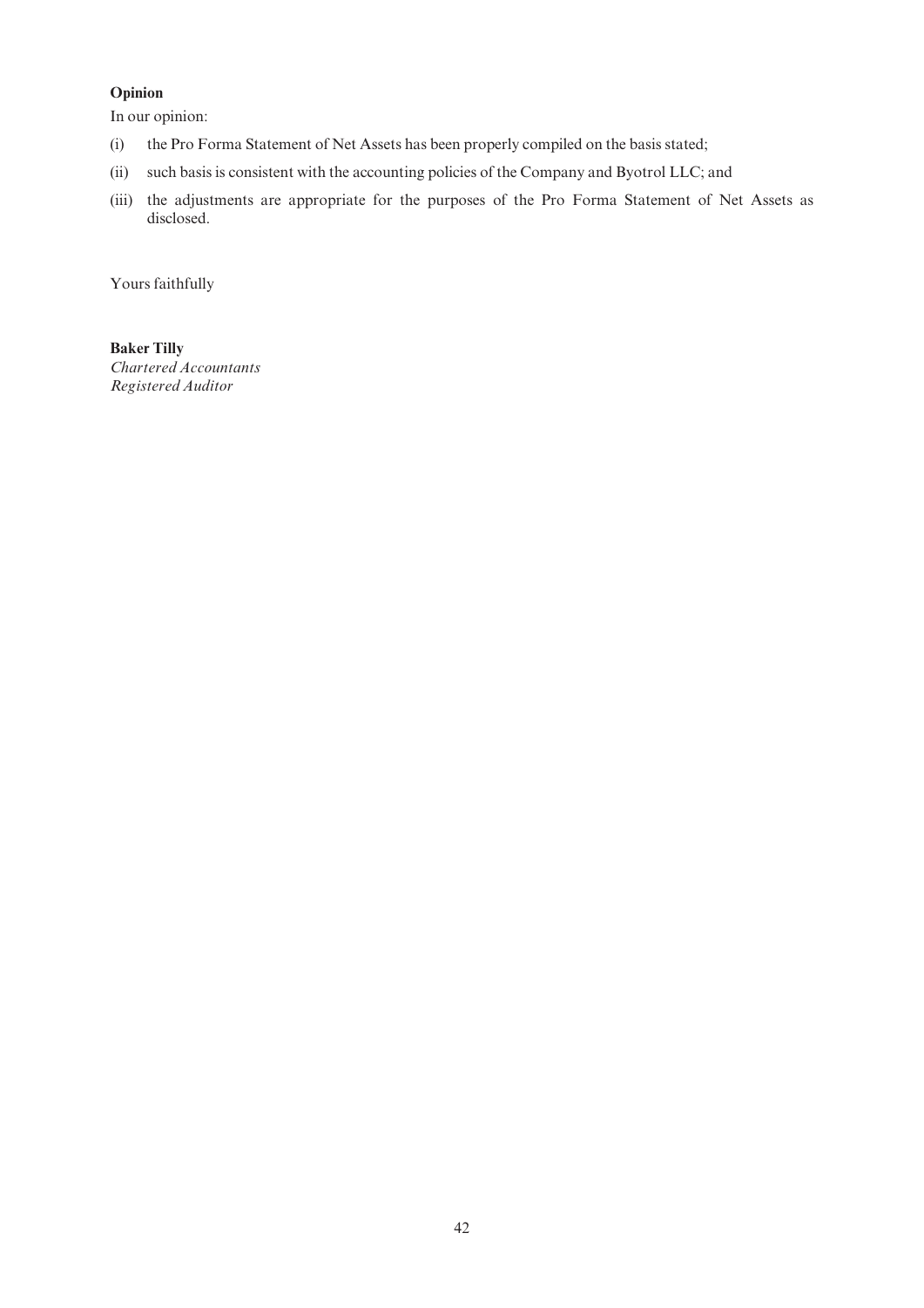**Opinion**

In our opinion:

(i) the Pro Forma Statement of Net Assets has been properly compiled on the basis stated;

(ii) such basis is consistent with the accounting policies of the Company and Byotrol LLC; and

(iii) the adjustments are appropriate for the purposes of the Pro Forma Statement of Net Assets as disclosed.

Yours faithfully

**Baker Tilly**
*Chartered Accountants*
*Registered Auditor*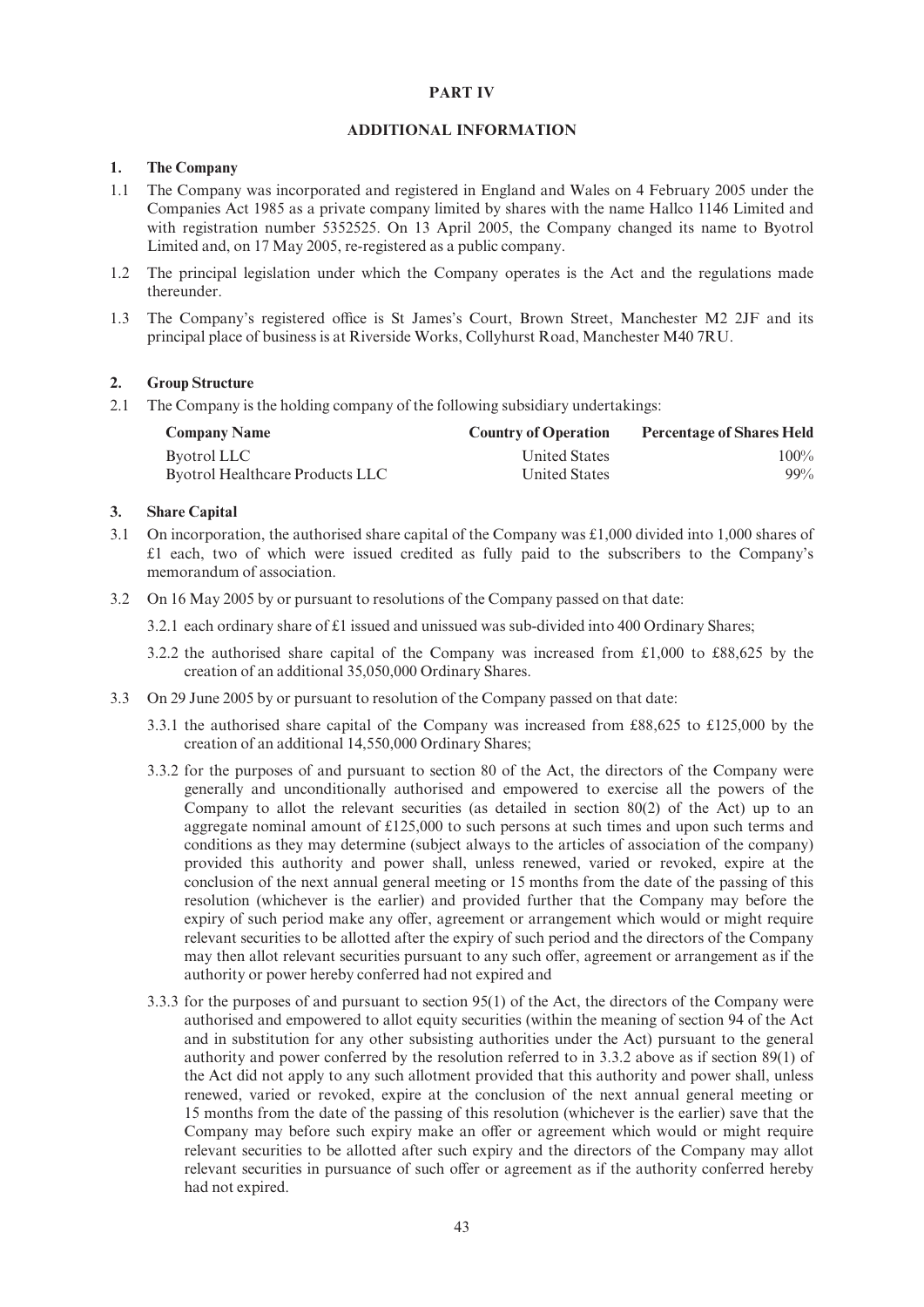# PART IV

## ADDITIONAL INFORMATION

### 1. The Company

1.1 The Company was incorporated and registered in England and Wales on 4 February 2005 under the Companies Act 1985 as a private company limited by shares with the name Hallco 1146 Limited and with registration number 5352525. On 13 April 2005, the Company changed its name to Byotrol Limited and, on 17 May 2005, re-registered as a public company.

1.2 The principal legislation under which the Company operates is the Act and the regulations made thereunder.

1.3 The Company's registered office is St James's Court, Brown Street, Manchester M2 2JF and its principal place of business is at Riverside Works, Collyhurst Road, Manchester M40 7RU.

### 2. Group Structure

2.1 The Company is the holding company of the following subsidiary undertakings:

| Company Name | Country of Operation | Percentage of Shares Held |
|---|---|---|
| Byotrol LLC | United States | 100% |
| Byotrol Healthcare Products LLC | United States | 99% |

### 3. Share Capital

3.1 On incorporation, the authorised share capital of the Company was £1,000 divided into 1,000 shares of £1 each, two of which were issued credited as fully paid to the subscribers to the Company's memorandum of association.

3.2 On 16 May 2005 by or pursuant to resolutions of the Company passed on that date:

3.2.1 each ordinary share of £1 issued and unissued was sub-divided into 400 Ordinary Shares;

3.2.2 the authorised share capital of the Company was increased from £1,000 to £88,625 by the creation of an additional 35,050,000 Ordinary Shares.

3.3 On 29 June 2005 by or pursuant to resolution of the Company passed on that date:

3.3.1 the authorised share capital of the Company was increased from £88,625 to £125,000 by the creation of an additional 14,550,000 Ordinary Shares;

3.3.2 for the purposes of and pursuant to section 80 of the Act, the directors of the Company were generally and unconditionally authorised and empowered to exercise all the powers of the Company to allot the relevant securities (as detailed in section 80(2) of the Act) up to an aggregate nominal amount of £125,000 to such persons at such times and upon such terms and conditions as they may determine (subject always to the articles of association of the company) provided this authority and power shall, unless renewed, varied or revoked, expire at the conclusion of the next annual general meeting or 15 months from the date of the passing of this resolution (whichever is the earlier) and provided further that the Company may before the expiry of such period make any offer, agreement or arrangement which would or might require relevant securities to be allotted after the expiry of such period and the directors of the Company may then allot relevant securities pursuant to any such offer, agreement or arrangement as if the authority or power hereby conferred had not expired and

3.3.3 for the purposes of and pursuant to section 95(1) of the Act, the directors of the Company were authorised and empowered to allot equity securities (within the meaning of section 94 of the Act and in substitution for any other subsisting authorities under the Act) pursuant to the general authority and power conferred by the resolution referred to in 3.3.2 above as if section 89(1) of the Act did not apply to any such allotment provided that this authority and power shall, unless renewed, varied or revoked, expire at the conclusion of the next annual general meeting or 15 months from the date of the passing of this resolution (whichever is the earlier) save that the Company may before such expiry make an offer or agreement which would or might require relevant securities to be allotted after such expiry and the directors of the Company may allot relevant securities in pursuance of such offer or agreement as if the authority conferred hereby had not expired.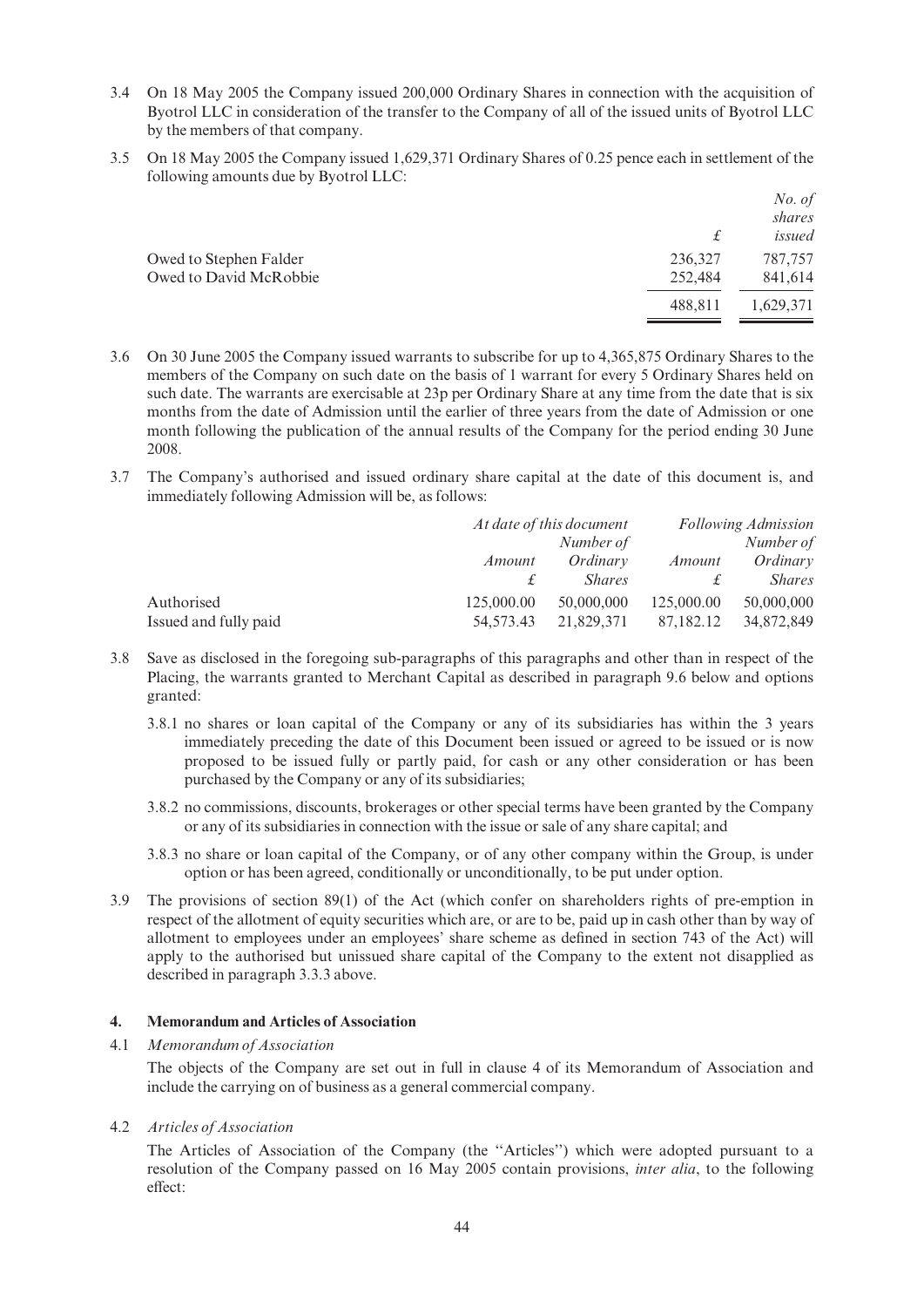3.4 On 18 May 2005 the Company issued 200,000 Ordinary Shares in connection with the acquisition of Byotrol LLC in consideration of the transfer to the Company of all of the issued units of Byotrol LLC by the members of that company.

3.5 On 18 May 2005 the Company issued 1,629,371 Ordinary Shares of 0.25 pence each in settlement of the following amounts due by Byotrol LLC:

| | £ | *No. of shares issued* |
|---|---|---|
| Owed to Stephen Falder | 236,327 | 787,757 |
| Owed to David McRobbie | 252,484 | 841,614 |
| | 488,811 | 1,629,371 |

3.6 On 30 June 2005 the Company issued warrants to subscribe for up to 4,365,875 Ordinary Shares to the members of the Company on such date on the basis of 1 warrant for every 5 Ordinary Shares held on such date. The warrants are exercisable at 23p per Ordinary Share at any time from the date that is six months from the date of Admission until the earlier of three years from the date of Admission or one month following the publication of the annual results of the Company for the period ending 30 June 2008.

3.7 The Company's authorised and issued ordinary share capital at the date of this document is, and immediately following Admission will be, as follows:

| | *At date of this document* | | *Following Admission* | |
|---|---|---|---|---|
| | *Amount* £ | *Number of Ordinary Shares* | *Amount* £ | *Number of Ordinary Shares* |
| Authorised | 125,000.00 | 50,000,000 | 125,000.00 | 50,000,000 |
| Issued and fully paid | 54,573.43 | 21,829,371 | 87,182.12 | 34,872,849 |

3.8 Save as disclosed in the foregoing sub-paragraphs of this paragraphs and other than in respect of the Placing, the warrants granted to Merchant Capital as described in paragraph 9.6 below and options granted:

3.8.1 no shares or loan capital of the Company or any of its subsidiaries has within the 3 years immediately preceding the date of this Document been issued or agreed to be issued or is now proposed to be issued fully or partly paid, for cash or any other consideration or has been purchased by the Company or any of its subsidiaries;

3.8.2 no commissions, discounts, brokerages or other special terms have been granted by the Company or any of its subsidiaries in connection with the issue or sale of any share capital; and

3.8.3 no share or loan capital of the Company, or of any other company within the Group, is under option or has been agreed, conditionally or unconditionally, to be put under option.

3.9 The provisions of section 89(1) of the Act (which confer on shareholders rights of pre-emption in respect of the allotment of equity securities which are, or are to be, paid up in cash other than by way of allotment to employees under an employees' share scheme as defined in section 743 of the Act) will apply to the authorised but unissued share capital of the Company to the extent not disapplied as described in paragraph 3.3.3 above.

## 4. Memorandum and Articles of Association

4.1 *Memorandum of Association*

The objects of the Company are set out in full in clause 4 of its Memorandum of Association and include the carrying on of business as a general commercial company.

4.2 *Articles of Association*

The Articles of Association of the Company (the ''Articles'') which were adopted pursuant to a resolution of the Company passed on 16 May 2005 contain provisions, *inter alia*, to the following effect: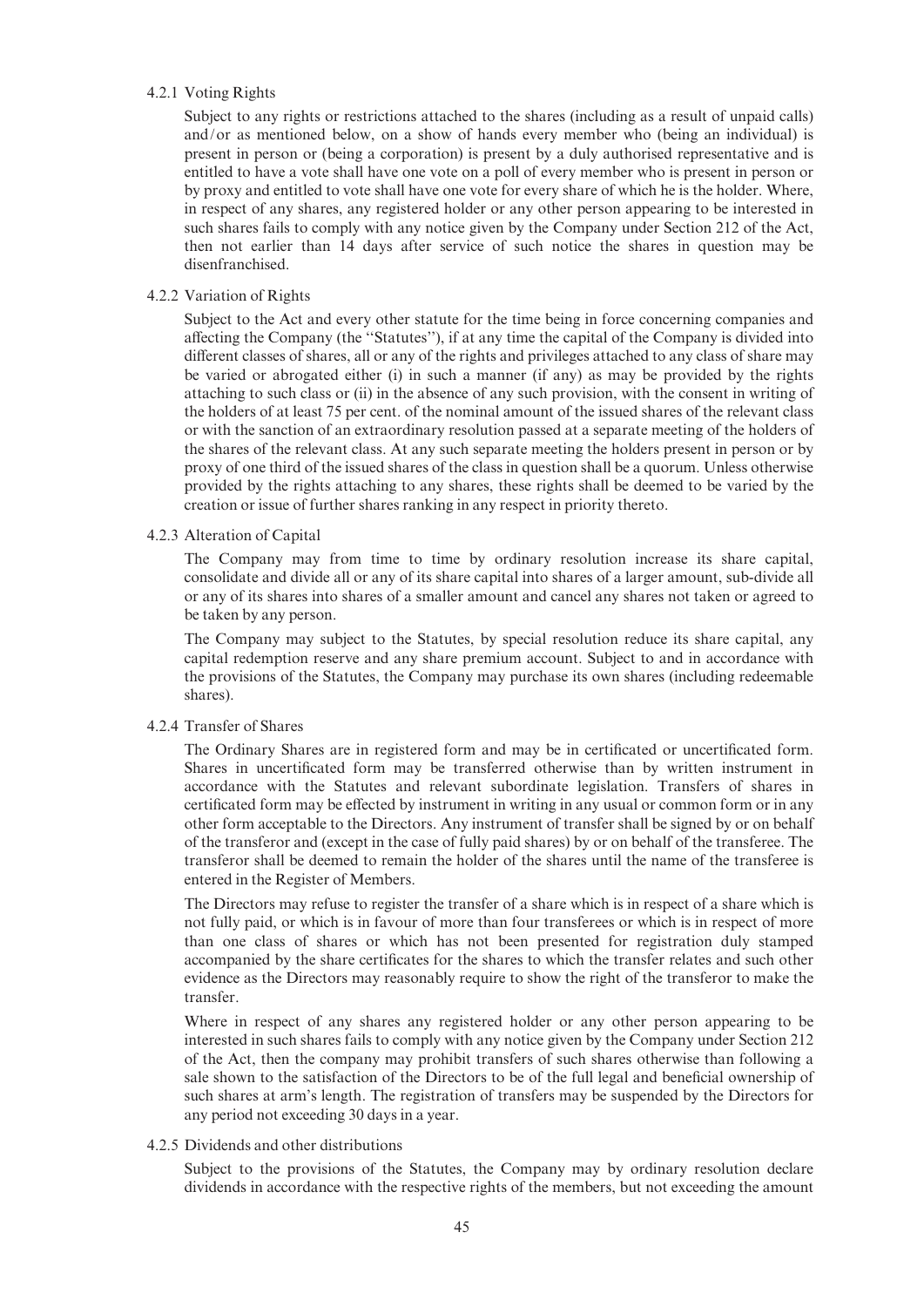#### 4.2.1 Voting Rights

Subject to any rights or restrictions attached to the shares (including as a result of unpaid calls) and/or as mentioned below, on a show of hands every member who (being an individual) is present in person or (being a corporation) is present by a duly authorised representative and is entitled to have a vote shall have one vote on a poll of every member who is present in person or by proxy and entitled to vote shall have one vote for every share of which he is the holder. Where, in respect of any shares, any registered holder or any other person appearing to be interested in such shares fails to comply with any notice given by the Company under Section 212 of the Act, then not earlier than 14 days after service of such notice the shares in question may be disenfranchised.

#### 4.2.2 Variation of Rights

Subject to the Act and every other statute for the time being in force concerning companies and affecting the Company (the "Statutes"), if at any time the capital of the Company is divided into different classes of shares, all or any of the rights and privileges attached to any class of share may be varied or abrogated either (i) in such a manner (if any) as may be provided by the rights attaching to such class or (ii) in the absence of any such provision, with the consent in writing of the holders of at least 75 per cent. of the nominal amount of the issued shares of the relevant class or with the sanction of an extraordinary resolution passed at a separate meeting of the holders of the shares of the relevant class. At any such separate meeting the holders present in person or by proxy of one third of the issued shares of the class in question shall be a quorum. Unless otherwise provided by the rights attaching to any shares, these rights shall be deemed to be varied by the creation or issue of further shares ranking in any respect in priority thereto.

#### 4.2.3 Alteration of Capital

The Company may from time to time by ordinary resolution increase its share capital, consolidate and divide all or any of its share capital into shares of a larger amount, sub-divide all or any of its shares into shares of a smaller amount and cancel any shares not taken or agreed to be taken by any person.

The Company may subject to the Statutes, by special resolution reduce its share capital, any capital redemption reserve and any share premium account. Subject to and in accordance with the provisions of the Statutes, the Company may purchase its own shares (including redeemable shares).

#### 4.2.4 Transfer of Shares

The Ordinary Shares are in registered form and may be in certificated or uncertificated form. Shares in uncertificated form may be transferred otherwise than by written instrument in accordance with the Statutes and relevant subordinate legislation. Transfers of shares in certificated form may be effected by instrument in writing in any usual or common form or in any other form acceptable to the Directors. Any instrument of transfer shall be signed by or on behalf of the transferor and (except in the case of fully paid shares) by or on behalf of the transferee. The transferor shall be deemed to remain the holder of the shares until the name of the transferee is entered in the Register of Members.

The Directors may refuse to register the transfer of a share which is in respect of a share which is not fully paid, or which is in favour of more than four transferees or which is in respect of more than one class of shares or which has not been presented for registration duly stamped accompanied by the share certificates for the shares to which the transfer relates and such other evidence as the Directors may reasonably require to show the right of the transferor to make the transfer.

Where in respect of any shares any registered holder or any other person appearing to be interested in such shares fails to comply with any notice given by the Company under Section 212 of the Act, then the company may prohibit transfers of such shares otherwise than following a sale shown to the satisfaction of the Directors to be of the full legal and beneficial ownership of such shares at arm's length. The registration of transfers may be suspended by the Directors for any period not exceeding 30 days in a year.

#### 4.2.5 Dividends and other distributions

Subject to the provisions of the Statutes, the Company may by ordinary resolution declare dividends in accordance with the respective rights of the members, but not exceeding the amount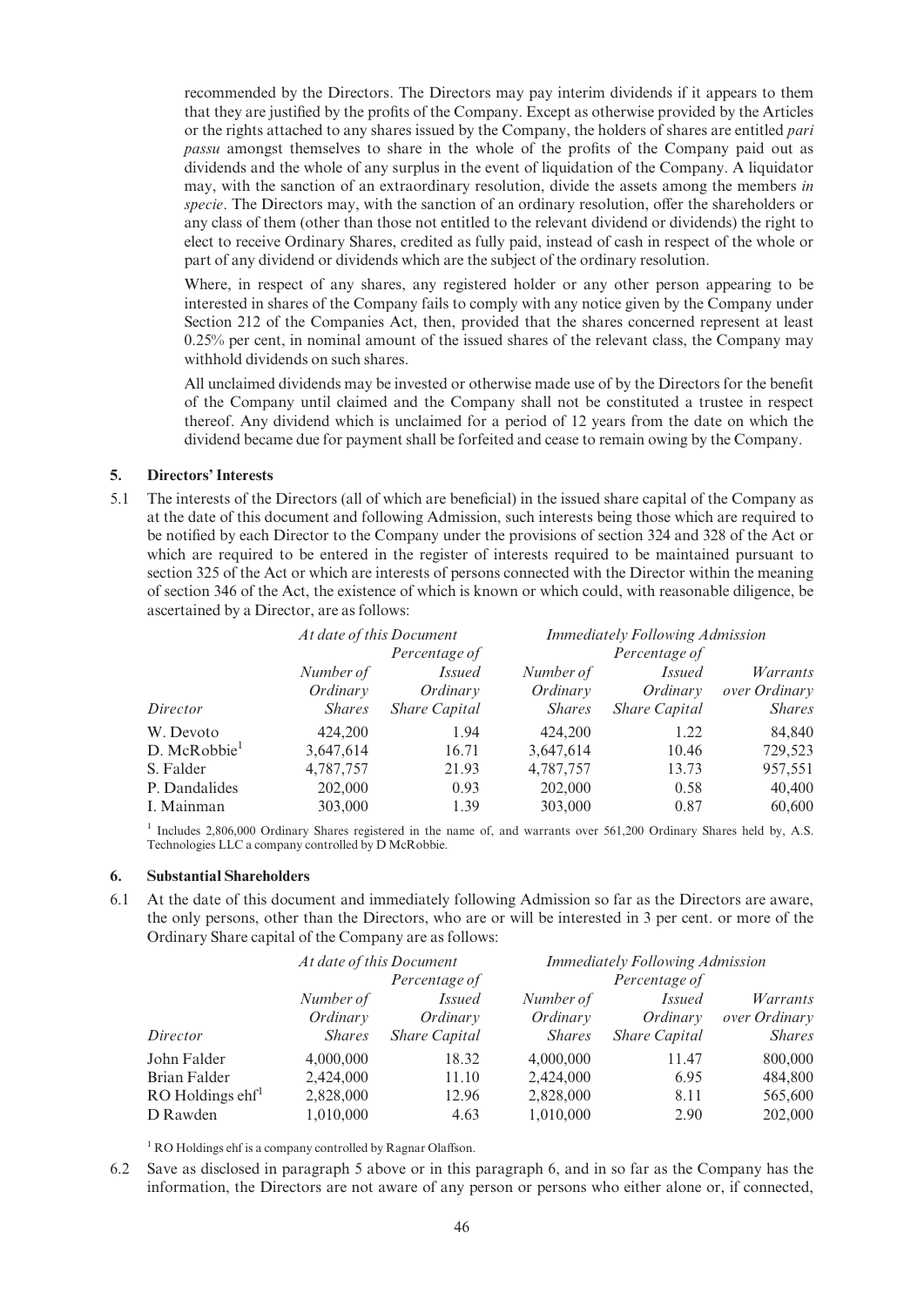recommended by the Directors. The Directors may pay interim dividends if it appears to them that they are justified by the profits of the Company. Except as otherwise provided by the Articles or the rights attached to any shares issued by the Company, the holders of shares are entitled *pari passu* amongst themselves to share in the whole of the profits of the Company paid out as dividends and the whole of any surplus in the event of liquidation of the Company. A liquidator may, with the sanction of an extraordinary resolution, divide the assets among the members *in specie*. The Directors may, with the sanction of an ordinary resolution, offer the shareholders or any class of them (other than those not entitled to the relevant dividend or dividends) the right to elect to receive Ordinary Shares, credited as fully paid, instead of cash in respect of the whole or part of any dividend or dividends which are the subject of the ordinary resolution.

Where, in respect of any shares, any registered holder or any other person appearing to be interested in shares of the Company fails to comply with any notice given by the Company under Section 212 of the Companies Act, then, provided that the shares concerned represent at least 0.25% per cent, in nominal amount of the issued shares of the relevant class, the Company may withhold dividends on such shares.

All unclaimed dividends may be invested or otherwise made use of by the Directors for the benefit of the Company until claimed and the Company shall not be constituted a trustee in respect thereof. Any dividend which is unclaimed for a period of 12 years from the date on which the dividend became due for payment shall be forfeited and cease to remain owing by the Company.

## 5. Directors' Interests

5.1 The interests of the Directors (all of which are beneficial) in the issued share capital of the Company as at the date of this document and following Admission, such interests being those which are required to be notified by each Director to the Company under the provisions of section 324 and 328 of the Act or which are required to be entered in the register of interests required to be maintained pursuant to section 325 of the Act or which are interests of persons connected with the Director within the meaning of section 346 of the Act, the existence of which is known or which could, with reasonable diligence, be ascertained by a Director, are as follows:

| | *At date of this Document* | | *Immediately Following Admission* | | |
|---|---|---|---|---|---|
| *Director* | *Number of Ordinary Shares* | *Percentage of Issued Ordinary Share Capital* | *Number of Ordinary Shares* | *Percentage of Issued Ordinary Share Capital* | *Warrants over Ordinary Shares* |
| W. Devoto | 424,200 | 1.94 | 424,200 | 1.22 | 84,840 |
| D. McRobbie[1] | 3,647,614 | 16.71 | 3,647,614 | 10.46 | 729,523 |
| S. Falder | 4,787,757 | 21.93 | 4,787,757 | 13.73 | 957,551 |
| P. Dandalides | 202,000 | 0.93 | 202,000 | 0.58 | 40,400 |
| I. Mainman | 303,000 | 1.39 | 303,000 | 0.87 | 60,600 |

[1] Includes 2,806,000 Ordinary Shares registered in the name of, and warrants over 561,200 Ordinary Shares held by, A.S. Technologies LLC a company controlled by D McRobbie.

## 6. Substantial Shareholders

6.1 At the date of this document and immediately following Admission so far as the Directors are aware, the only persons, other than the Directors, who are or will be interested in 3 per cent. or more of the Ordinary Share capital of the Company are as follows:

| | *At date of this Document* | | *Immediately Following Admission* | | |
|---|---|---|---|---|---|
| *Director* | *Number of Ordinary Shares* | *Percentage of Issued Ordinary Share Capital* | *Number of Ordinary Shares* | *Percentage of Issued Ordinary Share Capital* | *Warrants over Ordinary Shares* |
| John Falder | 4,000,000 | 18.32 | 4,000,000 | 11.47 | 800,000 |
| Brian Falder | 2,424,000 | 11.10 | 2,424,000 | 6.95 | 484,800 |
| RO Holdings ehf[1] | 2,828,000 | 12.96 | 2,828,000 | 8.11 | 565,600 |
| D Rawden | 1,010,000 | 4.63 | 1,010,000 | 2.90 | 202,000 |

[1] RO Holdings ehf is a company controlled by Ragnar Olaffson.

6.2 Save as disclosed in paragraph 5 above or in this paragraph 6, and in so far as the Company has the information, the Directors are not aware of any person or persons who either alone or, if connected,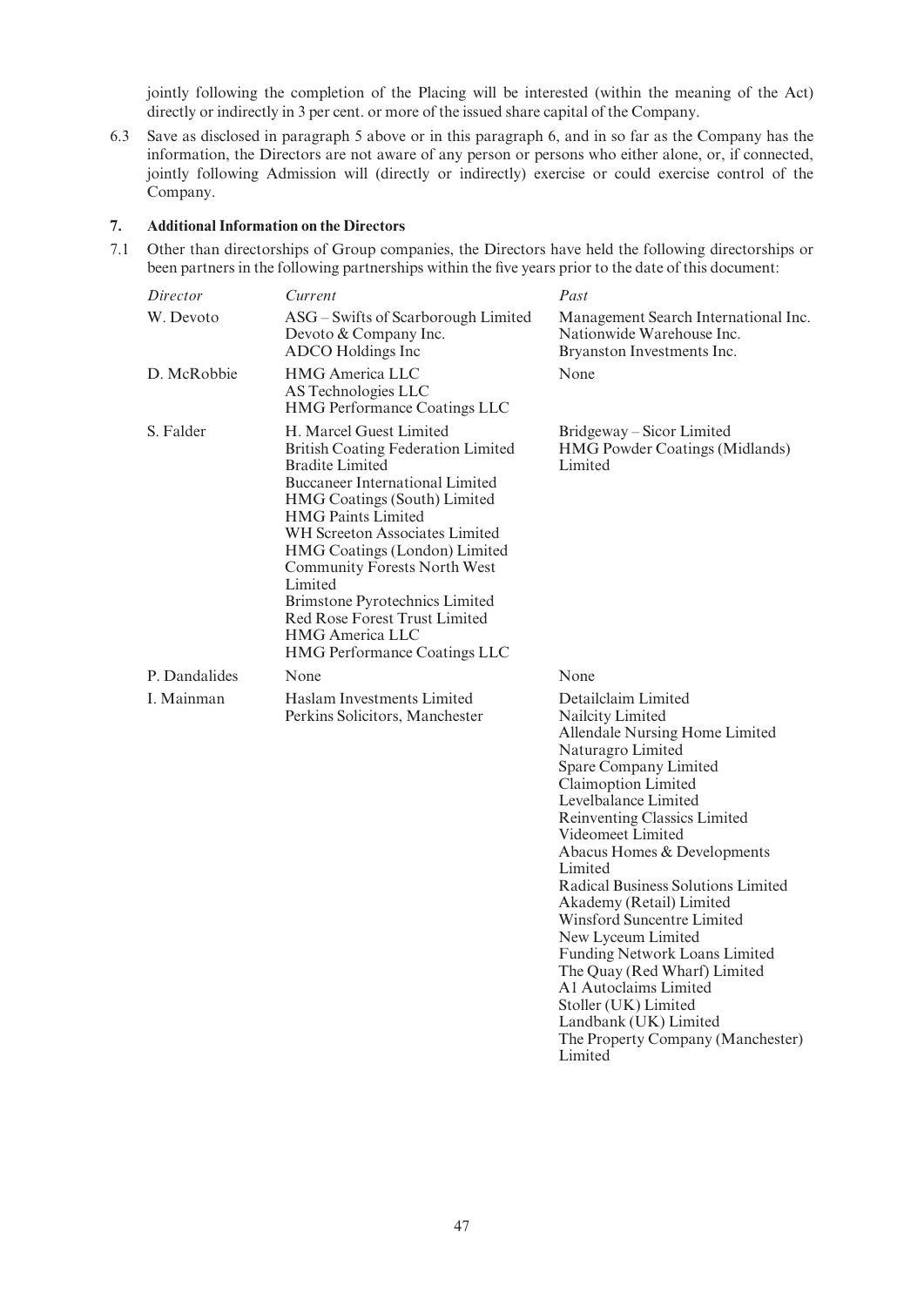jointly following the completion of the Placing will be interested (within the meaning of the Act) directly or indirectly in 3 per cent. or more of the issued share capital of the Company.

6.3 Save as disclosed in paragraph 5 above or in this paragraph 6, and in so far as the Company has the information, the Directors are not aware of any person or persons who either alone, or, if connected, jointly following Admission will (directly or indirectly) exercise or could exercise control of the Company.

## 7. Additional Information on the Directors

7.1 Other than directorships of Group companies, the Directors have held the following directorships or been partners in the following partnerships within the five years prior to the date of this document:

| *Director* | *Current* | *Past* |
|---|---|---|
| W. Devoto | ASG – Swifts of Scarborough Limited<br>Devoto & Company Inc.<br>ADCO Holdings Inc | Management Search International Inc.<br>Nationwide Warehouse Inc.<br>Bryanston Investments Inc. |
| D. McRobbie | HMG America LLC<br>AS Technologies LLC<br>HMG Performance Coatings LLC | None |
| S. Falder | H. Marcel Guest Limited<br>British Coating Federation Limited<br>Bradite Limited<br>Buccaneer International Limited<br>HMG Coatings (South) Limited<br>HMG Paints Limited<br>WH Screeton Associates Limited<br>HMG Coatings (London) Limited<br>Community Forests North West Limited<br>Brimstone Pyrotechnics Limited<br>Red Rose Forest Trust Limited<br>HMG America LLC<br>HMG Performance Coatings LLC | Bridgeway – Sicor Limited<br>HMG Powder Coatings (Midlands) Limited |
| P. Dandalides | None | None |
| I. Mainman | Haslam Investments Limited<br>Perkins Solicitors, Manchester | Detailclaim Limited<br>Nailcity Limited<br>Allendale Nursing Home Limited<br>Naturagro Limited<br>Spare Company Limited<br>Claimoption Limited<br>Levelbalance Limited<br>Reinventing Classics Limited<br>Videomeet Limited<br>Abacus Homes & Developments Limited<br>Radical Business Solutions Limited<br>Akademy (Retail) Limited<br>Winsford Suncentre Limited<br>New Lyceum Limited<br>Funding Network Loans Limited<br>The Quay (Red Wharf) Limited<br>A1 Autoclaims Limited<br>Stoller (UK) Limited<br>Landbank (UK) Limited<br>The Property Company (Manchester) Limited |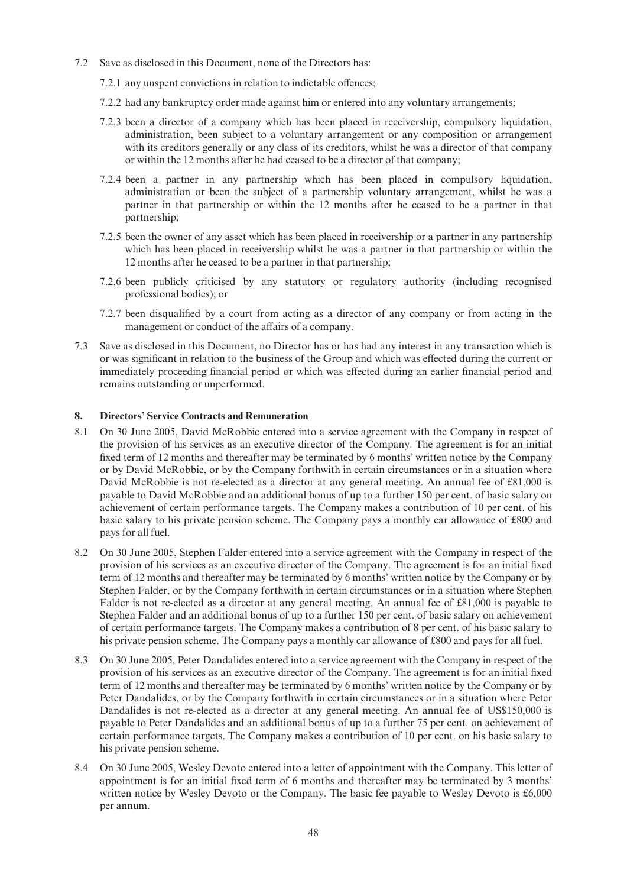7.2 Save as disclosed in this Document, none of the Directors has:

7.2.1 any unspent convictions in relation to indictable offences;

7.2.2 had any bankruptcy order made against him or entered into any voluntary arrangements;

7.2.3 been a director of a company which has been placed in receivership, compulsory liquidation, administration, been subject to a voluntary arrangement or any composition or arrangement with its creditors generally or any class of its creditors, whilst he was a director of that company or within the 12 months after he had ceased to be a director of that company;

7.2.4 been a partner in any partnership which has been placed in compulsory liquidation, administration or been the subject of a partnership voluntary arrangement, whilst he was a partner in that partnership or within the 12 months after he ceased to be a partner in that partnership;

7.2.5 been the owner of any asset which has been placed in receivership or a partner in any partnership which has been placed in receivership whilst he was a partner in that partnership or within the 12 months after he ceased to be a partner in that partnership;

7.2.6 been publicly criticised by any statutory or regulatory authority (including recognised professional bodies); or

7.2.7 been disqualified by a court from acting as a director of any company or from acting in the management or conduct of the affairs of a company.

7.3 Save as disclosed in this Document, no Director has or has had any interest in any transaction which is or was significant in relation to the business of the Group and which was effected during the current or immediately proceeding financial period or which was effected during an earlier financial period and remains outstanding or unperformed.

## 8. Directors' Service Contracts and Remuneration

8.1 On 30 June 2005, David McRobbie entered into a service agreement with the Company in respect of the provision of his services as an executive director of the Company. The agreement is for an initial fixed term of 12 months and thereafter may be terminated by 6 months' written notice by the Company or by David McRobbie, or by the Company forthwith in certain circumstances or in a situation where David McRobbie is not re-elected as a director at any general meeting. An annual fee of £81,000 is payable to David McRobbie and an additional bonus of up to a further 150 per cent. of basic salary on achievement of certain performance targets. The Company makes a contribution of 10 per cent. of his basic salary to his private pension scheme. The Company pays a monthly car allowance of £800 and pays for all fuel.

8.2 On 30 June 2005, Stephen Falder entered into a service agreement with the Company in respect of the provision of his services as an executive director of the Company. The agreement is for an initial fixed term of 12 months and thereafter may be terminated by 6 months' written notice by the Company or by Stephen Falder, or by the Company forthwith in certain circumstances or in a situation where Stephen Falder is not re-elected as a director at any general meeting. An annual fee of £81,000 is payable to Stephen Falder and an additional bonus of up to a further 150 per cent. of basic salary on achievement of certain performance targets. The Company makes a contribution of 8 per cent. of his basic salary to his private pension scheme. The Company pays a monthly car allowance of £800 and pays for all fuel.

8.3 On 30 June 2005, Peter Dandalides entered into a service agreement with the Company in respect of the provision of his services as an executive director of the Company. The agreement is for an initial fixed term of 12 months and thereafter may be terminated by 6 months' written notice by the Company or by Peter Dandalides, or by the Company forthwith in certain circumstances or in a situation where Peter Dandalides is not re-elected as a director at any general meeting. An annual fee of US$150,000 is payable to Peter Dandalides and an additional bonus of up to a further 75 per cent. on achievement of certain performance targets. The Company makes a contribution of 10 per cent. on his basic salary to his private pension scheme.

8.4 On 30 June 2005, Wesley Devoto entered into a letter of appointment with the Company. This letter of appointment is for an initial fixed term of 6 months and thereafter may be terminated by 3 months' written notice by Wesley Devoto or the Company. The basic fee payable to Wesley Devoto is £6,000 per annum.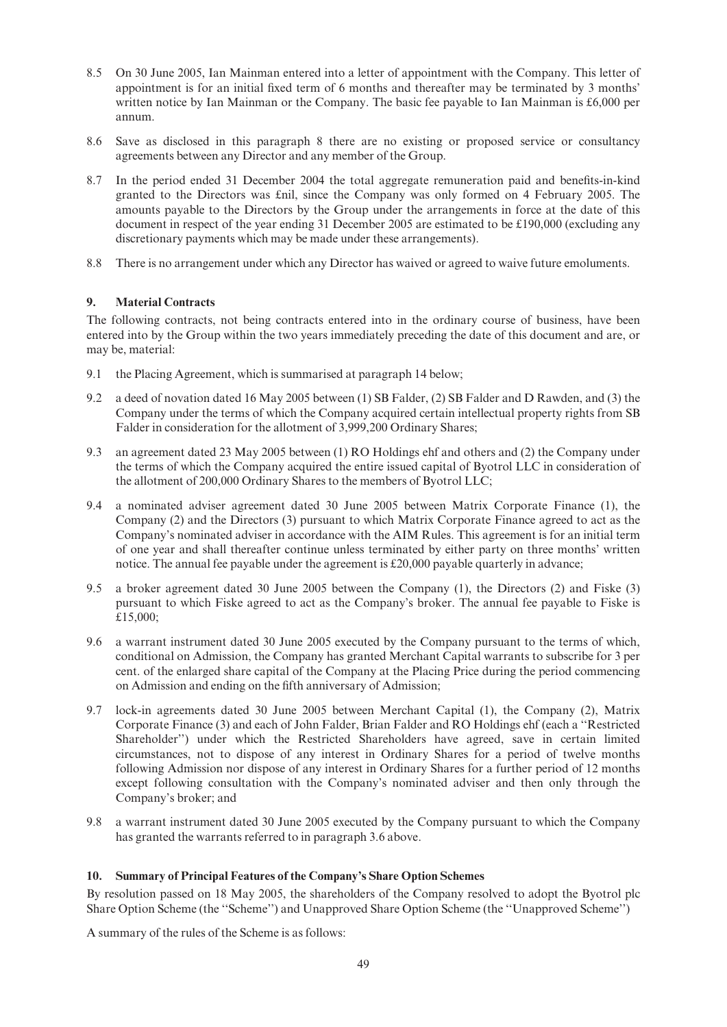8.5 On 30 June 2005, Ian Mainman entered into a letter of appointment with the Company. This letter of appointment is for an initial fixed term of 6 months and thereafter may be terminated by 3 months' written notice by Ian Mainman or the Company. The basic fee payable to Ian Mainman is £6,000 per annum.

8.6 Save as disclosed in this paragraph 8 there are no existing or proposed service or consultancy agreements between any Director and any member of the Group.

8.7 In the period ended 31 December 2004 the total aggregate remuneration paid and benefits-in-kind granted to the Directors was £nil, since the Company was only formed on 4 February 2005. The amounts payable to the Directors by the Group under the arrangements in force at the date of this document in respect of the year ending 31 December 2005 are estimated to be £190,000 (excluding any discretionary payments which may be made under these arrangements).

8.8 There is no arrangement under which any Director has waived or agreed to waive future emoluments.

## 9. Material Contracts

The following contracts, not being contracts entered into in the ordinary course of business, have been entered into by the Group within the two years immediately preceding the date of this document and are, or may be, material:

9.1 the Placing Agreement, which is summarised at paragraph 14 below;

9.2 a deed of novation dated 16 May 2005 between (1) SB Falder, (2) SB Falder and D Rawden, and (3) the Company under the terms of which the Company acquired certain intellectual property rights from SB Falder in consideration for the allotment of 3,999,200 Ordinary Shares;

9.3 an agreement dated 23 May 2005 between (1) RO Holdings ehf and others and (2) the Company under the terms of which the Company acquired the entire issued capital of Byotrol LLC in consideration of the allotment of 200,000 Ordinary Shares to the members of Byotrol LLC;

9.4 a nominated adviser agreement dated 30 June 2005 between Matrix Corporate Finance (1), the Company (2) and the Directors (3) pursuant to which Matrix Corporate Finance agreed to act as the Company's nominated adviser in accordance with the AIM Rules. This agreement is for an initial term of one year and shall thereafter continue unless terminated by either party on three months' written notice. The annual fee payable under the agreement is £20,000 payable quarterly in advance;

9.5 a broker agreement dated 30 June 2005 between the Company (1), the Directors (2) and Fiske (3) pursuant to which Fiske agreed to act as the Company's broker. The annual fee payable to Fiske is £15,000;

9.6 a warrant instrument dated 30 June 2005 executed by the Company pursuant to the terms of which, conditional on Admission, the Company has granted Merchant Capital warrants to subscribe for 3 per cent. of the enlarged share capital of the Company at the Placing Price during the period commencing on Admission and ending on the fifth anniversary of Admission;

9.7 lock-in agreements dated 30 June 2005 between Merchant Capital (1), the Company (2), Matrix Corporate Finance (3) and each of John Falder, Brian Falder and RO Holdings ehf (each a "Restricted Shareholder") under which the Restricted Shareholders have agreed, save in certain limited circumstances, not to dispose of any interest in Ordinary Shares for a period of twelve months following Admission nor dispose of any interest in Ordinary Shares for a further period of 12 months except following consultation with the Company's nominated adviser and then only through the Company's broker; and

9.8 a warrant instrument dated 30 June 2005 executed by the Company pursuant to which the Company has granted the warrants referred to in paragraph 3.6 above.

## 10. Summary of Principal Features of the Company's Share Option Schemes

By resolution passed on 18 May 2005, the shareholders of the Company resolved to adopt the Byotrol plc Share Option Scheme (the "Scheme") and Unapproved Share Option Scheme (the "Unapproved Scheme")

A summary of the rules of the Scheme is as follows: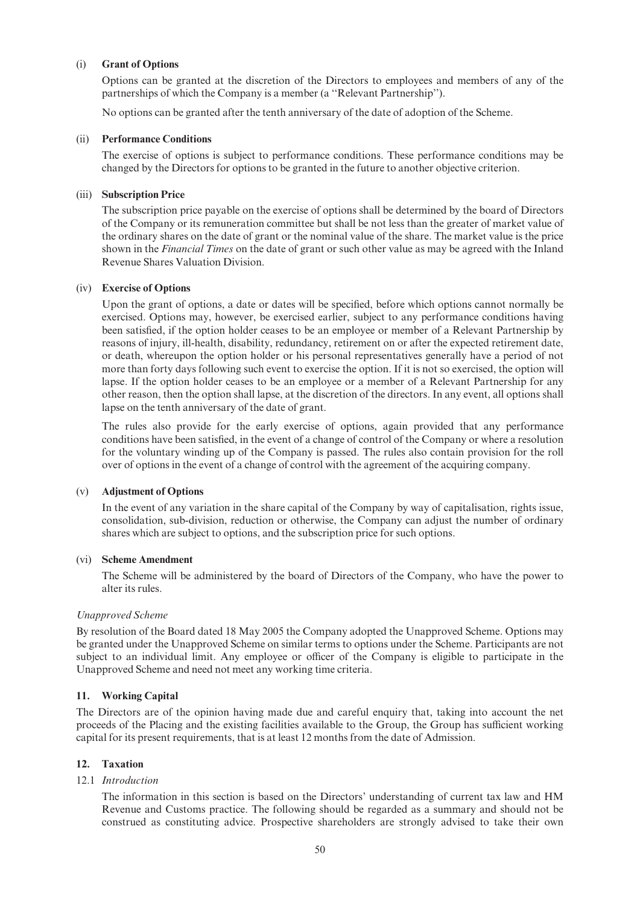(i) **Grant of Options**

Options can be granted at the discretion of the Directors to employees and members of any of the partnerships of which the Company is a member (a ''Relevant Partnership'').

No options can be granted after the tenth anniversary of the date of adoption of the Scheme.

(ii) **Performance Conditions**

The exercise of options is subject to performance conditions. These performance conditions may be changed by the Directors for options to be granted in the future to another objective criterion.

(iii) **Subscription Price**

The subscription price payable on the exercise of options shall be determined by the board of Directors of the Company or its remuneration committee but shall be not less than the greater of market value of the ordinary shares on the date of grant or the nominal value of the share. The market value is the price shown in the *Financial Times* on the date of grant or such other value as may be agreed with the Inland Revenue Shares Valuation Division.

(iv) **Exercise of Options**

Upon the grant of options, a date or dates will be specified, before which options cannot normally be exercised. Options may, however, be exercised earlier, subject to any performance conditions having been satisfied, if the option holder ceases to be an employee or member of a Relevant Partnership by reasons of injury, ill-health, disability, redundancy, retirement on or after the expected retirement date, or death, whereupon the option holder or his personal representatives generally have a period of not more than forty days following such event to exercise the option. If it is not so exercised, the option will lapse. If the option holder ceases to be an employee or a member of a Relevant Partnership for any other reason, then the option shall lapse, at the discretion of the directors. In any event, all options shall lapse on the tenth anniversary of the date of grant.

The rules also provide for the early exercise of options, again provided that any performance conditions have been satisfied, in the event of a change of control of the Company or where a resolution for the voluntary winding up of the Company is passed. The rules also contain provision for the roll over of options in the event of a change of control with the agreement of the acquiring company.

(v) **Adjustment of Options**

In the event of any variation in the share capital of the Company by way of capitalisation, rights issue, consolidation, sub-division, reduction or otherwise, the Company can adjust the number of ordinary shares which are subject to options, and the subscription price for such options.

(vi) **Scheme Amendment**

The Scheme will be administered by the board of Directors of the Company, who have the power to alter its rules.

*Unapproved Scheme*

By resolution of the Board dated 18 May 2005 the Company adopted the Unapproved Scheme. Options may be granted under the Unapproved Scheme on similar terms to options under the Scheme. Participants are not subject to an individual limit. Any employee or officer of the Company is eligible to participate in the Unapproved Scheme and need not meet any working time criteria.

## 11. Working Capital

The Directors are of the opinion having made due and careful enquiry that, taking into account the net proceeds of the Placing and the existing facilities available to the Group, the Group has sufficient working capital for its present requirements, that is at least 12 months from the date of Admission.

## 12. Taxation

12.1 *Introduction*

The information in this section is based on the Directors' understanding of current tax law and HM Revenue and Customs practice. The following should be regarded as a summary and should not be construed as constituting advice. Prospective shareholders are strongly advised to take their own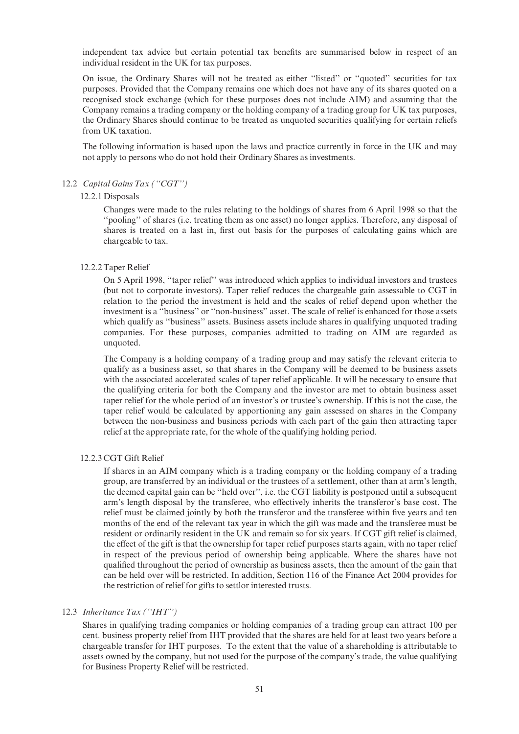independent tax advice but certain potential tax benefits are summarised below in respect of an individual resident in the UK for tax purposes.

On issue, the Ordinary Shares will not be treated as either ''listed'' or ''quoted'' securities for tax purposes. Provided that the Company remains one which does not have any of its shares quoted on a recognised stock exchange (which for these purposes does not include AIM) and assuming that the Company remains a trading company or the holding company of a trading group for UK tax purposes, the Ordinary Shares should continue to be treated as unquoted securities qualifying for certain reliefs from UK taxation.

The following information is based upon the laws and practice currently in force in the UK and may not apply to persons who do not hold their Ordinary Shares as investments.

### 12.2 *Capital Gains Tax (''CGT'')*

#### 12.2.1 Disposals

Changes were made to the rules relating to the holdings of shares from 6 April 1998 so that the ''pooling'' of shares (i.e. treating them as one asset) no longer applies. Therefore, any disposal of shares is treated on a last in, first out basis for the purposes of calculating gains which are chargeable to tax.

#### 12.2.2 Taper Relief

On 5 April 1998, ''taper relief'' was introduced which applies to individual investors and trustees (but not to corporate investors). Taper relief reduces the chargeable gain assessable to CGT in relation to the period the investment is held and the scales of relief depend upon whether the investment is a ''business'' or ''non-business'' asset. The scale of relief is enhanced for those assets which qualify as ''business'' assets. Business assets include shares in qualifying unquoted trading companies. For these purposes, companies admitted to trading on AIM are regarded as unquoted.

The Company is a holding company of a trading group and may satisfy the relevant criteria to qualify as a business asset, so that shares in the Company will be deemed to be business assets with the associated accelerated scales of taper relief applicable. It will be necessary to ensure that the qualifying criteria for both the Company and the investor are met to obtain business asset taper relief for the whole period of an investor's or trustee's ownership. If this is not the case, the taper relief would be calculated by apportioning any gain assessed on shares in the Company between the non-business and business periods with each part of the gain then attracting taper relief at the appropriate rate, for the whole of the qualifying holding period.

#### 12.2.3 CGT Gift Relief

If shares in an AIM company which is a trading company or the holding company of a trading group, are transferred by an individual or the trustees of a settlement, other than at arm's length, the deemed capital gain can be ''held over'', i.e. the CGT liability is postponed until a subsequent arm's length disposal by the transferee, who effectively inherits the transferor's base cost. The relief must be claimed jointly by both the transferor and the transferee within five years and ten months of the end of the relevant tax year in which the gift was made and the transferee must be resident or ordinarily resident in the UK and remain so for six years. If CGT gift relief is claimed, the effect of the gift is that the ownership for taper relief purposes starts again, with no taper relief in respect of the previous period of ownership being applicable. Where the shares have not qualified throughout the period of ownership as business assets, then the amount of the gain that can be held over will be restricted. In addition, Section 116 of the Finance Act 2004 provides for the restriction of relief for gifts to settlor interested trusts.

### 12.3 *Inheritance Tax (''IHT'')*

Shares in qualifying trading companies or holding companies of a trading group can attract 100 per cent. business property relief from IHT provided that the shares are held for at least two years before a chargeable transfer for IHT purposes. To the extent that the value of a shareholding is attributable to assets owned by the company, but not used for the purpose of the company's trade, the value qualifying for Business Property Relief will be restricted.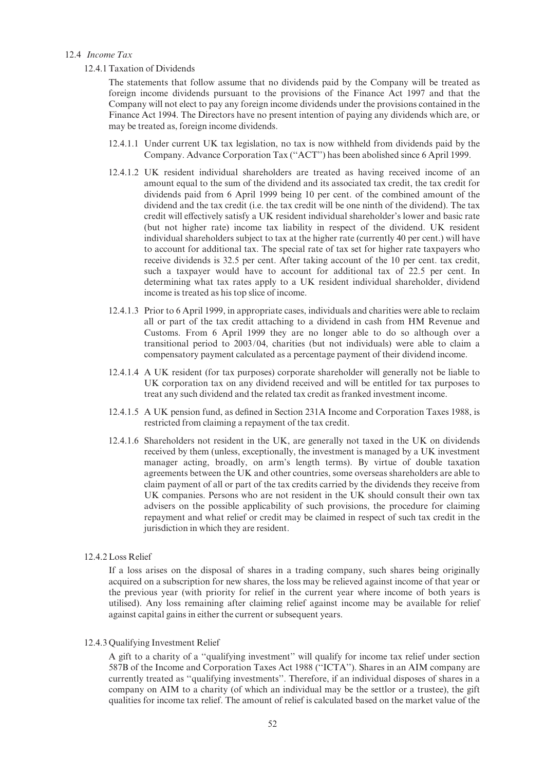## 12.4 *Income Tax*

### 12.4.1 Taxation of Dividends

The statements that follow assume that no dividends paid by the Company will be treated as foreign income dividends pursuant to the provisions of the Finance Act 1997 and that the Company will not elect to pay any foreign income dividends under the provisions contained in the Finance Act 1994. The Directors have no present intention of paying any dividends which are, or may be treated as, foreign income dividends.

12.4.1.1 Under current UK tax legislation, no tax is now withheld from dividends paid by the Company. Advance Corporation Tax (''ACT'') has been abolished since 6 April 1999.

12.4.1.2 UK resident individual shareholders are treated as having received income of an amount equal to the sum of the dividend and its associated tax credit, the tax credit for dividends paid from 6 April 1999 being 10 per cent. of the combined amount of the dividend and the tax credit (i.e. the tax credit will be one ninth of the dividend). The tax credit will effectively satisfy a UK resident individual shareholder's lower and basic rate (but not higher rate) income tax liability in respect of the dividend. UK resident individual shareholders subject to tax at the higher rate (currently 40 per cent.) will have to account for additional tax. The special rate of tax set for higher rate taxpayers who receive dividends is 32.5 per cent. After taking account of the 10 per cent. tax credit, such a taxpayer would have to account for additional tax of 22.5 per cent. In determining what tax rates apply to a UK resident individual shareholder, dividend income is treated as his top slice of income.

12.4.1.3 Prior to 6 April 1999, in appropriate cases, individuals and charities were able to reclaim all or part of the tax credit attaching to a dividend in cash from HM Revenue and Customs. From 6 April 1999 they are no longer able to do so although over a transitional period to 2003/04, charities (but not individuals) were able to claim a compensatory payment calculated as a percentage payment of their dividend income.

12.4.1.4 A UK resident (for tax purposes) corporate shareholder will generally not be liable to UK corporation tax on any dividend received and will be entitled for tax purposes to treat any such dividend and the related tax credit as franked investment income.

12.4.1.5 A UK pension fund, as defined in Section 231A Income and Corporation Taxes 1988, is restricted from claiming a repayment of the tax credit.

12.4.1.6 Shareholders not resident in the UK, are generally not taxed in the UK on dividends received by them (unless, exceptionally, the investment is managed by a UK investment manager acting, broadly, on arm's length terms). By virtue of double taxation agreements between the UK and other countries, some overseas shareholders are able to claim payment of all or part of the tax credits carried by the dividends they receive from UK companies. Persons who are not resident in the UK should consult their own tax advisers on the possible applicability of such provisions, the procedure for claiming repayment and what relief or credit may be claimed in respect of such tax credit in the jurisdiction in which they are resident.

### 12.4.2 Loss Relief

If a loss arises on the disposal of shares in a trading company, such shares being originally acquired on a subscription for new shares, the loss may be relieved against income of that year or the previous year (with priority for relief in the current year where income of both years is utilised). Any loss remaining after claiming relief against income may be available for relief against capital gains in either the current or subsequent years.

### 12.4.3 Qualifying Investment Relief

A gift to a charity of a ''qualifying investment'' will qualify for income tax relief under section 587B of the Income and Corporation Taxes Act 1988 (''ICTA''). Shares in an AIM company are currently treated as ''qualifying investments''. Therefore, if an individual disposes of shares in a company on AIM to a charity (of which an individual may be the settlor or a trustee), the gift qualities for income tax relief. The amount of relief is calculated based on the market value of the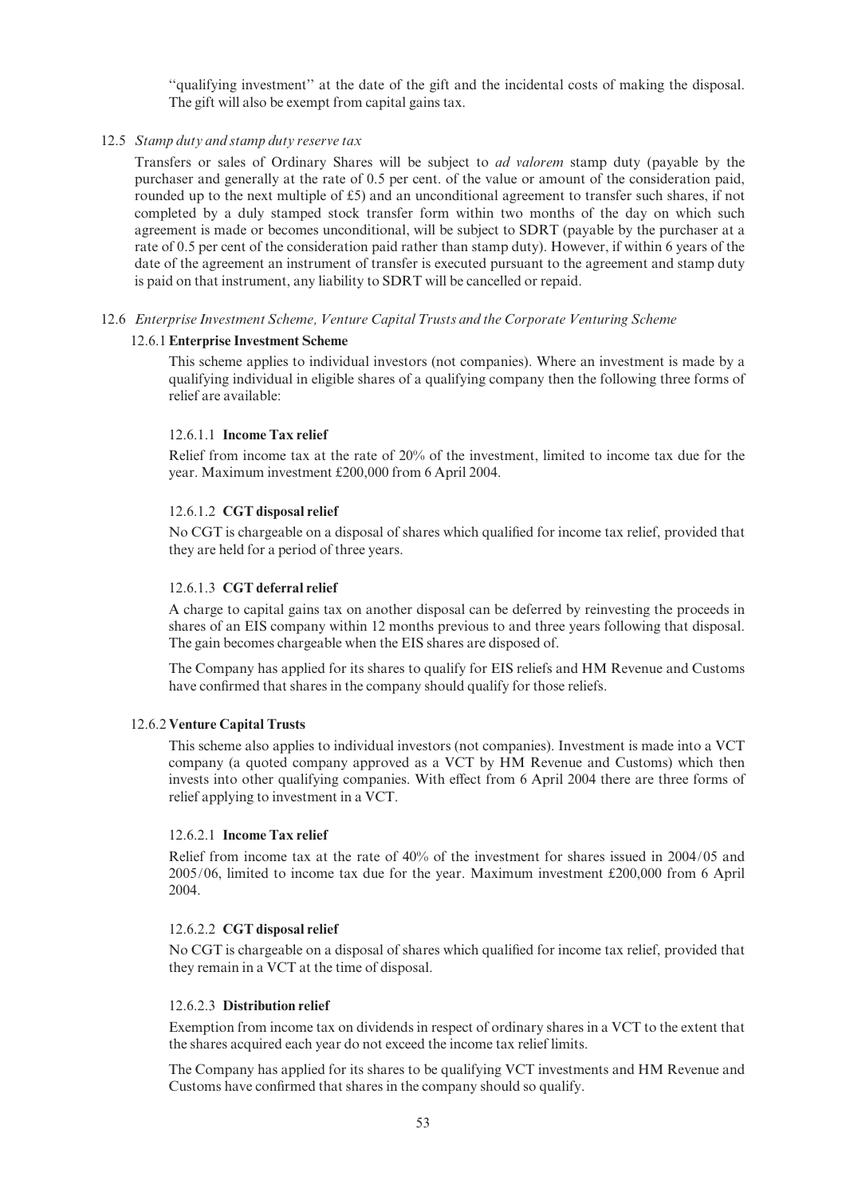"qualifying investment" at the date of the gift and the incidental costs of making the disposal. The gift will also be exempt from capital gains tax.

### 12.5 *Stamp duty and stamp duty reserve tax*

Transfers or sales of Ordinary Shares will be subject to *ad valorem* stamp duty (payable by the purchaser and generally at the rate of 0.5 per cent. of the value or amount of the consideration paid, rounded up to the next multiple of £5) and an unconditional agreement to transfer such shares, if not completed by a duly stamped stock transfer form within two months of the day on which such agreement is made or becomes unconditional, will be subject to SDRT (payable by the purchaser at a rate of 0.5 per cent of the consideration paid rather than stamp duty). However, if within 6 years of the date of the agreement an instrument of transfer is executed pursuant to the agreement and stamp duty is paid on that instrument, any liability to SDRT will be cancelled or repaid.

### 12.6 *Enterprise Investment Scheme, Venture Capital Trusts and the Corporate Venturing Scheme*

#### 12.6.1 Enterprise Investment Scheme

This scheme applies to individual investors (not companies). Where an investment is made by a qualifying individual in eligible shares of a qualifying company then the following three forms of relief are available:

##### 12.6.1.1 Income Tax relief

Relief from income tax at the rate of 20% of the investment, limited to income tax due for the year. Maximum investment £200,000 from 6 April 2004.

##### 12.6.1.2 CGT disposal relief

No CGT is chargeable on a disposal of shares which qualified for income tax relief, provided that they are held for a period of three years.

##### 12.6.1.3 CGT deferral relief

A charge to capital gains tax on another disposal can be deferred by reinvesting the proceeds in shares of an EIS company within 12 months previous to and three years following that disposal. The gain becomes chargeable when the EIS shares are disposed of.

The Company has applied for its shares to qualify for EIS reliefs and HM Revenue and Customs have confirmed that shares in the company should qualify for those reliefs.

#### 12.6.2 Venture Capital Trusts

This scheme also applies to individual investors (not companies). Investment is made into a VCT company (a quoted company approved as a VCT by HM Revenue and Customs) which then invests into other qualifying companies. With effect from 6 April 2004 there are three forms of relief applying to investment in a VCT.

##### 12.6.2.1 Income Tax relief

Relief from income tax at the rate of 40% of the investment for shares issued in 2004/05 and 2005/06, limited to income tax due for the year. Maximum investment £200,000 from 6 April 2004.

##### 12.6.2.2 CGT disposal relief

No CGT is chargeable on a disposal of shares which qualified for income tax relief, provided that they remain in a VCT at the time of disposal.

##### 12.6.2.3 Distribution relief

Exemption from income tax on dividends in respect of ordinary shares in a VCT to the extent that the shares acquired each year do not exceed the income tax relief limits.

The Company has applied for its shares to be qualifying VCT investments and HM Revenue and Customs have confirmed that shares in the company should so qualify.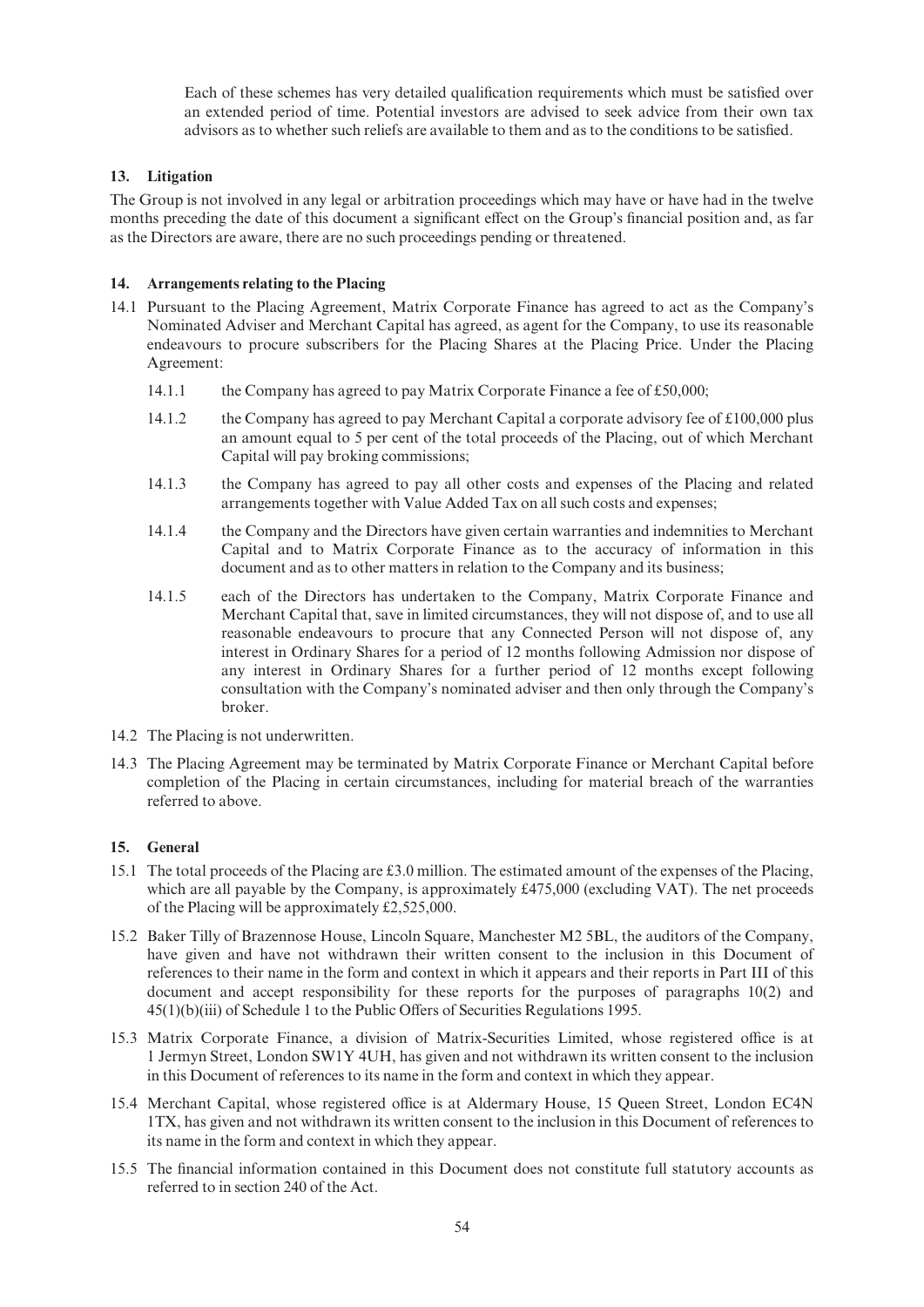Each of these schemes has very detailed qualification requirements which must be satisfied over an extended period of time. Potential investors are advised to seek advice from their own tax advisors as to whether such reliefs are available to them and as to the conditions to be satisfied.

### 13. Litigation

The Group is not involved in any legal or arbitration proceedings which may have or have had in the twelve months preceding the date of this document a significant effect on the Group's financial position and, as far as the Directors are aware, there are no such proceedings pending or threatened.

### 14. Arrangements relating to the Placing

14.1 Pursuant to the Placing Agreement, Matrix Corporate Finance has agreed to act as the Company's Nominated Adviser and Merchant Capital has agreed, as agent for the Company, to use its reasonable endeavours to procure subscribers for the Placing Shares at the Placing Price. Under the Placing Agreement:

14.1.1 the Company has agreed to pay Matrix Corporate Finance a fee of £50,000;

14.1.2 the Company has agreed to pay Merchant Capital a corporate advisory fee of £100,000 plus an amount equal to 5 per cent of the total proceeds of the Placing, out of which Merchant Capital will pay broking commissions;

14.1.3 the Company has agreed to pay all other costs and expenses of the Placing and related arrangements together with Value Added Tax on all such costs and expenses;

14.1.4 the Company and the Directors have given certain warranties and indemnities to Merchant Capital and to Matrix Corporate Finance as to the accuracy of information in this document and as to other matters in relation to the Company and its business;

14.1.5 each of the Directors has undertaken to the Company, Matrix Corporate Finance and Merchant Capital that, save in limited circumstances, they will not dispose of, and to use all reasonable endeavours to procure that any Connected Person will not dispose of, any interest in Ordinary Shares for a period of 12 months following Admission nor dispose of any interest in Ordinary Shares for a further period of 12 months except following consultation with the Company's nominated adviser and then only through the Company's broker.

14.2 The Placing is not underwritten.

14.3 The Placing Agreement may be terminated by Matrix Corporate Finance or Merchant Capital before completion of the Placing in certain circumstances, including for material breach of the warranties referred to above.

### 15. General

15.1 The total proceeds of the Placing are £3.0 million. The estimated amount of the expenses of the Placing, which are all payable by the Company, is approximately £475,000 (excluding VAT). The net proceeds of the Placing will be approximately £2,525,000.

15.2 Baker Tilly of Brazennose House, Lincoln Square, Manchester M2 5BL, the auditors of the Company, have given and have not withdrawn their written consent to the inclusion in this Document of references to their name in the form and context in which it appears and their reports in Part III of this document and accept responsibility for these reports for the purposes of paragraphs 10(2) and 45(1)(b)(iii) of Schedule 1 to the Public Offers of Securities Regulations 1995.

15.3 Matrix Corporate Finance, a division of Matrix-Securities Limited, whose registered office is at 1 Jermyn Street, London SW1Y 4UH, has given and not withdrawn its written consent to the inclusion in this Document of references to its name in the form and context in which they appear.

15.4 Merchant Capital, whose registered office is at Aldermary House, 15 Queen Street, London EC4N 1TX, has given and not withdrawn its written consent to the inclusion in this Document of references to its name in the form and context in which they appear.

15.5 The financial information contained in this Document does not constitute full statutory accounts as referred to in section 240 of the Act.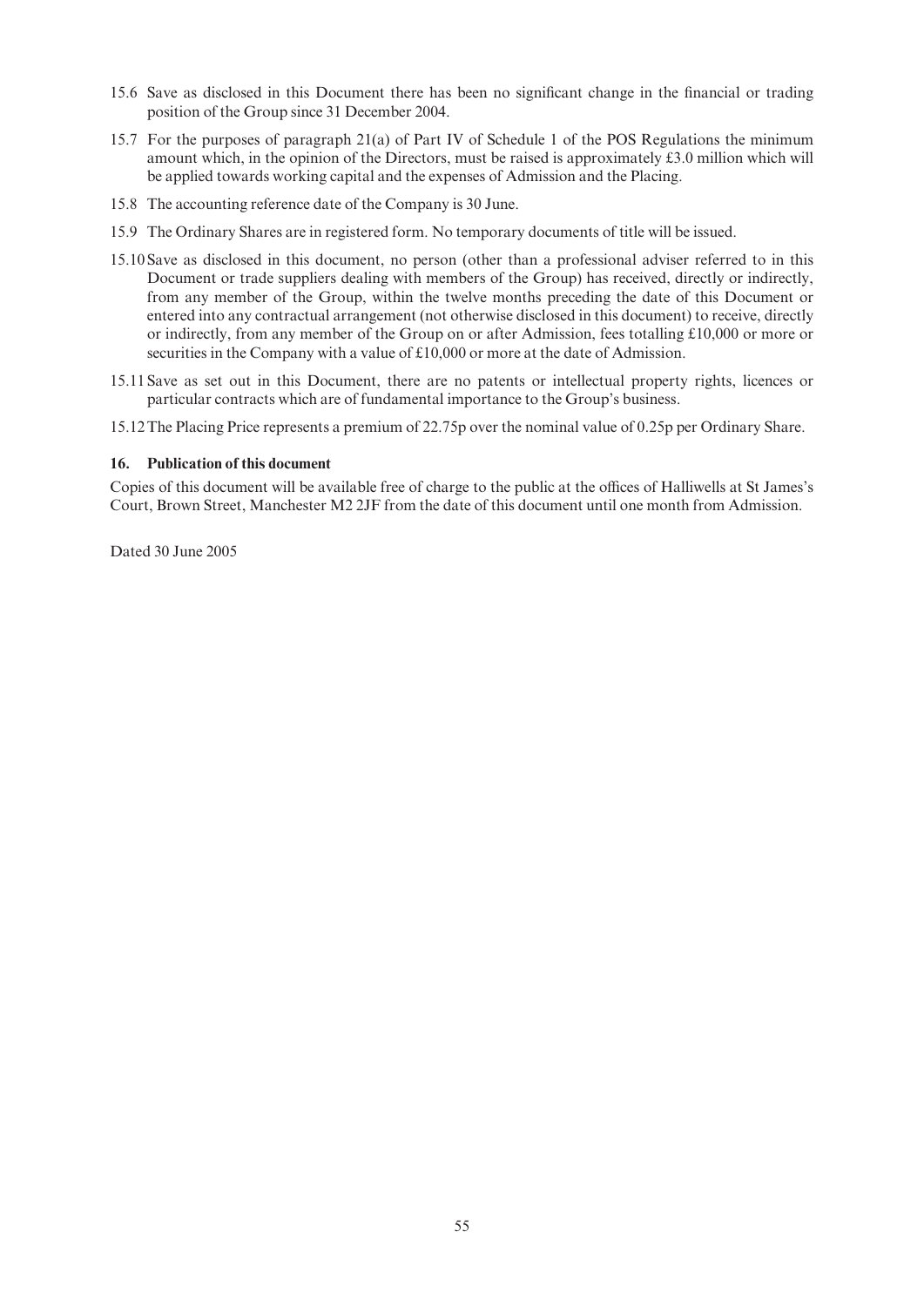15.6 Save as disclosed in this Document there has been no significant change in the financial or trading position of the Group since 31 December 2004.

15.7 For the purposes of paragraph 21(a) of Part IV of Schedule 1 of the POS Regulations the minimum amount which, in the opinion of the Directors, must be raised is approximately £3.0 million which will be applied towards working capital and the expenses of Admission and the Placing.

15.8 The accounting reference date of the Company is 30 June.

15.9 The Ordinary Shares are in registered form. No temporary documents of title will be issued.

15.10 Save as disclosed in this document, no person (other than a professional adviser referred to in this Document or trade suppliers dealing with members of the Group) has received, directly or indirectly, from any member of the Group, within the twelve months preceding the date of this Document or entered into any contractual arrangement (not otherwise disclosed in this document) to receive, directly or indirectly, from any member of the Group on or after Admission, fees totalling £10,000 or more or securities in the Company with a value of £10,000 or more at the date of Admission.

15.11 Save as set out in this Document, there are no patents or intellectual property rights, licences or particular contracts which are of fundamental importance to the Group's business.

15.12 The Placing Price represents a premium of 22.75p over the nominal value of 0.25p per Ordinary Share.

**16. Publication of this document**

Copies of this document will be available free of charge to the public at the offices of Halliwells at St James's Court, Brown Street, Manchester M2 2JF from the date of this document until one month from Admission.

Dated 30 June 2005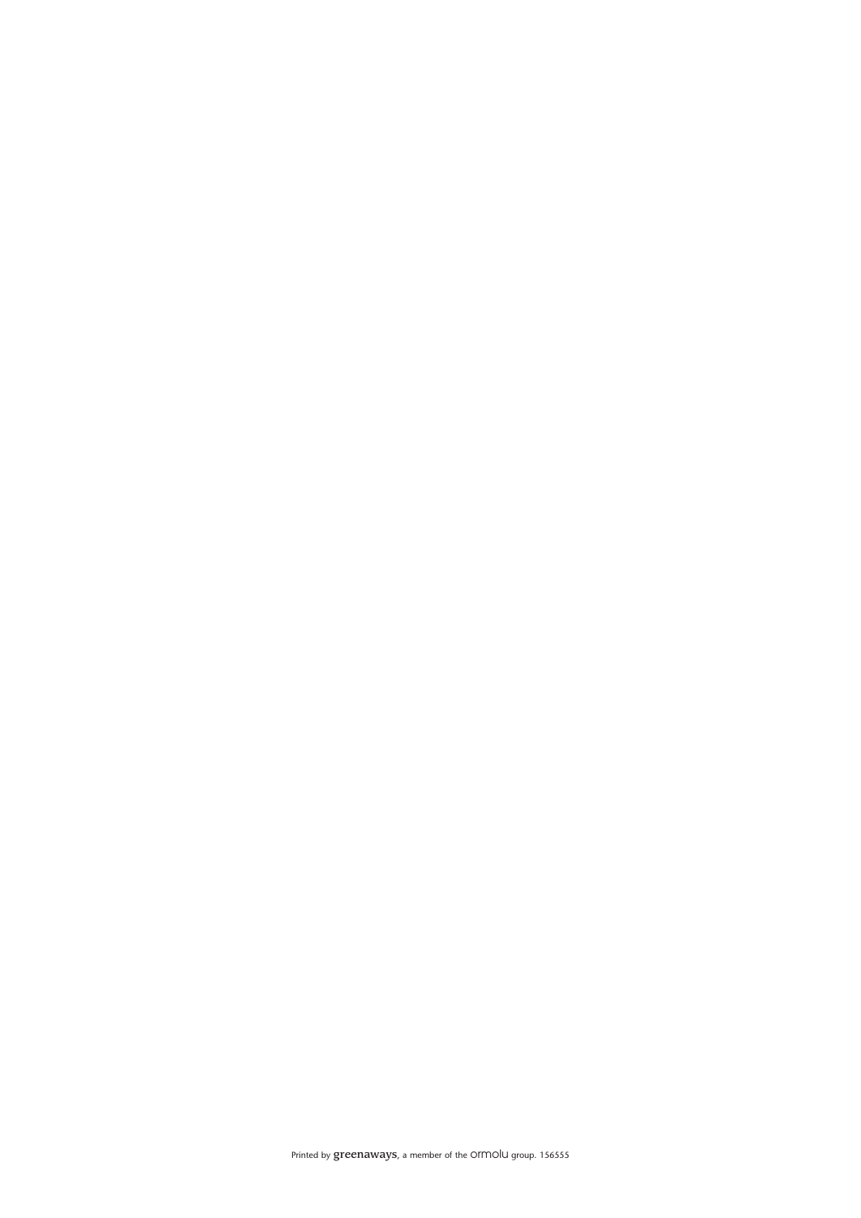Printed by **greenaways**, a member of the ormolu group. 156555